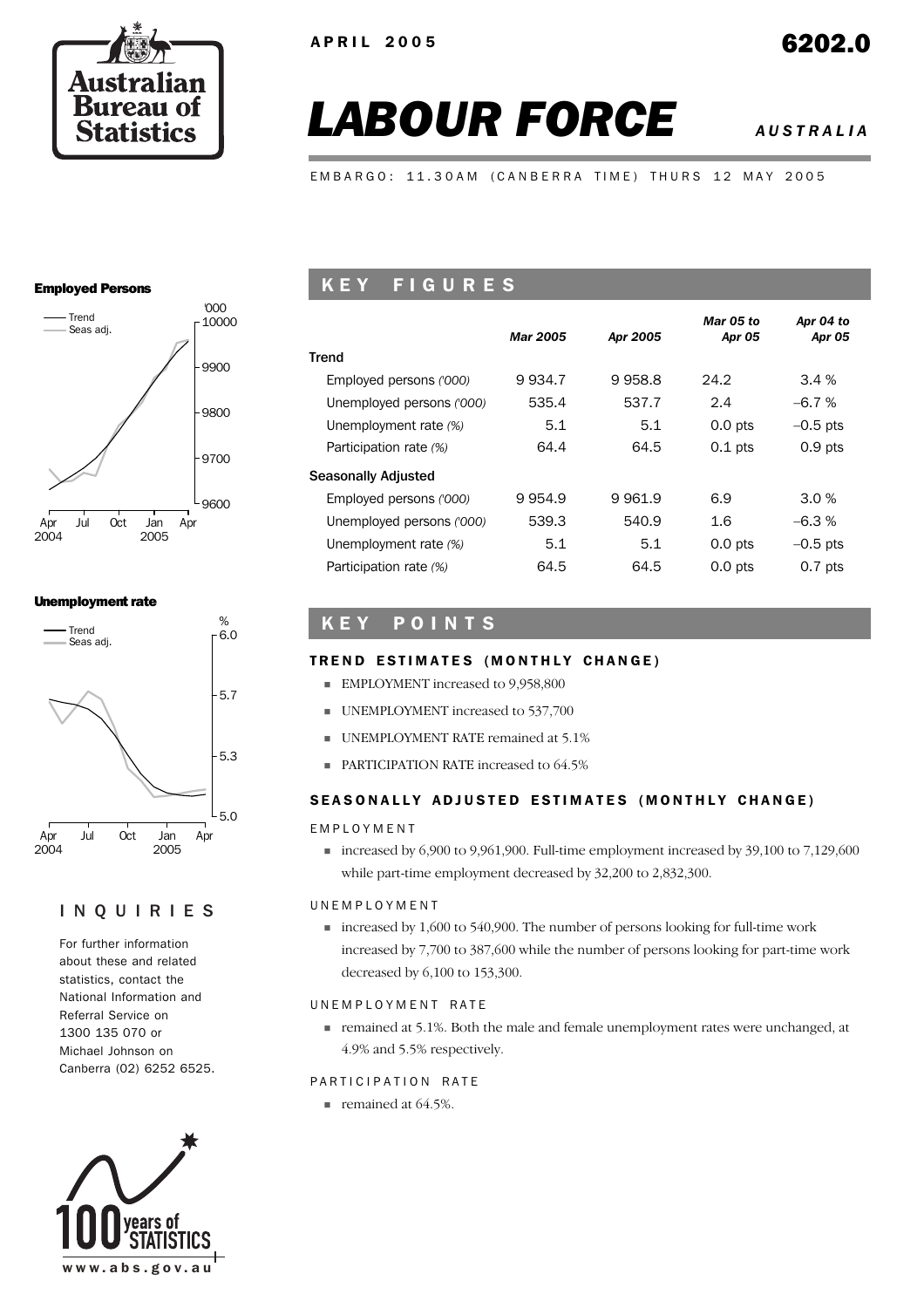APRIL 2005

6202.0

# LABOUR FORCE

*AUSTRALIA*

EMBARGO: 11.30AM (CANBERRA TIME) THURS 12 MAY 2005

**Employed Persons**

**Unemployment rate**

## KEY FIGURES

| | *Mar 2005* | *Apr 2005* | *Mar 05 to Apr 05* | *Apr 04 to Apr 05* |
|---|---|---|---|---|
| **Trend** | | | | |
| Employed persons *('000)* | 9 934.7 | 9 958.8 | 24.2 | 3.4 % |
| Unemployed persons *('000)* | 535.4 | 537.7 | 2.4 | –6.7 % |
| Unemployment rate *(%)* | 5.1 | 5.1 | 0.0 pts | –0.5 pts |
| Participation rate *(%)* | 64.4 | 64.5 | 0.1 pts | 0.9 pts |
| **Seasonally Adjusted** | | | | |
| Employed persons *('000)* | 9 954.9 | 9 961.9 | 6.9 | 3.0 % |
| Unemployed persons *('000)* | 539.3 | 540.9 | 1.6 | –6.3 % |
| Unemployment rate *(%)* | 5.1 | 5.1 | 0.0 pts | –0.5 pts |
| Participation rate *(%)* | 64.5 | 64.5 | 0.0 pts | 0.7 pts |

## KEY POINTS

### TREND ESTIMATES (MONTHLY CHANGE)

- EMPLOYMENT increased to 9,958,800
- UNEMPLOYMENT increased to 537,700
- UNEMPLOYMENT RATE remained at 5.1%
- PARTICIPATION RATE increased to 64.5%

### SEASONALLY ADJUSTED ESTIMATES (MONTHLY CHANGE)

EMPLOYMENT

- increased by 6,900 to 9,961,900. Full-time employment increased by 39,100 to 7,129,600 while part-time employment decreased by 32,200 to 2,832,300.

UNEMPLOYMENT

- increased by 1,600 to 540,900. The number of persons looking for full-time work increased by 7,700 to 387,600 while the number of persons looking for part-time work decreased by 6,100 to 153,300.

UNEMPLOYMENT RATE

- remained at 5.1%. Both the male and female unemployment rates were unchanged, at 4.9% and 5.5% respectively.

PARTICIPATION RATE

- remained at 64.5%.

## INQUIRIES

For further information about these and related statistics, contact the National Information and Referral Service on 1300 135 070 or Michael Johnson on Canberra (02) 6252 6525.

www.abs.gov.au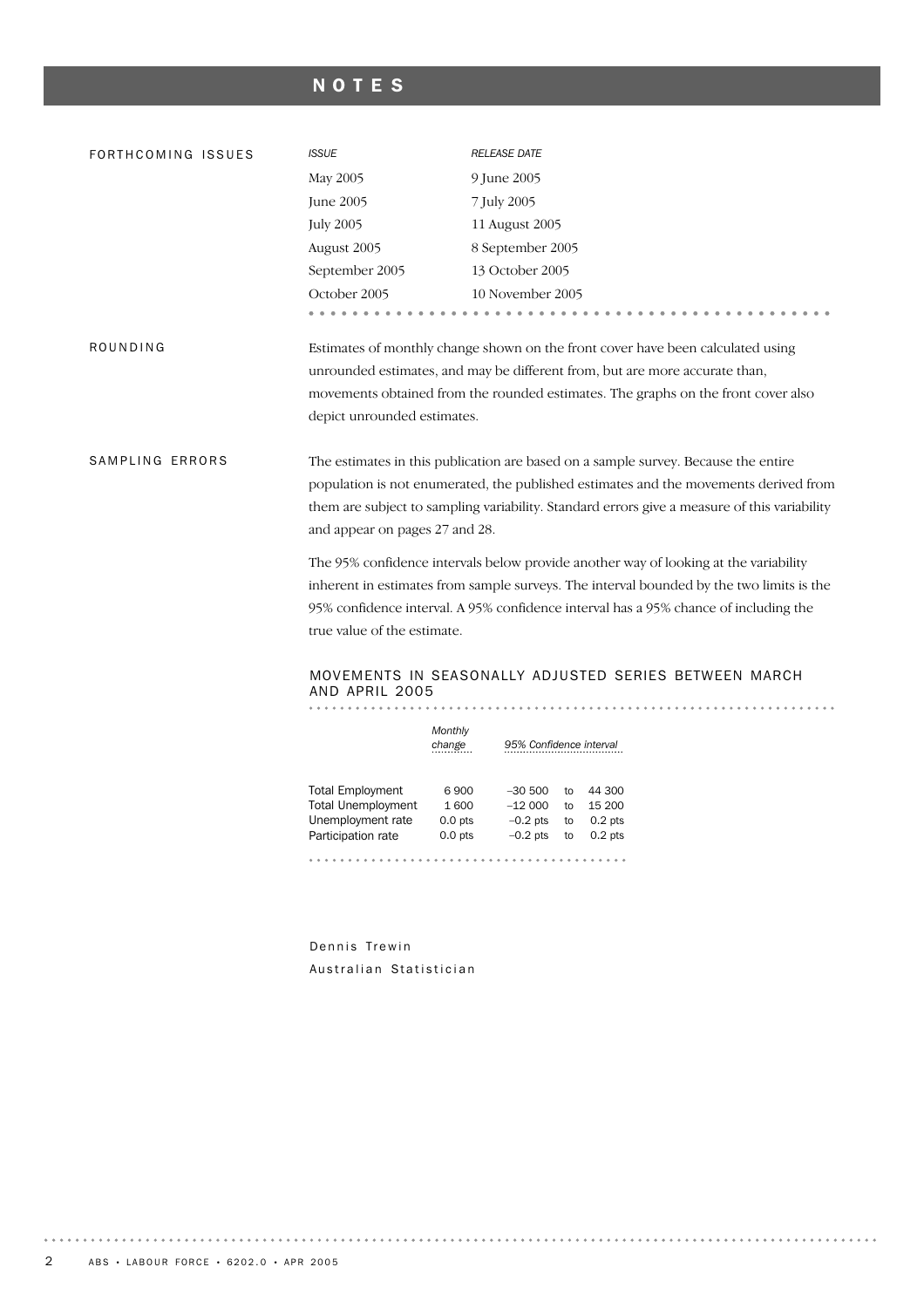# NOTES

## FORTHCOMING ISSUES

| *ISSUE* | *RELEASE DATE* |
|---|---|
| May 2005 | 9 June 2005 |
| June 2005 | 7 July 2005 |
| July 2005 | 11 August 2005 |
| August 2005 | 8 September 2005 |
| September 2005 | 13 October 2005 |
| October 2005 | 10 November 2005 |

## ROUNDING

Estimates of monthly change shown on the front cover have been calculated using unrounded estimates, and may be different from, but are more accurate than, movements obtained from the rounded estimates. The graphs on the front cover also depict unrounded estimates.

## SAMPLING ERRORS

The estimates in this publication are based on a sample survey. Because the entire population is not enumerated, the published estimates and the movements derived from them are subject to sampling variability. Standard errors give a measure of this variability and appear on pages 27 and 28.

The 95% confidence intervals below provide another way of looking at the variability inherent in estimates from sample surveys. The interval bounded by the two limits is the 95% confidence interval. A 95% confidence interval has a 95% chance of including the true value of the estimate.

### MOVEMENTS IN SEASONALLY ADJUSTED SERIES BETWEEN MARCH AND APRIL 2005

| | *Monthly change* | *95% Confidence interval* | | |
|---|---|---|---|---|
| Total Employment | 6 900 | –30 500 | to | 44 300 |
| Total Unemployment | 1 600 | –12 000 | to | 15 200 |
| Unemployment rate | 0.0 pts | –0.2 pts | to | 0.2 pts |
| Participation rate | 0.0 pts | –0.2 pts | to | 0.2 pts |

Dennis Trewin
Australian Statistician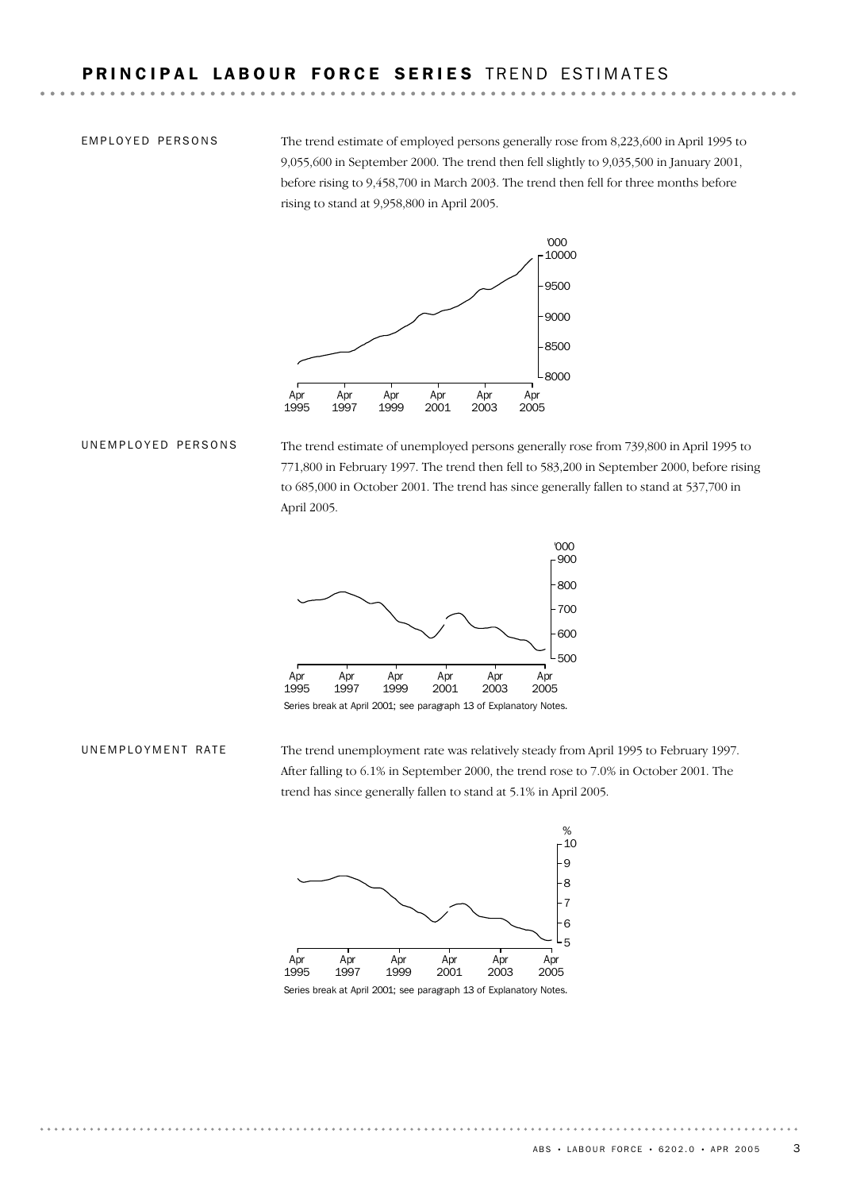# PRINCIPAL LABOUR FORCE SERIES TREND ESTIMATES

## EMPLOYED PERSONS

The trend estimate of employed persons generally rose from 8,223,600 in April 1995 to 9,055,600 in September 2000. The trend then fell slightly to 9,035,500 in January 2001, before rising to 9,458,700 in March 2003. The trend then fell for three months before rising to stand at 9,958,800 in April 2005.

## UNEMPLOYED PERSONS

The trend estimate of unemployed persons generally rose from 739,800 in April 1995 to 771,800 in February 1997. The trend then fell to 583,200 in September 2000, before rising to 685,000 in October 2001. The trend has since generally fallen to stand at 537,700 in April 2005.

Series break at April 2001; see paragraph 13 of Explanatory Notes.

## UNEMPLOYMENT RATE

The trend unemployment rate was relatively steady from April 1995 to February 1997. After falling to 6.1% in September 2000, the trend rose to 7.0% in October 2001. The trend has since generally fallen to stand at 5.1% in April 2005.

Series break at April 2001; see paragraph 13 of Explanatory Notes.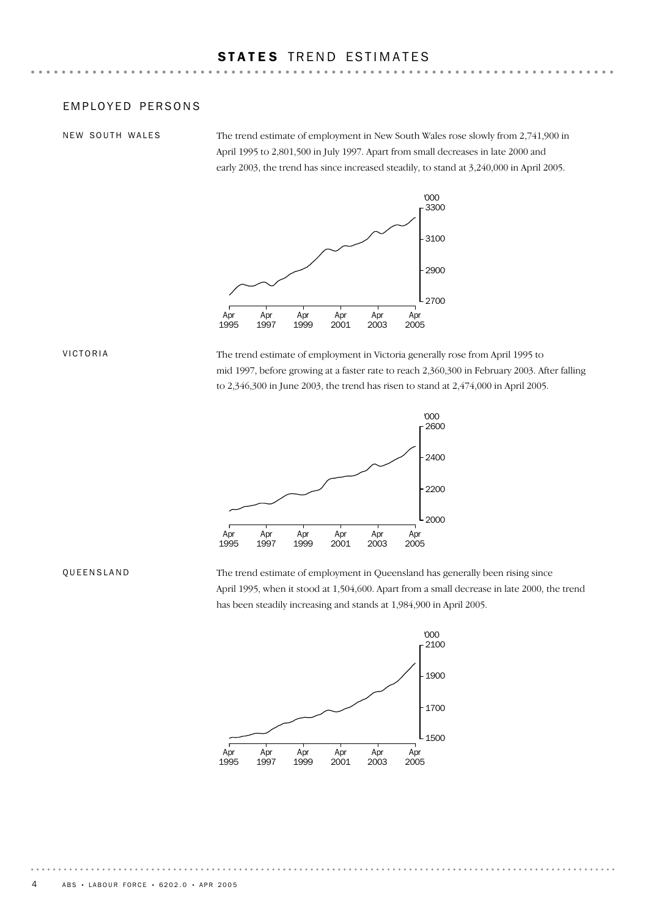# STATES TREND ESTIMATES

## EMPLOYED PERSONS

### NEW SOUTH WALES

The trend estimate of employment in New South Wales rose slowly from 2,741,900 in April 1995 to 2,801,500 in July 1997. Apart from small decreases in late 2000 and early 2003, the trend has since increased steadily, to stand at 3,240,000 in April 2005.

### VICTORIA

The trend estimate of employment in Victoria generally rose from April 1995 to mid 1997, before growing at a faster rate to reach 2,360,300 in February 2003. After falling to 2,346,300 in June 2003, the trend has risen to stand at 2,474,000 in April 2005.

### QUEENSLAND

The trend estimate of employment in Queensland has generally been rising since April 1995, when it stood at 1,504,600. Apart from a small decrease in late 2000, the trend has been steadily increasing and stands at 1,984,900 in April 2005.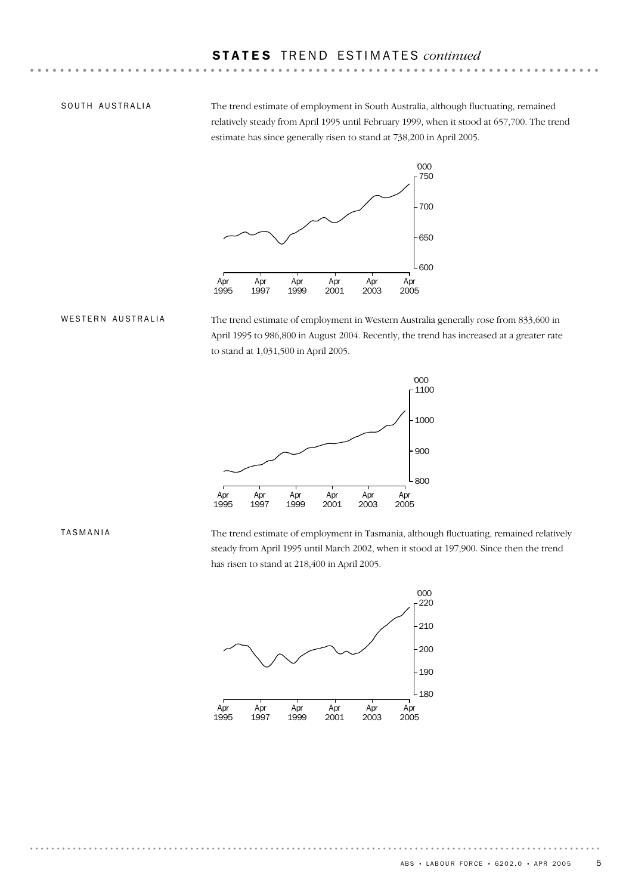## STATES TREND ESTIMATES *continued*

### SOUTH AUSTRALIA

The trend estimate of employment in South Australia, although fluctuating, remained relatively steady from April 1995 until February 1999, when it stood at 657,700. The trend estimate has since generally risen to stand at 738,200 in April 2005.

### WESTERN AUSTRALIA

The trend estimate of employment in Western Australia generally rose from 833,600 in April 1995 to 986,800 in August 2004. Recently, the trend has increased at a greater rate to stand at 1,031,500 in April 2005.

### TASMANIA

The trend estimate of employment in Tasmania, although fluctuating, remained relatively steady from April 1995 until March 2002, when it stood at 197,900. Since then the trend has risen to stand at 218,400 in April 2005.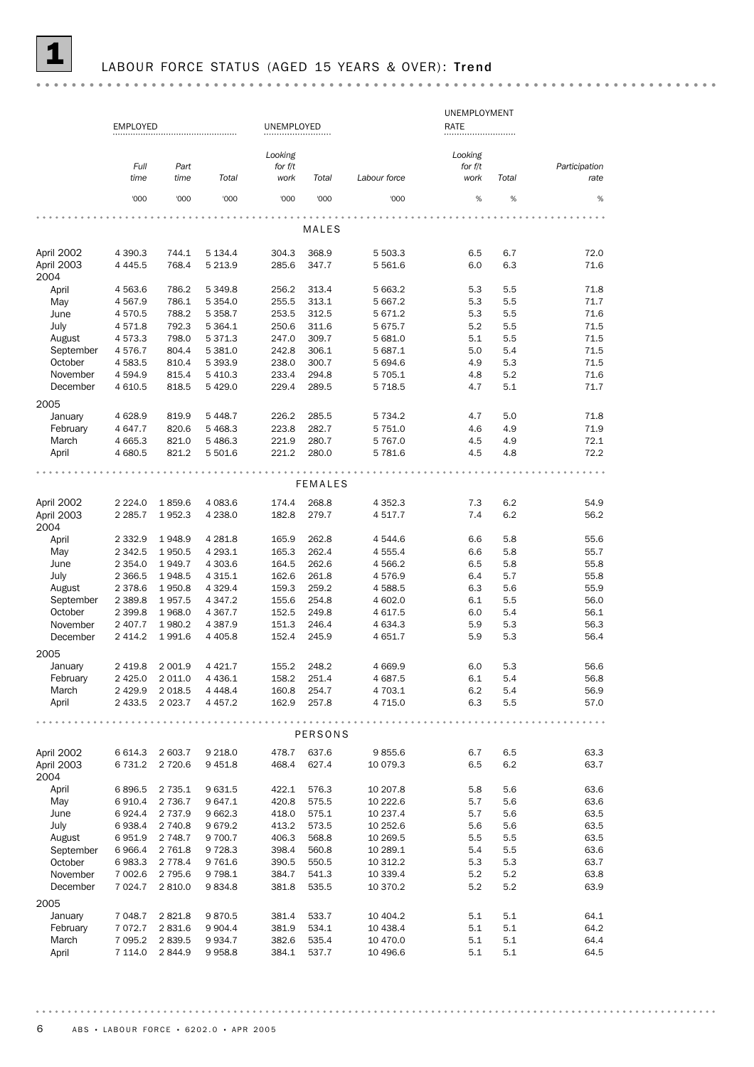# 1 LABOUR FORCE STATUS (AGED 15 YEARS & OVER): **Trend**

| | EMPLOYED | | | UNEMPLOYED | | | UNEMPLOYMENT RATE | | |
|---|---|---|---|---|---|---|---|---|---|
| | *Full time* | *Part time* | *Total* | *Looking for f/t work* | *Total* | *Labour force* | *Looking for f/t work* | *Total* | *Participation rate* |
| | '000 | '000 | '000 | '000 | '000 | '000 | % | % | % |
| **MALES** | | | | | | | | | |
| April 2002 | 4 390.3 | 744.1 | 5 134.4 | 304.3 | 368.9 | 5 503.3 | 6.5 | 6.7 | 72.0 |
| April 2003 | 4 445.5 | 768.4 | 5 213.9 | 285.6 | 347.7 | 5 561.6 | 6.0 | 6.3 | 71.6 |
| 2004 | | | | | | | | | |
| April | 4 563.6 | 786.2 | 5 349.8 | 256.2 | 313.4 | 5 663.2 | 5.3 | 5.5 | 71.8 |
| May | 4 567.9 | 786.1 | 5 354.0 | 255.5 | 313.1 | 5 667.2 | 5.3 | 5.5 | 71.7 |
| June | 4 570.5 | 788.2 | 5 358.7 | 253.5 | 312.5 | 5 671.2 | 5.3 | 5.5 | 71.6 |
| July | 4 571.8 | 792.3 | 5 364.1 | 250.6 | 311.6 | 5 675.7 | 5.2 | 5.5 | 71.5 |
| August | 4 573.3 | 798.0 | 5 371.3 | 247.0 | 309.7 | 5 681.0 | 5.1 | 5.5 | 71.5 |
| September | 4 576.7 | 804.4 | 5 381.0 | 242.8 | 306.1 | 5 687.1 | 5.0 | 5.4 | 71.5 |
| October | 4 583.5 | 810.4 | 5 393.9 | 238.0 | 300.7 | 5 694.6 | 4.9 | 5.3 | 71.5 |
| November | 4 594.9 | 815.4 | 5 410.3 | 233.4 | 294.8 | 5 705.1 | 4.8 | 5.2 | 71.6 |
| December | 4 610.5 | 818.5 | 5 429.0 | 229.4 | 289.5 | 5 718.5 | 4.7 | 5.1 | 71.7 |
| 2005 | | | | | | | | | |
| January | 4 628.9 | 819.9 | 5 448.7 | 226.2 | 285.5 | 5 734.2 | 4.7 | 5.0 | 71.8 |
| February | 4 647.7 | 820.6 | 5 468.3 | 223.8 | 282.7 | 5 751.0 | 4.6 | 4.9 | 71.9 |
| March | 4 665.3 | 821.0 | 5 486.3 | 221.9 | 280.7 | 5 767.0 | 4.5 | 4.9 | 72.1 |
| April | 4 680.5 | 821.2 | 5 501.6 | 221.2 | 280.0 | 5 781.6 | 4.5 | 4.8 | 72.2 |
| **FEMALES** | | | | | | | | | |
| April 2002 | 2 224.0 | 1 859.6 | 4 083.6 | 174.4 | 268.8 | 4 352.3 | 7.3 | 6.2 | 54.9 |
| April 2003 | 2 285.7 | 1 952.3 | 4 238.0 | 182.8 | 279.7 | 4 517.7 | 7.4 | 6.2 | 56.2 |
| 2004 | | | | | | | | | |
| April | 2 332.9 | 1 948.9 | 4 281.8 | 165.9 | 262.8 | 4 544.6 | 6.6 | 5.8 | 55.6 |
| May | 2 342.5 | 1 950.5 | 4 293.1 | 165.3 | 262.4 | 4 555.4 | 6.6 | 5.8 | 55.7 |
| June | 2 354.0 | 1 949.7 | 4 303.6 | 164.5 | 262.6 | 4 566.2 | 6.5 | 5.8 | 55.8 |
| July | 2 366.5 | 1 948.5 | 4 315.1 | 162.6 | 261.8 | 4 576.9 | 6.4 | 5.7 | 55.8 |
| August | 2 378.6 | 1 950.8 | 4 329.4 | 159.3 | 259.2 | 4 588.5 | 6.3 | 5.6 | 55.9 |
| September | 2 389.8 | 1 957.5 | 4 347.2 | 155.6 | 254.8 | 4 602.0 | 6.1 | 5.5 | 56.0 |
| October | 2 399.8 | 1 968.0 | 4 367.7 | 152.5 | 249.8 | 4 617.5 | 6.0 | 5.4 | 56.1 |
| November | 2 407.7 | 1 980.2 | 4 387.9 | 151.3 | 246.4 | 4 634.3 | 5.9 | 5.3 | 56.3 |
| December | 2 414.2 | 1 991.6 | 4 405.8 | 152.4 | 245.9 | 4 651.7 | 5.9 | 5.3 | 56.4 |
| 2005 | | | | | | | | | |
| January | 2 419.8 | 2 001.9 | 4 421.7 | 155.2 | 248.2 | 4 669.9 | 6.0 | 5.3 | 56.6 |
| February | 2 425.0 | 2 011.0 | 4 436.1 | 158.2 | 251.4 | 4 687.5 | 6.1 | 5.4 | 56.8 |
| March | 2 429.9 | 2 018.5 | 4 448.4 | 160.8 | 254.7 | 4 703.1 | 6.2 | 5.4 | 56.9 |
| April | 2 433.5 | 2 023.7 | 4 457.2 | 162.9 | 257.8 | 4 715.0 | 6.3 | 5.5 | 57.0 |
| **PERSONS** | | | | | | | | | |
| April 2002 | 6 614.3 | 2 603.7 | 9 218.0 | 478.7 | 637.6 | 9 855.6 | 6.7 | 6.5 | 63.3 |
| April 2003 | 6 731.2 | 2 720.6 | 9 451.8 | 468.4 | 627.4 | 10 079.3 | 6.5 | 6.2 | 63.7 |
| 2004 | | | | | | | | | |
| April | 6 896.5 | 2 735.1 | 9 631.5 | 422.1 | 576.3 | 10 207.8 | 5.8 | 5.6 | 63.6 |
| May | 6 910.4 | 2 736.7 | 9 647.1 | 420.8 | 575.5 | 10 222.6 | 5.7 | 5.6 | 63.6 |
| June | 6 924.4 | 2 737.9 | 9 662.3 | 418.0 | 575.1 | 10 237.4 | 5.7 | 5.6 | 63.5 |
| July | 6 938.4 | 2 740.8 | 9 679.2 | 413.2 | 573.5 | 10 252.6 | 5.6 | 5.6 | 63.5 |
| August | 6 951.9 | 2 748.7 | 9 700.7 | 406.3 | 568.8 | 10 269.5 | 5.5 | 5.5 | 63.5 |
| September | 6 966.4 | 2 761.8 | 9 728.3 | 398.4 | 560.8 | 10 289.1 | 5.4 | 5.5 | 63.6 |
| October | 6 983.3 | 2 778.4 | 9 761.6 | 390.5 | 550.5 | 10 312.2 | 5.3 | 5.3 | 63.7 |
| November | 7 002.6 | 2 795.6 | 9 798.1 | 384.7 | 541.3 | 10 339.4 | 5.2 | 5.2 | 63.8 |
| December | 7 024.7 | 2 810.0 | 9 834.8 | 381.8 | 535.5 | 10 370.2 | 5.2 | 5.2 | 63.9 |
| 2005 | | | | | | | | | |
| January | 7 048.7 | 2 821.8 | 9 870.5 | 381.4 | 533.7 | 10 404.2 | 5.1 | 5.1 | 64.1 |
| February | 7 072.7 | 2 831.6 | 9 904.4 | 381.9 | 534.1 | 10 438.4 | 5.1 | 5.1 | 64.2 |
| March | 7 095.2 | 2 839.5 | 9 934.7 | 382.6 | 535.4 | 10 470.0 | 5.1 | 5.1 | 64.4 |
| April | 7 114.0 | 2 844.9 | 9 958.8 | 384.1 | 537.7 | 10 496.6 | 5.1 | 5.1 | 64.5 |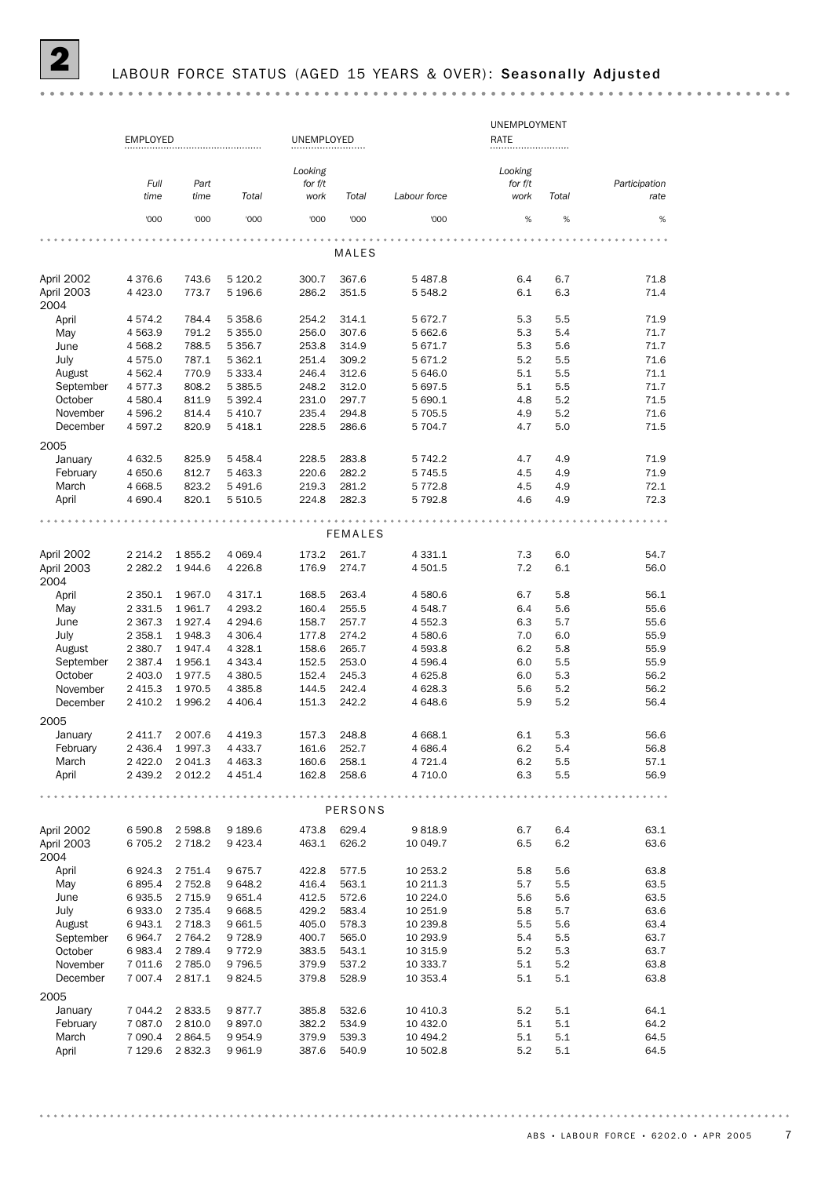# 2 LABOUR FORCE STATUS (AGED 15 YEARS & OVER): **Seasonally Adjusted**

| | EMPLOYED | | | UNEMPLOYED | | | UNEMPLOYMENT RATE | | |
|---|---|---|---|---|---|---|---|---|---|
| | *Full time* | *Part time* | *Total* | *Looking for f/t work* | *Total* | *Labour force* | *Looking for f/t work* | *Total* | *Participation rate* |
| | '000 | '000 | '000 | '000 | '000 | '000 | % | % | % |
| **MALES** | | | | | | | | | |
| April 2002 | 4 376.6 | 743.6 | 5 120.2 | 300.7 | 367.6 | 5 487.8 | 6.4 | 6.7 | 71.8 |
| April 2003 | 4 423.0 | 773.7 | 5 196.6 | 286.2 | 351.5 | 5 548.2 | 6.1 | 6.3 | 71.4 |
| 2004 | | | | | | | | | |
| April | 4 574.2 | 784.4 | 5 358.6 | 254.2 | 314.1 | 5 672.7 | 5.3 | 5.5 | 71.9 |
| May | 4 563.9 | 791.2 | 5 355.0 | 256.0 | 307.6 | 5 662.6 | 5.3 | 5.4 | 71.7 |
| June | 4 568.2 | 788.5 | 5 356.7 | 253.8 | 314.9 | 5 671.7 | 5.3 | 5.6 | 71.7 |
| July | 4 575.0 | 787.1 | 5 362.1 | 251.4 | 309.2 | 5 671.2 | 5.2 | 5.5 | 71.6 |
| August | 4 562.4 | 770.9 | 5 333.4 | 246.4 | 312.6 | 5 646.0 | 5.1 | 5.5 | 71.1 |
| September | 4 577.3 | 808.2 | 5 385.5 | 248.2 | 312.0 | 5 697.5 | 5.1 | 5.5 | 71.7 |
| October | 4 580.4 | 811.9 | 5 392.4 | 231.0 | 297.7 | 5 690.1 | 4.8 | 5.2 | 71.5 |
| November | 4 596.2 | 814.4 | 5 410.7 | 235.4 | 294.8 | 5 705.5 | 4.9 | 5.2 | 71.6 |
| December | 4 597.2 | 820.9 | 5 418.1 | 228.5 | 286.6 | 5 704.7 | 4.7 | 5.0 | 71.5 |
| 2005 | | | | | | | | | |
| January | 4 632.5 | 825.9 | 5 458.4 | 228.5 | 283.8 | 5 742.2 | 4.7 | 4.9 | 71.9 |
| February | 4 650.6 | 812.7 | 5 463.3 | 220.6 | 282.2 | 5 745.5 | 4.5 | 4.9 | 71.9 |
| March | 4 668.5 | 823.2 | 5 491.6 | 219.3 | 281.2 | 5 772.8 | 4.5 | 4.9 | 72.1 |
| April | 4 690.4 | 820.1 | 5 510.5 | 224.8 | 282.3 | 5 792.8 | 4.6 | 4.9 | 72.3 |
| **FEMALES** | | | | | | | | | |
| April 2002 | 2 214.2 | 1 855.2 | 4 069.4 | 173.2 | 261.7 | 4 331.1 | 7.3 | 6.0 | 54.7 |
| April 2003 | 2 282.2 | 1 944.6 | 4 226.8 | 176.9 | 274.7 | 4 501.5 | 7.2 | 6.1 | 56.0 |
| 2004 | | | | | | | | | |
| April | 2 350.1 | 1 967.0 | 4 317.1 | 168.5 | 263.4 | 4 580.6 | 6.7 | 5.8 | 56.1 |
| May | 2 331.5 | 1 961.7 | 4 293.2 | 160.4 | 255.5 | 4 548.7 | 6.4 | 5.6 | 55.6 |
| June | 2 367.3 | 1 927.4 | 4 294.6 | 158.7 | 257.7 | 4 552.3 | 6.3 | 5.7 | 55.6 |
| July | 2 358.1 | 1 948.3 | 4 306.4 | 177.8 | 274.2 | 4 580.6 | 7.0 | 6.0 | 55.9 |
| August | 2 380.7 | 1 947.4 | 4 328.1 | 158.6 | 265.7 | 4 593.8 | 6.2 | 5.8 | 55.9 |
| September | 2 387.4 | 1 956.1 | 4 343.4 | 152.5 | 253.0 | 4 596.4 | 6.0 | 5.5 | 55.9 |
| October | 2 403.0 | 1 977.5 | 4 380.5 | 152.4 | 245.3 | 4 625.8 | 6.0 | 5.3 | 56.2 |
| November | 2 415.3 | 1 970.5 | 4 385.8 | 144.5 | 242.4 | 4 628.3 | 5.6 | 5.2 | 56.2 |
| December | 2 410.2 | 1 996.2 | 4 406.4 | 151.3 | 242.2 | 4 648.6 | 5.9 | 5.2 | 56.4 |
| 2005 | | | | | | | | | |
| January | 2 411.7 | 2 007.6 | 4 419.3 | 157.3 | 248.8 | 4 668.1 | 6.1 | 5.3 | 56.6 |
| February | 2 436.4 | 1 997.3 | 4 433.7 | 161.6 | 252.7 | 4 686.4 | 6.2 | 5.4 | 56.8 |
| March | 2 422.0 | 2 041.3 | 4 463.3 | 160.6 | 258.1 | 4 721.4 | 6.2 | 5.5 | 57.1 |
| April | 2 439.2 | 2 012.2 | 4 451.4 | 162.8 | 258.6 | 4 710.0 | 6.3 | 5.5 | 56.9 |
| **PERSONS** | | | | | | | | | |
| April 2002 | 6 590.8 | 2 598.8 | 9 189.6 | 473.8 | 629.4 | 9 818.9 | 6.7 | 6.4 | 63.1 |
| April 2003 | 6 705.2 | 2 718.2 | 9 423.4 | 463.1 | 626.2 | 10 049.7 | 6.5 | 6.2 | 63.6 |
| 2004 | | | | | | | | | |
| April | 6 924.3 | 2 751.4 | 9 675.7 | 422.8 | 577.5 | 10 253.2 | 5.8 | 5.6 | 63.8 |
| May | 6 895.4 | 2 752.8 | 9 648.2 | 416.4 | 563.1 | 10 211.3 | 5.7 | 5.5 | 63.5 |
| June | 6 935.5 | 2 715.9 | 9 651.4 | 412.5 | 572.6 | 10 224.0 | 5.6 | 5.6 | 63.5 |
| July | 6 933.0 | 2 735.4 | 9 668.5 | 429.2 | 583.4 | 10 251.9 | 5.8 | 5.7 | 63.6 |
| August | 6 943.1 | 2 718.3 | 9 661.5 | 405.0 | 578.3 | 10 239.8 | 5.5 | 5.6 | 63.4 |
| September | 6 964.7 | 2 764.2 | 9 728.9 | 400.7 | 565.0 | 10 293.9 | 5.4 | 5.5 | 63.7 |
| October | 6 983.4 | 2 789.4 | 9 772.9 | 383.5 | 543.1 | 10 315.9 | 5.2 | 5.3 | 63.7 |
| November | 7 011.6 | 2 785.0 | 9 796.5 | 379.9 | 537.2 | 10 333.7 | 5.1 | 5.2 | 63.8 |
| December | 7 007.4 | 2 817.1 | 9 824.5 | 379.8 | 528.9 | 10 353.4 | 5.1 | 5.1 | 63.8 |
| 2005 | | | | | | | | | |
| January | 7 044.2 | 2 833.5 | 9 877.7 | 385.8 | 532.6 | 10 410.3 | 5.2 | 5.1 | 64.1 |
| February | 7 087.0 | 2 810.0 | 9 897.0 | 382.2 | 534.9 | 10 432.0 | 5.1 | 5.1 | 64.2 |
| March | 7 090.4 | 2 864.5 | 9 954.9 | 379.9 | 539.3 | 10 494.2 | 5.1 | 5.1 | 64.5 |
| April | 7 129.6 | 2 832.3 | 9 961.9 | 387.6 | 540.9 | 10 502.8 | 5.2 | 5.1 | 64.5 |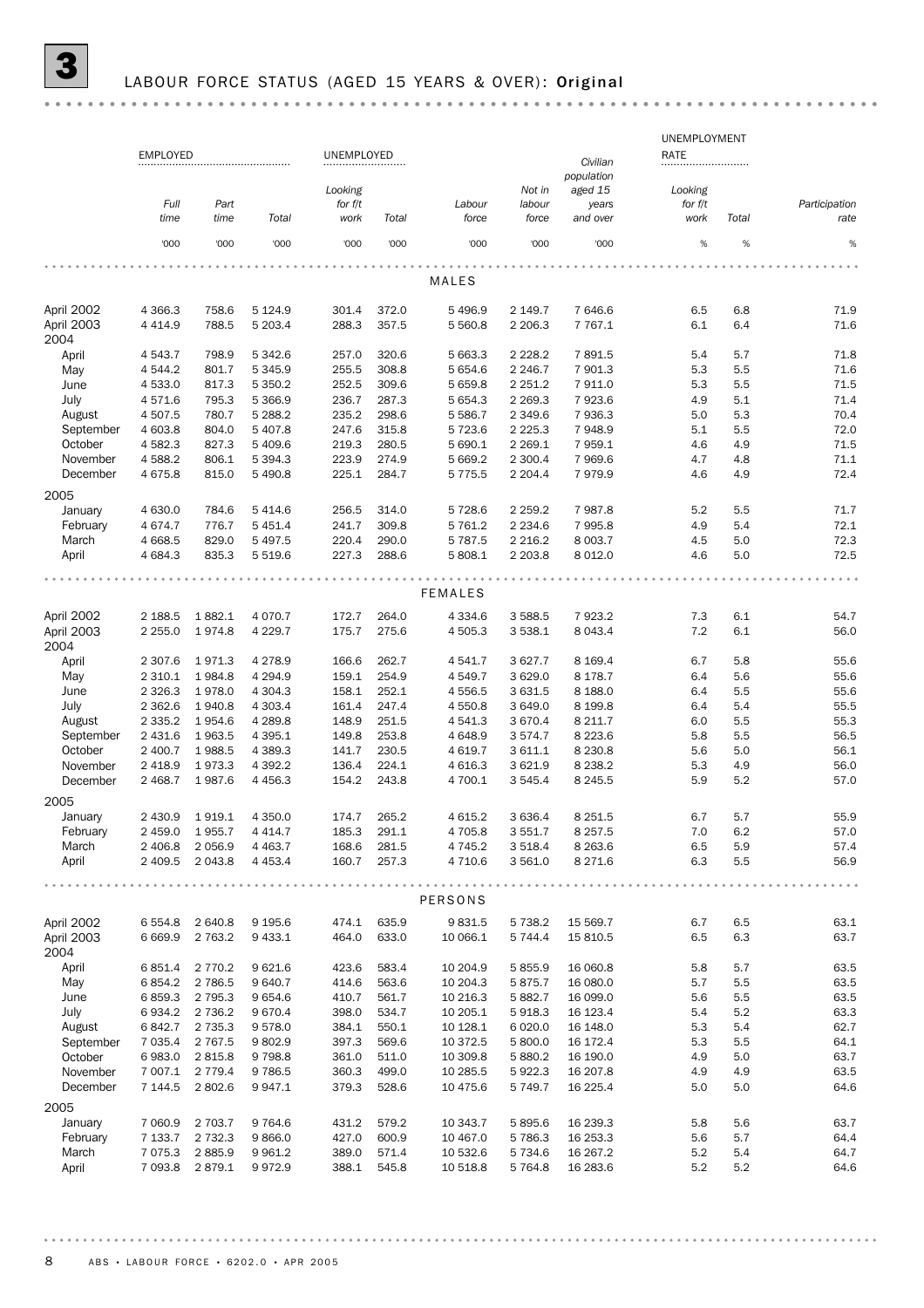# 3 LABOUR FORCE STATUS (AGED 15 YEARS & OVER): Original

| | EMPLOYED | | | UNEMPLOYED | | | | | UNEMPLOYMENT RATE | | |
|---|---|---|---|---|---|---|---|---|---|---|---|
| | Full time | Part time | Total | Looking for f/t work | Total | Labour force | Not in labour force | Civilian population aged 15 years and over | Looking for f/t work | Total | Participation rate |
| | '000 | '000 | '000 | '000 | '000 | '000 | '000 | '000 | % | % | % |
| **MALES** | | | | | | | | | | | |
| April 2002 | 4 366.3 | 758.6 | 5 124.9 | 301.4 | 372.0 | 5 496.9 | 2 149.7 | 7 646.6 | 6.5 | 6.8 | 71.9 |
| April 2003 | 4 414.9 | 788.5 | 5 203.4 | 288.3 | 357.5 | 5 560.8 | 2 206.3 | 7 767.1 | 6.1 | 6.4 | 71.6 |
| 2004 | | | | | | | | | | | |
| April | 4 543.7 | 798.9 | 5 342.6 | 257.0 | 320.6 | 5 663.3 | 2 228.2 | 7 891.5 | 5.4 | 5.7 | 71.8 |
| May | 4 544.2 | 801.7 | 5 345.9 | 255.5 | 308.8 | 5 654.6 | 2 246.7 | 7 901.3 | 5.3 | 5.5 | 71.6 |
| June | 4 533.0 | 817.3 | 5 350.2 | 252.5 | 309.6 | 5 659.8 | 2 251.2 | 7 911.0 | 5.3 | 5.5 | 71.5 |
| July | 4 571.6 | 795.3 | 5 366.9 | 236.7 | 287.3 | 5 654.3 | 2 269.3 | 7 923.6 | 4.9 | 5.1 | 71.4 |
| August | 4 507.5 | 780.7 | 5 288.2 | 235.2 | 298.6 | 5 586.7 | 2 349.6 | 7 936.3 | 5.0 | 5.3 | 70.4 |
| September | 4 603.8 | 804.0 | 5 407.8 | 247.6 | 315.8 | 5 723.6 | 2 225.3 | 7 948.9 | 5.1 | 5.5 | 72.0 |
| October | 4 582.3 | 827.3 | 5 409.6 | 219.3 | 280.5 | 5 690.1 | 2 269.1 | 7 959.1 | 4.6 | 4.9 | 71.5 |
| November | 4 588.2 | 806.1 | 5 394.3 | 223.9 | 274.9 | 5 669.2 | 2 300.4 | 7 969.6 | 4.7 | 4.8 | 71.1 |
| December | 4 675.8 | 815.0 | 5 490.8 | 225.1 | 284.7 | 5 775.5 | 2 204.4 | 7 979.9 | 4.6 | 4.9 | 72.4 |
| 2005 | | | | | | | | | | | |
| January | 4 630.0 | 784.6 | 5 414.6 | 256.5 | 314.0 | 5 728.6 | 2 259.2 | 7 987.8 | 5.2 | 5.5 | 71.7 |
| February | 4 674.7 | 776.7 | 5 451.4 | 241.7 | 309.8 | 5 761.2 | 2 234.6 | 7 995.8 | 4.9 | 5.4 | 72.1 |
| March | 4 668.5 | 829.0 | 5 497.5 | 220.4 | 290.0 | 5 787.5 | 2 216.2 | 8 003.7 | 4.5 | 5.0 | 72.3 |
| April | 4 684.3 | 835.3 | 5 519.6 | 227.3 | 288.6 | 5 808.1 | 2 203.8 | 8 012.0 | 4.6 | 5.0 | 72.5 |
| **FEMALES** | | | | | | | | | | | |
| April 2002 | 2 188.5 | 1 882.1 | 4 070.7 | 172.7 | 264.0 | 4 334.6 | 3 588.5 | 7 923.2 | 7.3 | 6.1 | 54.7 |
| April 2003 | 2 255.0 | 1 974.8 | 4 229.7 | 175.7 | 275.6 | 4 505.3 | 3 538.1 | 8 043.4 | 7.2 | 6.1 | 56.0 |
| 2004 | | | | | | | | | | | |
| April | 2 307.6 | 1 971.3 | 4 278.9 | 166.6 | 262.7 | 4 541.7 | 3 627.7 | 8 169.4 | 6.7 | 5.8 | 55.6 |
| May | 2 310.1 | 1 984.8 | 4 294.9 | 159.1 | 254.9 | 4 549.7 | 3 629.0 | 8 178.7 | 6.4 | 5.6 | 55.6 |
| June | 2 326.3 | 1 978.0 | 4 304.3 | 158.1 | 252.1 | 4 556.5 | 3 631.5 | 8 188.0 | 6.4 | 5.5 | 55.6 |
| July | 2 362.6 | 1 940.8 | 4 303.4 | 161.4 | 247.4 | 4 550.8 | 3 649.0 | 8 199.8 | 6.4 | 5.4 | 55.5 |
| August | 2 335.2 | 1 954.6 | 4 289.8 | 148.9 | 251.5 | 4 541.3 | 3 670.4 | 8 211.7 | 6.0 | 5.5 | 55.3 |
| September | 2 431.6 | 1 963.5 | 4 395.1 | 149.8 | 253.8 | 4 648.9 | 3 574.7 | 8 223.6 | 5.8 | 5.5 | 56.5 |
| October | 2 400.7 | 1 988.5 | 4 389.3 | 141.7 | 230.5 | 4 619.7 | 3 611.1 | 8 230.8 | 5.6 | 5.0 | 56.1 |
| November | 2 418.9 | 1 973.3 | 4 392.2 | 136.4 | 224.1 | 4 616.3 | 3 621.9 | 8 238.2 | 5.3 | 4.9 | 56.0 |
| December | 2 468.7 | 1 987.6 | 4 456.3 | 154.2 | 243.8 | 4 700.1 | 3 545.4 | 8 245.5 | 5.9 | 5.2 | 57.0 |
| 2005 | | | | | | | | | | | |
| January | 2 430.9 | 1 919.1 | 4 350.0 | 174.7 | 265.2 | 4 615.2 | 3 636.4 | 8 251.5 | 6.7 | 5.7 | 55.9 |
| February | 2 459.0 | 1 955.7 | 4 414.7 | 185.3 | 291.1 | 4 705.8 | 3 551.7 | 8 257.5 | 7.0 | 6.2 | 57.0 |
| March | 2 406.8 | 2 056.9 | 4 463.7 | 168.6 | 281.5 | 4 745.2 | 3 518.4 | 8 263.6 | 6.5 | 5.9 | 57.4 |
| April | 2 409.5 | 2 043.8 | 4 453.4 | 160.7 | 257.3 | 4 710.6 | 3 561.0 | 8 271.6 | 6.3 | 5.5 | 56.9 |
| **PERSONS** | | | | | | | | | | | |
| April 2002 | 6 554.8 | 2 640.8 | 9 195.6 | 474.1 | 635.9 | 9 831.5 | 5 738.2 | 15 569.7 | 6.7 | 6.5 | 63.1 |
| April 2003 | 6 669.9 | 2 763.2 | 9 433.1 | 464.0 | 633.0 | 10 066.1 | 5 744.4 | 15 810.5 | 6.5 | 6.3 | 63.7 |
| 2004 | | | | | | | | | | | |
| April | 6 851.4 | 2 770.2 | 9 621.6 | 423.6 | 583.4 | 10 204.9 | 5 855.9 | 16 060.8 | 5.8 | 5.7 | 63.5 |
| May | 6 854.2 | 2 786.5 | 9 640.7 | 414.6 | 563.6 | 10 204.3 | 5 875.7 | 16 080.0 | 5.7 | 5.5 | 63.5 |
| June | 6 859.3 | 2 795.3 | 9 654.6 | 410.7 | 561.7 | 10 216.3 | 5 882.7 | 16 099.0 | 5.6 | 5.5 | 63.5 |
| July | 6 934.2 | 2 736.2 | 9 670.4 | 398.0 | 534.7 | 10 205.1 | 5 918.3 | 16 123.4 | 5.4 | 5.2 | 63.3 |
| August | 6 842.7 | 2 735.3 | 9 578.0 | 384.1 | 550.1 | 10 128.1 | 6 020.0 | 16 148.0 | 5.3 | 5.4 | 62.7 |
| September | 7 035.4 | 2 767.5 | 9 802.9 | 397.3 | 569.6 | 10 372.5 | 5 800.0 | 16 172.4 | 5.3 | 5.5 | 64.1 |
| October | 6 983.0 | 2 815.8 | 9 798.8 | 361.0 | 511.0 | 10 309.8 | 5 880.2 | 16 190.0 | 4.9 | 5.0 | 63.7 |
| November | 7 007.1 | 2 779.4 | 9 786.5 | 360.3 | 499.0 | 10 285.5 | 5 922.3 | 16 207.8 | 4.9 | 4.9 | 63.5 |
| December | 7 144.5 | 2 802.6 | 9 947.1 | 379.3 | 528.6 | 10 475.6 | 5 749.7 | 16 225.4 | 5.0 | 5.0 | 64.6 |
| 2005 | | | | | | | | | | | |
| January | 7 060.9 | 2 703.7 | 9 764.6 | 431.2 | 579.2 | 10 343.7 | 5 895.6 | 16 239.3 | 5.8 | 5.6 | 63.7 |
| February | 7 133.7 | 2 732.3 | 9 866.0 | 427.0 | 600.9 | 10 467.0 | 5 786.3 | 16 253.3 | 5.6 | 5.7 | 64.4 |
| March | 7 075.3 | 2 885.9 | 9 961.2 | 389.0 | 571.4 | 10 532.6 | 5 734.6 | 16 267.2 | 5.2 | 5.4 | 64.7 |
| April | 7 093.8 | 2 879.1 | 9 972.9 | 388.1 | 545.8 | 10 518.8 | 5 764.8 | 16 283.6 | 5.2 | 5.2 | 64.6 |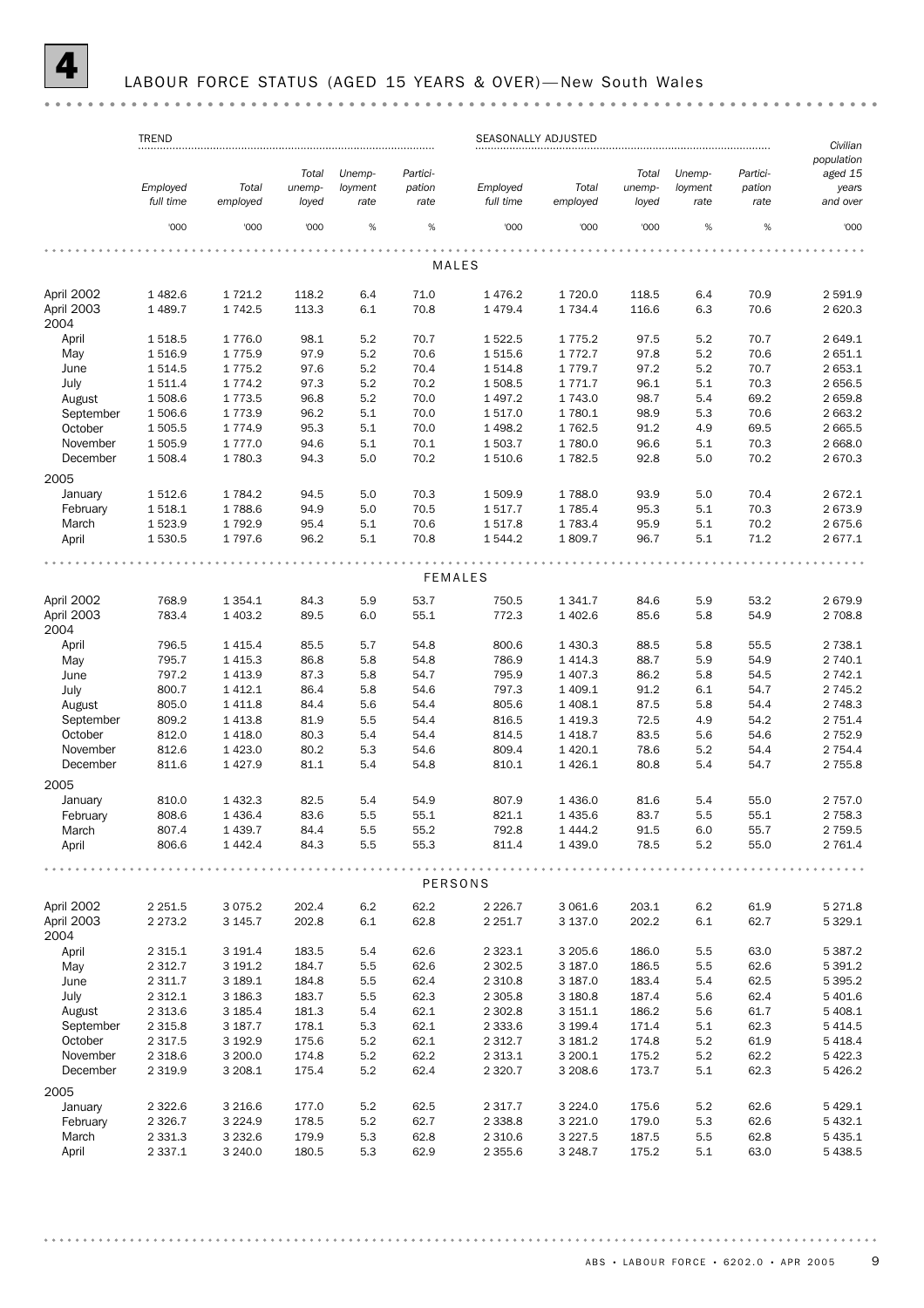# 4 LABOUR FORCE STATUS (AGED 15 YEARS & OVER)—New South Wales

| | TREND | | | | | SEASONALLY ADJUSTED | | | | | Civilian population aged 15 years and over |
|---|---|---|---|---|---|---|---|---|---|---|---|
| | Employed full time | Total employed | Total unemployed | Unemployment rate | Participation rate | Employed full time | Total employed | Total unemployed | Unemployment rate | Participation rate | |
| | '000 | '000 | '000 | % | % | '000 | '000 | '000 | % | % | '000 |
| **MALES** | | | | | | | | | | | |
| April 2002 | 1 482.6 | 1 721.2 | 118.2 | 6.4 | 71.0 | 1 476.2 | 1 720.0 | 118.5 | 6.4 | 70.9 | 2 591.9 |
| April 2003 | 1 489.7 | 1 742.5 | 113.3 | 6.1 | 70.8 | 1 479.4 | 1 734.4 | 116.6 | 6.3 | 70.6 | 2 620.3 |
| 2004 | | | | | | | | | | | |
| April | 1 518.5 | 1 776.0 | 98.1 | 5.2 | 70.7 | 1 522.5 | 1 775.2 | 97.5 | 5.2 | 70.7 | 2 649.1 |
| May | 1 516.9 | 1 775.9 | 97.9 | 5.2 | 70.6 | 1 515.6 | 1 772.7 | 97.8 | 5.2 | 70.6 | 2 651.1 |
| June | 1 514.5 | 1 775.2 | 97.6 | 5.2 | 70.4 | 1 514.8 | 1 779.7 | 97.2 | 5.2 | 70.7 | 2 653.1 |
| July | 1 511.4 | 1 774.2 | 97.3 | 5.2 | 70.2 | 1 508.5 | 1 771.7 | 96.1 | 5.1 | 70.3 | 2 656.5 |
| August | 1 508.6 | 1 773.5 | 96.8 | 5.2 | 70.0 | 1 497.2 | 1 743.0 | 98.7 | 5.4 | 69.2 | 2 659.8 |
| September | 1 506.6 | 1 773.9 | 96.2 | 5.1 | 70.0 | 1 517.0 | 1 780.1 | 98.9 | 5.3 | 70.6 | 2 663.2 |
| October | 1 505.5 | 1 774.9 | 95.3 | 5.1 | 70.0 | 1 498.2 | 1 762.5 | 91.2 | 4.9 | 69.5 | 2 665.5 |
| November | 1 505.9 | 1 777.0 | 94.6 | 5.1 | 70.1 | 1 503.7 | 1 780.0 | 96.6 | 5.1 | 70.3 | 2 668.0 |
| December | 1 508.4 | 1 780.3 | 94.3 | 5.0 | 70.2 | 1 510.6 | 1 782.5 | 92.8 | 5.0 | 70.2 | 2 670.3 |
| 2005 | | | | | | | | | | | |
| January | 1 512.6 | 1 784.2 | 94.5 | 5.0 | 70.3 | 1 509.9 | 1 788.0 | 93.9 | 5.0 | 70.4 | 2 672.1 |
| February | 1 518.1 | 1 788.6 | 94.9 | 5.0 | 70.5 | 1 517.7 | 1 785.4 | 95.3 | 5.1 | 70.3 | 2 673.9 |
| March | 1 523.9 | 1 792.9 | 95.4 | 5.1 | 70.6 | 1 517.8 | 1 783.4 | 95.9 | 5.1 | 70.2 | 2 675.6 |
| April | 1 530.5 | 1 797.6 | 96.2 | 5.1 | 70.8 | 1 544.2 | 1 809.7 | 96.7 | 5.1 | 71.2 | 2 677.1 |
| **FEMALES** | | | | | | | | | | | |
| April 2002 | 768.9 | 1 354.1 | 84.3 | 5.9 | 53.7 | 750.5 | 1 341.7 | 84.6 | 5.9 | 53.2 | 2 679.9 |
| April 2003 | 783.4 | 1 403.2 | 89.5 | 6.0 | 55.1 | 772.3 | 1 402.6 | 85.6 | 5.8 | 54.9 | 2 708.8 |
| 2004 | | | | | | | | | | | |
| April | 796.5 | 1 415.4 | 85.5 | 5.7 | 54.8 | 800.6 | 1 430.3 | 88.5 | 5.8 | 55.5 | 2 738.1 |
| May | 795.7 | 1 415.3 | 86.8 | 5.8 | 54.8 | 786.9 | 1 414.3 | 88.7 | 5.9 | 54.9 | 2 740.1 |
| June | 797.2 | 1 413.9 | 87.3 | 5.8 | 54.7 | 795.9 | 1 407.3 | 86.2 | 5.8 | 54.5 | 2 742.1 |
| July | 800.7 | 1 412.1 | 86.4 | 5.8 | 54.6 | 797.3 | 1 409.1 | 91.2 | 6.1 | 54.7 | 2 745.2 |
| August | 805.0 | 1 411.8 | 84.4 | 5.6 | 54.4 | 805.6 | 1 408.1 | 87.5 | 5.8 | 54.4 | 2 748.3 |
| September | 809.2 | 1 413.8 | 81.9 | 5.5 | 54.4 | 816.5 | 1 419.3 | 72.5 | 4.9 | 54.2 | 2 751.4 |
| October | 812.0 | 1 418.0 | 80.3 | 5.4 | 54.4 | 814.5 | 1 418.7 | 83.5 | 5.6 | 54.6 | 2 752.9 |
| November | 812.6 | 1 423.0 | 80.2 | 5.3 | 54.6 | 809.4 | 1 420.1 | 78.6 | 5.2 | 54.4 | 2 754.4 |
| December | 811.6 | 1 427.9 | 81.1 | 5.4 | 54.8 | 810.1 | 1 426.1 | 80.8 | 5.4 | 54.7 | 2 755.8 |
| 2005 | | | | | | | | | | | |
| January | 810.0 | 1 432.3 | 82.5 | 5.4 | 54.9 | 807.9 | 1 436.0 | 81.6 | 5.4 | 55.0 | 2 757.0 |
| February | 808.6 | 1 436.4 | 83.6 | 5.5 | 55.1 | 821.1 | 1 435.6 | 83.7 | 5.5 | 55.1 | 2 758.3 |
| March | 807.4 | 1 439.7 | 84.4 | 5.5 | 55.2 | 792.8 | 1 444.2 | 91.5 | 6.0 | 55.7 | 2 759.5 |
| April | 806.6 | 1 442.4 | 84.3 | 5.5 | 55.3 | 811.4 | 1 439.0 | 78.5 | 5.2 | 55.0 | 2 761.4 |
| **PERSONS** | | | | | | | | | | | |
| April 2002 | 2 251.5 | 3 075.2 | 202.4 | 6.2 | 62.2 | 2 226.7 | 3 061.6 | 203.1 | 6.2 | 61.9 | 5 271.8 |
| April 2003 | 2 273.2 | 3 145.7 | 202.8 | 6.1 | 62.8 | 2 251.7 | 3 137.0 | 202.2 | 6.1 | 62.7 | 5 329.1 |
| 2004 | | | | | | | | | | | |
| April | 2 315.1 | 3 191.4 | 183.5 | 5.4 | 62.6 | 2 323.1 | 3 205.6 | 186.0 | 5.5 | 63.0 | 5 387.2 |
| May | 2 312.7 | 3 191.2 | 184.7 | 5.5 | 62.6 | 2 302.5 | 3 187.0 | 186.5 | 5.5 | 62.6 | 5 391.2 |
| June | 2 311.7 | 3 189.1 | 184.8 | 5.5 | 62.4 | 2 310.8 | 3 187.0 | 183.4 | 5.4 | 62.5 | 5 395.2 |
| July | 2 312.1 | 3 186.3 | 183.7 | 5.5 | 62.3 | 2 305.8 | 3 180.8 | 187.4 | 5.6 | 62.4 | 5 401.6 |
| August | 2 313.6 | 3 185.4 | 181.3 | 5.4 | 62.1 | 2 302.8 | 3 151.1 | 186.2 | 5.6 | 61.7 | 5 408.1 |
| September | 2 315.8 | 3 187.7 | 178.1 | 5.3 | 62.1 | 2 333.6 | 3 199.4 | 171.4 | 5.1 | 62.3 | 5 414.5 |
| October | 2 317.5 | 3 192.9 | 175.6 | 5.2 | 62.1 | 2 312.7 | 3 181.2 | 174.8 | 5.2 | 61.9 | 5 418.4 |
| November | 2 318.6 | 3 200.0 | 174.8 | 5.2 | 62.2 | 2 313.1 | 3 200.1 | 175.2 | 5.2 | 62.2 | 5 422.3 |
| December | 2 319.9 | 3 208.1 | 175.4 | 5.2 | 62.4 | 2 320.7 | 3 208.6 | 173.7 | 5.1 | 62.3 | 5 426.2 |
| 2005 | | | | | | | | | | | |
| January | 2 322.6 | 3 216.6 | 177.0 | 5.2 | 62.5 | 2 317.7 | 3 224.0 | 175.6 | 5.2 | 62.6 | 5 429.1 |
| February | 2 326.7 | 3 224.9 | 178.5 | 5.2 | 62.7 | 2 338.8 | 3 221.0 | 179.0 | 5.3 | 62.6 | 5 432.1 |
| March | 2 331.3 | 3 232.6 | 179.9 | 5.3 | 62.8 | 2 310.6 | 3 227.5 | 187.5 | 5.5 | 62.8 | 5 435.1 |
| April | 2 337.1 | 3 240.0 | 180.5 | 5.3 | 62.9 | 2 355.6 | 3 248.7 | 175.2 | 5.1 | 63.0 | 5 438.5 |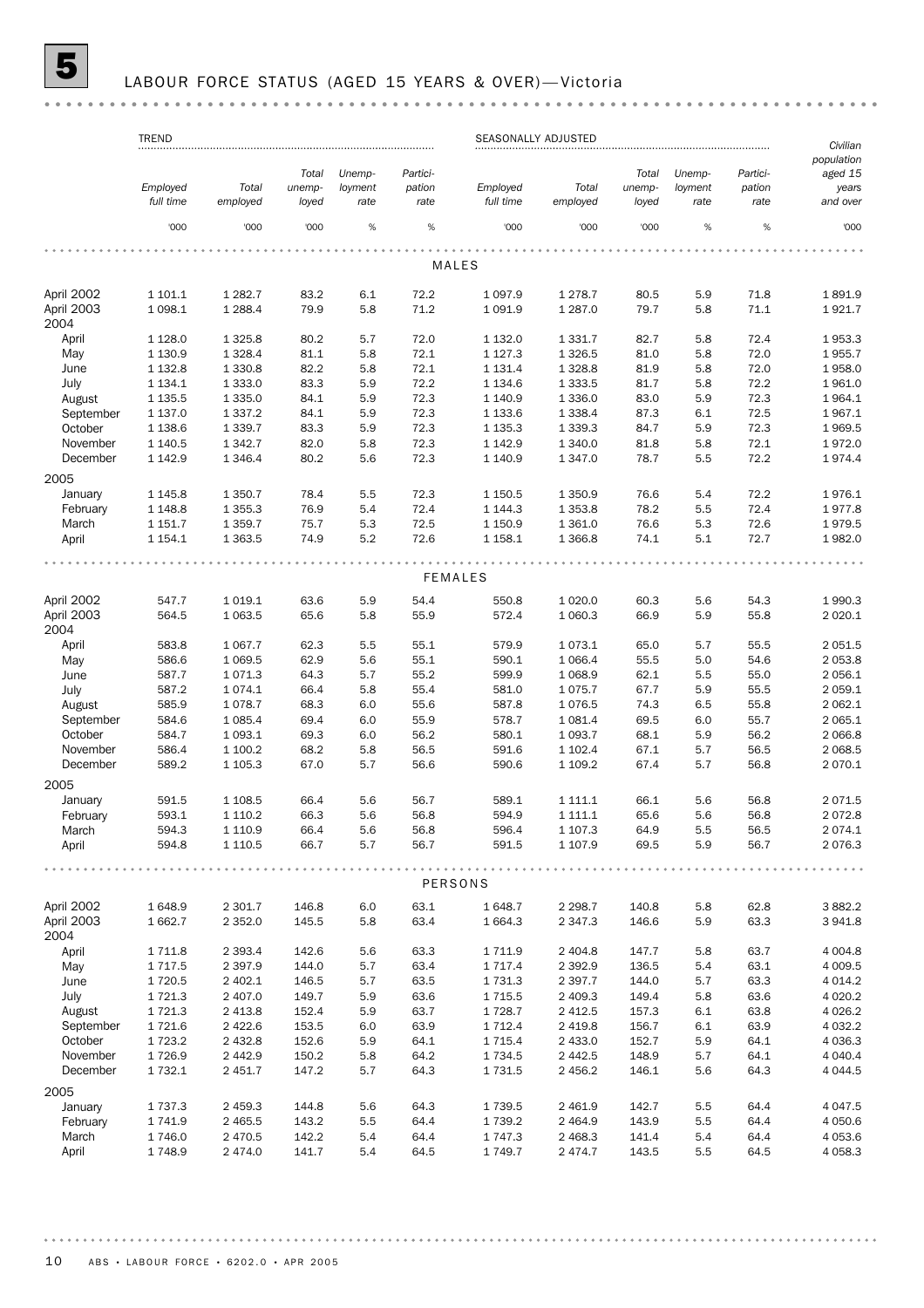# 5 LABOUR FORCE STATUS (AGED 15 YEARS & OVER)—Victoria

| | TREND | | | | | SEASONALLY ADJUSTED | | | | | |
|---|---|---|---|---|---|---|---|---|---|---|---|
| | *Employed full time* | *Total employed* | *Total unemp-loyed* | *Unemp-loyment rate* | *Partici-pation rate* | *Employed full time* | *Total employed* | *Total unemp-loyed* | *Unemp-loyment rate* | *Partici-pation rate* | *Civilian population aged 15 years and over* |
| | '000 | '000 | '000 | % | % | '000 | '000 | '000 | % | % | '000 |
| **MALES** | | | | | | | | | | | |
| April 2002 | 1 101.1 | 1 282.7 | 83.2 | 6.1 | 72.2 | 1 097.9 | 1 278.7 | 80.5 | 5.9 | 71.8 | 1 891.9 |
| April 2003 | 1 098.1 | 1 288.4 | 79.9 | 5.8 | 71.2 | 1 091.9 | 1 287.0 | 79.7 | 5.8 | 71.1 | 1 921.7 |
| 2004 | | | | | | | | | | | |
| April | 1 128.0 | 1 325.8 | 80.2 | 5.7 | 72.0 | 1 132.0 | 1 331.7 | 82.7 | 5.8 | 72.4 | 1 953.3 |
| May | 1 130.9 | 1 328.4 | 81.1 | 5.8 | 72.1 | 1 127.3 | 1 326.5 | 81.0 | 5.8 | 72.0 | 1 955.7 |
| June | 1 132.8 | 1 330.8 | 82.2 | 5.8 | 72.1 | 1 131.4 | 1 328.8 | 81.9 | 5.8 | 72.0 | 1 958.0 |
| July | 1 134.1 | 1 333.0 | 83.3 | 5.9 | 72.2 | 1 134.6 | 1 333.5 | 81.7 | 5.8 | 72.2 | 1 961.0 |
| August | 1 135.5 | 1 335.0 | 84.1 | 5.9 | 72.3 | 1 140.9 | 1 336.0 | 83.0 | 5.9 | 72.3 | 1 964.1 |
| September | 1 137.0 | 1 337.2 | 84.1 | 5.9 | 72.3 | 1 133.6 | 1 338.4 | 87.3 | 6.1 | 72.5 | 1 967.1 |
| October | 1 138.6 | 1 339.7 | 83.3 | 5.9 | 72.3 | 1 135.3 | 1 339.3 | 84.7 | 5.9 | 72.3 | 1 969.5 |
| November | 1 140.5 | 1 342.7 | 82.0 | 5.8 | 72.3 | 1 142.9 | 1 340.0 | 81.8 | 5.8 | 72.1 | 1 972.0 |
| December | 1 142.9 | 1 346.4 | 80.2 | 5.6 | 72.3 | 1 140.9 | 1 347.0 | 78.7 | 5.5 | 72.2 | 1 974.4 |
| 2005 | | | | | | | | | | | |
| January | 1 145.8 | 1 350.7 | 78.4 | 5.5 | 72.3 | 1 150.5 | 1 350.9 | 76.6 | 5.4 | 72.2 | 1 976.1 |
| February | 1 148.8 | 1 355.3 | 76.9 | 5.4 | 72.4 | 1 144.3 | 1 353.8 | 78.2 | 5.5 | 72.4 | 1 977.8 |
| March | 1 151.7 | 1 359.7 | 75.7 | 5.3 | 72.5 | 1 150.9 | 1 361.0 | 76.6 | 5.3 | 72.6 | 1 979.5 |
| April | 1 154.1 | 1 363.5 | 74.9 | 5.2 | 72.6 | 1 158.1 | 1 366.8 | 74.1 | 5.1 | 72.7 | 1 982.0 |
| **FEMALES** | | | | | | | | | | | |
| April 2002 | 547.7 | 1 019.1 | 63.6 | 5.9 | 54.4 | 550.8 | 1 020.0 | 60.3 | 5.6 | 54.3 | 1 990.3 |
| April 2003 | 564.5 | 1 063.5 | 65.6 | 5.8 | 55.9 | 572.4 | 1 060.3 | 66.9 | 5.9 | 55.8 | 2 020.1 |
| 2004 | | | | | | | | | | | |
| April | 583.8 | 1 067.7 | 62.3 | 5.5 | 55.1 | 579.9 | 1 073.1 | 65.0 | 5.7 | 55.5 | 2 051.5 |
| May | 586.6 | 1 069.5 | 62.9 | 5.6 | 55.1 | 590.1 | 1 066.4 | 55.5 | 5.0 | 54.6 | 2 053.8 |
| June | 587.7 | 1 071.3 | 64.3 | 5.7 | 55.2 | 599.9 | 1 068.9 | 62.1 | 5.5 | 55.0 | 2 056.1 |
| July | 587.2 | 1 074.1 | 66.4 | 5.8 | 55.4 | 581.0 | 1 075.7 | 67.7 | 5.9 | 55.5 | 2 059.1 |
| August | 585.9 | 1 078.7 | 68.3 | 6.0 | 55.6 | 587.8 | 1 076.5 | 74.3 | 6.5 | 55.8 | 2 062.1 |
| September | 584.6 | 1 085.4 | 69.4 | 6.0 | 55.9 | 578.7 | 1 081.4 | 69.5 | 6.0 | 55.7 | 2 065.1 |
| October | 584.7 | 1 093.1 | 69.3 | 6.0 | 56.2 | 580.1 | 1 093.7 | 68.1 | 5.9 | 56.2 | 2 066.8 |
| November | 586.4 | 1 100.2 | 68.2 | 5.8 | 56.5 | 591.6 | 1 102.4 | 67.1 | 5.7 | 56.5 | 2 068.5 |
| December | 589.2 | 1 105.3 | 67.0 | 5.7 | 56.6 | 590.6 | 1 109.2 | 67.4 | 5.7 | 56.8 | 2 070.1 |
| 2005 | | | | | | | | | | | |
| January | 591.5 | 1 108.5 | 66.4 | 5.6 | 56.7 | 589.1 | 1 111.1 | 66.1 | 5.6 | 56.8 | 2 071.5 |
| February | 593.1 | 1 110.2 | 66.3 | 5.6 | 56.8 | 594.9 | 1 111.1 | 65.6 | 5.6 | 56.8 | 2 072.8 |
| March | 594.3 | 1 110.9 | 66.4 | 5.6 | 56.8 | 596.4 | 1 107.3 | 64.9 | 5.5 | 56.5 | 2 074.1 |
| April | 594.8 | 1 110.5 | 66.7 | 5.7 | 56.7 | 591.5 | 1 107.9 | 69.5 | 5.9 | 56.7 | 2 076.3 |
| **PERSONS** | | | | | | | | | | | |
| April 2002 | 1 648.9 | 2 301.7 | 146.8 | 6.0 | 63.1 | 1 648.7 | 2 298.7 | 140.8 | 5.8 | 62.8 | 3 882.2 |
| April 2003 | 1 662.7 | 2 352.0 | 145.5 | 5.8 | 63.4 | 1 664.3 | 2 347.3 | 146.6 | 5.9 | 63.3 | 3 941.8 |
| 2004 | | | | | | | | | | | |
| April | 1 711.8 | 2 393.4 | 142.6 | 5.6 | 63.3 | 1 711.9 | 2 404.8 | 147.7 | 5.8 | 63.7 | 4 004.8 |
| May | 1 717.5 | 2 397.9 | 144.0 | 5.7 | 63.4 | 1 717.4 | 2 392.9 | 136.5 | 5.4 | 63.1 | 4 009.5 |
| June | 1 720.5 | 2 402.1 | 146.5 | 5.7 | 63.5 | 1 731.3 | 2 397.7 | 144.0 | 5.7 | 63.3 | 4 014.2 |
| July | 1 721.3 | 2 407.0 | 149.7 | 5.9 | 63.6 | 1 715.5 | 2 409.3 | 149.4 | 5.8 | 63.6 | 4 020.2 |
| August | 1 721.3 | 2 413.8 | 152.4 | 5.9 | 63.7 | 1 728.7 | 2 412.5 | 157.3 | 6.1 | 63.8 | 4 026.2 |
| September | 1 721.6 | 2 422.6 | 153.5 | 6.0 | 63.9 | 1 712.4 | 2 419.8 | 156.7 | 6.1 | 63.9 | 4 032.2 |
| October | 1 723.2 | 2 432.8 | 152.6 | 5.9 | 64.1 | 1 715.4 | 2 433.0 | 152.7 | 5.9 | 64.1 | 4 036.3 |
| November | 1 726.9 | 2 442.9 | 150.2 | 5.8 | 64.2 | 1 734.5 | 2 442.5 | 148.9 | 5.7 | 64.1 | 4 040.4 |
| December | 1 732.1 | 2 451.7 | 147.2 | 5.7 | 64.3 | 1 731.5 | 2 456.2 | 146.1 | 5.6 | 64.3 | 4 044.5 |
| 2005 | | | | | | | | | | | |
| January | 1 737.3 | 2 459.3 | 144.8 | 5.6 | 64.3 | 1 739.5 | 2 461.9 | 142.7 | 5.5 | 64.4 | 4 047.5 |
| February | 1 741.9 | 2 465.5 | 143.2 | 5.5 | 64.4 | 1 739.2 | 2 464.9 | 143.9 | 5.5 | 64.4 | 4 050.6 |
| March | 1 746.0 | 2 470.5 | 142.2 | 5.4 | 64.4 | 1 747.3 | 2 468.3 | 141.4 | 5.4 | 64.4 | 4 053.6 |
| April | 1 748.9 | 2 474.0 | 141.7 | 5.4 | 64.5 | 1 749.7 | 2 474.7 | 143.5 | 5.5 | 64.5 | 4 058.3 |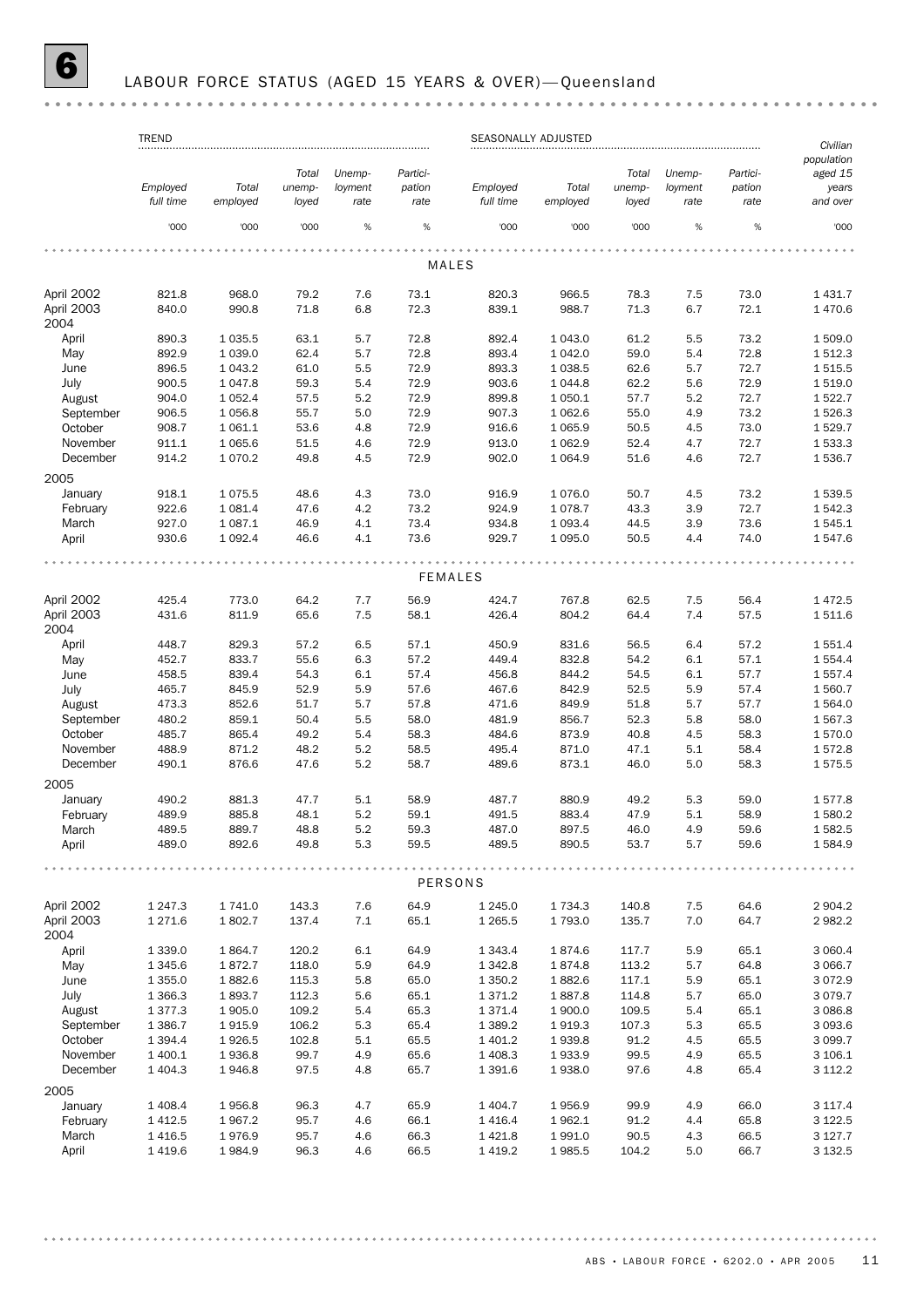# 6 LABOUR FORCE STATUS (AGED 15 YEARS & OVER)—Queensland

| | TREND | | | | | SEASONALLY ADJUSTED | | | | | |
|---|---|---|---|---|---|---|---|---|---|---|---|
| | Employed full time | Total employed | Total unemployed | Unemployment rate | Participation rate | Employed full time | Total employed | Total unemployed | Unemployment rate | Participation rate | Civilian population aged 15 years and over |
| | '000 | '000 | '000 | % | % | '000 | '000 | '000 | % | % | '000 |
| **MALES** | | | | | | | | | | | |
| April 2002 | 821.8 | 968.0 | 79.2 | 7.6 | 73.1 | 820.3 | 966.5 | 78.3 | 7.5 | 73.0 | 1 431.7 |
| April 2003 | 840.0 | 990.8 | 71.8 | 6.8 | 72.3 | 839.1 | 988.7 | 71.3 | 6.7 | 72.1 | 1 470.6 |
| 2004 | | | | | | | | | | | |
| April | 890.3 | 1 035.5 | 63.1 | 5.7 | 72.8 | 892.4 | 1 043.0 | 61.2 | 5.5 | 73.2 | 1 509.0 |
| May | 892.9 | 1 039.0 | 62.4 | 5.7 | 72.8 | 893.4 | 1 042.0 | 59.0 | 5.4 | 72.8 | 1 512.3 |
| June | 896.5 | 1 043.2 | 61.0 | 5.5 | 72.9 | 893.3 | 1 038.5 | 62.6 | 5.7 | 72.7 | 1 515.5 |
| July | 900.5 | 1 047.8 | 59.3 | 5.4 | 72.9 | 903.6 | 1 044.8 | 62.2 | 5.6 | 72.9 | 1 519.0 |
| August | 904.0 | 1 052.4 | 57.5 | 5.2 | 72.9 | 899.8 | 1 050.1 | 57.7 | 5.2 | 72.7 | 1 522.7 |
| September | 906.5 | 1 056.8 | 55.7 | 5.0 | 72.9 | 907.3 | 1 062.6 | 55.0 | 4.9 | 73.2 | 1 526.3 |
| October | 908.7 | 1 061.1 | 53.6 | 4.8 | 72.9 | 916.6 | 1 065.9 | 50.5 | 4.5 | 73.0 | 1 529.7 |
| November | 911.1 | 1 065.6 | 51.5 | 4.6 | 72.9 | 913.0 | 1 062.9 | 52.4 | 4.7 | 72.7 | 1 533.3 |
| December | 914.2 | 1 070.2 | 49.8 | 4.5 | 72.9 | 902.0 | 1 064.9 | 51.6 | 4.6 | 72.7 | 1 536.7 |
| 2005 | | | | | | | | | | | |
| January | 918.1 | 1 075.5 | 48.6 | 4.3 | 73.0 | 916.9 | 1 076.0 | 50.7 | 4.5 | 73.2 | 1 539.5 |
| February | 922.6 | 1 081.4 | 47.6 | 4.2 | 73.2 | 924.9 | 1 078.7 | 43.3 | 3.9 | 72.7 | 1 542.3 |
| March | 927.0 | 1 087.1 | 46.9 | 4.1 | 73.4 | 934.8 | 1 093.4 | 44.5 | 3.9 | 73.6 | 1 545.1 |
| April | 930.6 | 1 092.4 | 46.6 | 4.1 | 73.6 | 929.7 | 1 095.0 | 50.5 | 4.4 | 74.0 | 1 547.6 |
| **FEMALES** | | | | | | | | | | | |
| April 2002 | 425.4 | 773.0 | 64.2 | 7.7 | 56.9 | 424.7 | 767.8 | 62.5 | 7.5 | 56.4 | 1 472.5 |
| April 2003 | 431.6 | 811.9 | 65.6 | 7.5 | 58.1 | 426.4 | 804.2 | 64.4 | 7.4 | 57.5 | 1 511.6 |
| 2004 | | | | | | | | | | | |
| April | 448.7 | 829.3 | 57.2 | 6.5 | 57.1 | 450.9 | 831.6 | 56.5 | 6.4 | 57.2 | 1 551.4 |
| May | 452.7 | 833.7 | 55.6 | 6.3 | 57.2 | 449.4 | 832.8 | 54.2 | 6.1 | 57.1 | 1 554.4 |
| June | 458.5 | 839.4 | 54.3 | 6.1 | 57.4 | 456.8 | 844.2 | 54.5 | 6.1 | 57.7 | 1 557.4 |
| July | 465.7 | 845.9 | 52.9 | 5.9 | 57.6 | 467.6 | 842.9 | 52.5 | 5.9 | 57.4 | 1 560.7 |
| August | 473.3 | 852.6 | 51.7 | 5.7 | 57.8 | 471.6 | 849.9 | 51.8 | 5.7 | 57.7 | 1 564.0 |
| September | 480.2 | 859.1 | 50.4 | 5.5 | 58.0 | 481.9 | 856.7 | 52.3 | 5.8 | 58.0 | 1 567.3 |
| October | 485.7 | 865.4 | 49.2 | 5.4 | 58.3 | 484.6 | 873.9 | 40.8 | 4.5 | 58.3 | 1 570.0 |
| November | 488.9 | 871.2 | 48.2 | 5.2 | 58.5 | 495.4 | 871.0 | 47.1 | 5.1 | 58.4 | 1 572.8 |
| December | 490.1 | 876.6 | 47.6 | 5.2 | 58.7 | 489.6 | 873.1 | 46.0 | 5.0 | 58.3 | 1 575.5 |
| 2005 | | | | | | | | | | | |
| January | 490.2 | 881.3 | 47.7 | 5.1 | 58.9 | 487.7 | 880.9 | 49.2 | 5.3 | 59.0 | 1 577.8 |
| February | 489.9 | 885.8 | 48.1 | 5.2 | 59.1 | 491.5 | 883.4 | 47.9 | 5.1 | 58.9 | 1 580.2 |
| March | 489.5 | 889.7 | 48.8 | 5.2 | 59.3 | 487.0 | 897.5 | 46.0 | 4.9 | 59.6 | 1 582.5 |
| April | 489.0 | 892.6 | 49.8 | 5.3 | 59.5 | 489.5 | 890.5 | 53.7 | 5.7 | 59.6 | 1 584.9 |
| **PERSONS** | | | | | | | | | | | |
| April 2002 | 1 247.3 | 1 741.0 | 143.3 | 7.6 | 64.9 | 1 245.0 | 1 734.3 | 140.8 | 7.5 | 64.6 | 2 904.2 |
| April 2003 | 1 271.6 | 1 802.7 | 137.4 | 7.1 | 65.1 | 1 265.5 | 1 793.0 | 135.7 | 7.0 | 64.7 | 2 982.2 |
| 2004 | | | | | | | | | | | |
| April | 1 339.0 | 1 864.7 | 120.2 | 6.1 | 64.9 | 1 343.4 | 1 874.6 | 117.7 | 5.9 | 65.1 | 3 060.4 |
| May | 1 345.6 | 1 872.7 | 118.0 | 5.9 | 64.9 | 1 342.8 | 1 874.8 | 113.2 | 5.7 | 64.8 | 3 066.7 |
| June | 1 355.0 | 1 882.6 | 115.3 | 5.8 | 65.0 | 1 350.2 | 1 882.6 | 117.1 | 5.9 | 65.1 | 3 072.9 |
| July | 1 366.3 | 1 893.7 | 112.3 | 5.6 | 65.1 | 1 371.2 | 1 887.8 | 114.8 | 5.7 | 65.0 | 3 079.7 |
| August | 1 377.3 | 1 905.0 | 109.2 | 5.4 | 65.3 | 1 371.4 | 1 900.0 | 109.5 | 5.4 | 65.1 | 3 086.8 |
| September | 1 386.7 | 1 915.9 | 106.2 | 5.3 | 65.4 | 1 389.2 | 1 919.3 | 107.3 | 5.3 | 65.5 | 3 093.6 |
| October | 1 394.4 | 1 926.5 | 102.8 | 5.1 | 65.5 | 1 401.2 | 1 939.8 | 91.2 | 4.5 | 65.5 | 3 099.7 |
| November | 1 400.1 | 1 936.8 | 99.7 | 4.9 | 65.6 | 1 408.3 | 1 933.9 | 99.5 | 4.9 | 65.5 | 3 106.1 |
| December | 1 404.3 | 1 946.8 | 97.5 | 4.8 | 65.7 | 1 391.6 | 1 938.0 | 97.6 | 4.8 | 65.4 | 3 112.2 |
| 2005 | | | | | | | | | | | |
| January | 1 408.4 | 1 956.8 | 96.3 | 4.7 | 65.9 | 1 404.7 | 1 956.9 | 99.9 | 4.9 | 66.0 | 3 117.4 |
| February | 1 412.5 | 1 967.2 | 95.7 | 4.6 | 66.1 | 1 416.4 | 1 962.1 | 91.2 | 4.4 | 65.8 | 3 122.5 |
| March | 1 416.5 | 1 976.9 | 95.7 | 4.6 | 66.3 | 1 421.8 | 1 991.0 | 90.5 | 4.3 | 66.5 | 3 127.7 |
| April | 1 419.6 | 1 984.9 | 96.3 | 4.6 | 66.5 | 1 419.2 | 1 985.5 | 104.2 | 5.0 | 66.7 | 3 132.5 |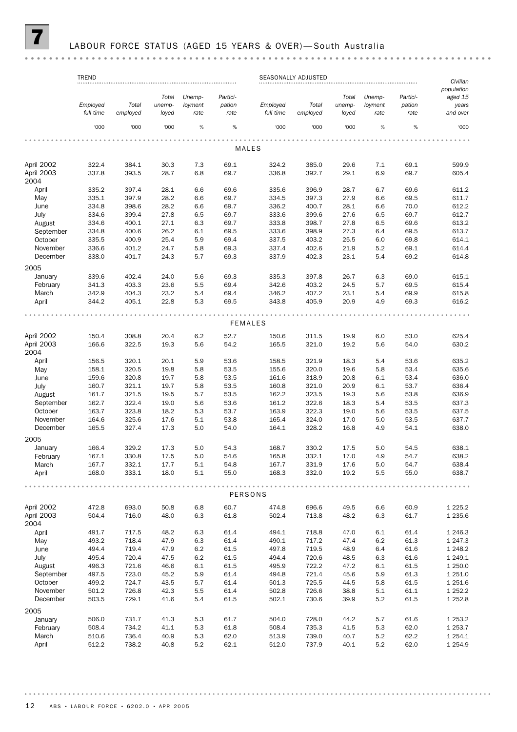# 7 LABOUR FORCE STATUS (AGED 15 YEARS & OVER)—South Australia

| | TREND | | | | | SEASONALLY ADJUSTED | | | | | |
|---|---|---|---|---|---|---|---|---|---|---|---|
| | *Employed full time* | *Total employed* | *Total unemployed* | *Unemployment rate* | *Participation rate* | *Employed full time* | *Total employed* | *Total unemployed* | *Unemployment rate* | *Participation rate* | *Civilian population aged 15 years and over* |
| | '000 | '000 | '000 | % | % | '000 | '000 | '000 | % | % | '000 |
| **MALES** | | | | | | | | | | | |
| April 2002 | 322.4 | 384.1 | 30.3 | 7.3 | 69.1 | 324.2 | 385.0 | 29.6 | 7.1 | 69.1 | 599.9 |
| April 2003 | 337.8 | 393.5 | 28.7 | 6.8 | 69.7 | 336.8 | 392.7 | 29.1 | 6.9 | 69.7 | 605.4 |
| 2004 | | | | | | | | | | | |
| April | 335.2 | 397.4 | 28.1 | 6.6 | 69.6 | 335.6 | 396.9 | 28.7 | 6.7 | 69.6 | 611.2 |
| May | 335.1 | 397.9 | 28.2 | 6.6 | 69.7 | 334.5 | 397.3 | 27.9 | 6.6 | 69.5 | 611.7 |
| June | 334.8 | 398.6 | 28.2 | 6.6 | 69.7 | 336.2 | 400.7 | 28.1 | 6.6 | 70.0 | 612.2 |
| July | 334.6 | 399.4 | 27.8 | 6.5 | 69.7 | 333.6 | 399.6 | 27.6 | 6.5 | 69.7 | 612.7 |
| August | 334.6 | 400.1 | 27.1 | 6.3 | 69.7 | 333.8 | 398.7 | 27.8 | 6.5 | 69.6 | 613.2 |
| September | 334.8 | 400.6 | 26.2 | 6.1 | 69.5 | 333.6 | 398.9 | 27.3 | 6.4 | 69.5 | 613.7 |
| October | 335.5 | 400.9 | 25.4 | 5.9 | 69.4 | 337.5 | 403.2 | 25.5 | 6.0 | 69.8 | 614.1 |
| November | 336.6 | 401.2 | 24.7 | 5.8 | 69.3 | 337.4 | 402.6 | 21.9 | 5.2 | 69.1 | 614.4 |
| December | 338.0 | 401.7 | 24.3 | 5.7 | 69.3 | 337.9 | 402.3 | 23.1 | 5.4 | 69.2 | 614.8 |
| 2005 | | | | | | | | | | | |
| January | 339.6 | 402.4 | 24.0 | 5.6 | 69.3 | 335.3 | 397.8 | 26.7 | 6.3 | 69.0 | 615.1 |
| February | 341.3 | 403.3 | 23.6 | 5.5 | 69.4 | 342.6 | 403.2 | 24.5 | 5.7 | 69.5 | 615.4 |
| March | 342.9 | 404.3 | 23.2 | 5.4 | 69.4 | 346.2 | 407.2 | 23.1 | 5.4 | 69.9 | 615.8 |
| April | 344.2 | 405.1 | 22.8 | 5.3 | 69.5 | 343.8 | 405.9 | 20.9 | 4.9 | 69.3 | 616.2 |
| **FEMALES** | | | | | | | | | | | |
| April 2002 | 150.4 | 308.8 | 20.4 | 6.2 | 52.7 | 150.6 | 311.5 | 19.9 | 6.0 | 53.0 | 625.4 |
| April 2003 | 166.6 | 322.5 | 19.3 | 5.6 | 54.2 | 165.5 | 321.0 | 19.2 | 5.6 | 54.0 | 630.2 |
| 2004 | | | | | | | | | | | |
| April | 156.5 | 320.1 | 20.1 | 5.9 | 53.6 | 158.5 | 321.9 | 18.3 | 5.4 | 53.6 | 635.2 |
| May | 158.1 | 320.5 | 19.8 | 5.8 | 53.5 | 155.6 | 320.0 | 19.6 | 5.8 | 53.4 | 635.6 |
| June | 159.6 | 320.8 | 19.7 | 5.8 | 53.5 | 161.6 | 318.9 | 20.8 | 6.1 | 53.4 | 636.0 |
| July | 160.7 | 321.1 | 19.7 | 5.8 | 53.5 | 160.8 | 321.0 | 20.9 | 6.1 | 53.7 | 636.4 |
| August | 161.7 | 321.5 | 19.5 | 5.7 | 53.5 | 162.2 | 323.5 | 19.3 | 5.6 | 53.8 | 636.9 |
| September | 162.7 | 322.4 | 19.0 | 5.6 | 53.6 | 161.2 | 322.6 | 18.3 | 5.4 | 53.5 | 637.3 |
| October | 163.7 | 323.8 | 18.2 | 5.3 | 53.7 | 163.9 | 322.3 | 19.0 | 5.6 | 53.5 | 637.5 |
| November | 164.6 | 325.6 | 17.6 | 5.1 | 53.8 | 165.4 | 324.0 | 17.0 | 5.0 | 53.5 | 637.7 |
| December | 165.5 | 327.4 | 17.3 | 5.0 | 54.0 | 164.1 | 328.2 | 16.8 | 4.9 | 54.1 | 638.0 |
| 2005 | | | | | | | | | | | |
| January | 166.4 | 329.2 | 17.3 | 5.0 | 54.3 | 168.7 | 330.2 | 17.5 | 5.0 | 54.5 | 638.1 |
| February | 167.1 | 330.8 | 17.5 | 5.0 | 54.6 | 165.8 | 332.1 | 17.0 | 4.9 | 54.7 | 638.2 |
| March | 167.7 | 332.1 | 17.7 | 5.1 | 54.8 | 167.7 | 331.9 | 17.6 | 5.0 | 54.7 | 638.4 |
| April | 168.0 | 333.1 | 18.0 | 5.1 | 55.0 | 168.3 | 332.0 | 19.2 | 5.5 | 55.0 | 638.7 |
| **PERSONS** | | | | | | | | | | | |
| April 2002 | 472.8 | 693.0 | 50.8 | 6.8 | 60.7 | 474.8 | 696.6 | 49.5 | 6.6 | 60.9 | 1 225.2 |
| April 2003 | 504.4 | 716.0 | 48.0 | 6.3 | 61.8 | 502.4 | 713.8 | 48.2 | 6.3 | 61.7 | 1 235.6 |
| 2004 | | | | | | | | | | | |
| April | 491.7 | 717.5 | 48.2 | 6.3 | 61.4 | 494.1 | 718.8 | 47.0 | 6.1 | 61.4 | 1 246.3 |
| May | 493.2 | 718.4 | 47.9 | 6.3 | 61.4 | 490.1 | 717.2 | 47.4 | 6.2 | 61.3 | 1 247.3 |
| June | 494.4 | 719.4 | 47.9 | 6.2 | 61.5 | 497.8 | 719.5 | 48.9 | 6.4 | 61.6 | 1 248.2 |
| July | 495.4 | 720.4 | 47.5 | 6.2 | 61.5 | 494.4 | 720.6 | 48.5 | 6.3 | 61.6 | 1 249.1 |
| August | 496.3 | 721.6 | 46.6 | 6.1 | 61.5 | 495.9 | 722.2 | 47.2 | 6.1 | 61.5 | 1 250.0 |
| September | 497.5 | 723.0 | 45.2 | 5.9 | 61.4 | 494.8 | 721.4 | 45.6 | 5.9 | 61.3 | 1 251.0 |
| October | 499.2 | 724.7 | 43.5 | 5.7 | 61.4 | 501.3 | 725.5 | 44.5 | 5.8 | 61.5 | 1 251.6 |
| November | 501.2 | 726.8 | 42.3 | 5.5 | 61.4 | 502.8 | 726.6 | 38.8 | 5.1 | 61.1 | 1 252.2 |
| December | 503.5 | 729.1 | 41.6 | 5.4 | 61.5 | 502.1 | 730.6 | 39.9 | 5.2 | 61.5 | 1 252.8 |
| 2005 | | | | | | | | | | | |
| January | 506.0 | 731.7 | 41.3 | 5.3 | 61.7 | 504.0 | 728.0 | 44.2 | 5.7 | 61.6 | 1 253.2 |
| February | 508.4 | 734.2 | 41.1 | 5.3 | 61.8 | 508.4 | 735.3 | 41.5 | 5.3 | 62.0 | 1 253.7 |
| March | 510.6 | 736.4 | 40.9 | 5.3 | 62.0 | 513.9 | 739.0 | 40.7 | 5.2 | 62.2 | 1 254.1 |
| April | 512.2 | 738.2 | 40.8 | 5.2 | 62.1 | 512.0 | 737.9 | 40.1 | 5.2 | 62.0 | 1 254.9 |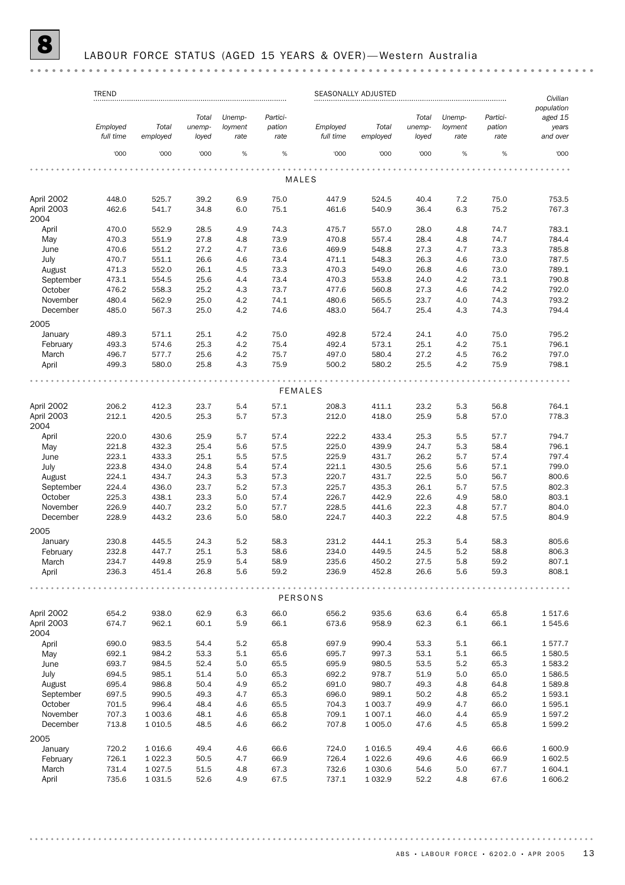# 8 LABOUR FORCE STATUS (AGED 15 YEARS & OVER)—Western Australia

| | TREND | | | | | SEASONALLY ADJUSTED | | | | | |
|---|---|---|---|---|---|---|---|---|---|---|---|
| | *Employed full time* | *Total employed* | *Total unemp-loyed* | *Unemp-loyment rate* | *Partici-pation rate* | *Employed full time* | *Total employed* | *Total unemp-loyed* | *Unemp-loyment rate* | *Partici-pation rate* | *Civilian population aged 15 years and over* |
| | '000 | '000 | '000 | % | % | '000 | '000 | '000 | % | % | '000 |
| **MALES** | | | | | | | | | | | |
| April 2002 | 448.0 | 525.7 | 39.2 | 6.9 | 75.0 | 447.9 | 524.5 | 40.4 | 7.2 | 75.0 | 753.5 |
| April 2003 | 462.6 | 541.7 | 34.8 | 6.0 | 75.1 | 461.6 | 540.9 | 36.4 | 6.3 | 75.2 | 767.3 |
| 2004 | | | | | | | | | | | |
| April | 470.0 | 552.9 | 28.5 | 4.9 | 74.3 | 475.7 | 557.0 | 28.0 | 4.8 | 74.7 | 783.1 |
| May | 470.3 | 551.9 | 27.8 | 4.8 | 73.9 | 470.8 | 557.4 | 28.4 | 4.8 | 74.7 | 784.4 |
| June | 470.6 | 551.2 | 27.2 | 4.7 | 73.6 | 469.9 | 548.8 | 27.3 | 4.7 | 73.3 | 785.8 |
| July | 470.7 | 551.1 | 26.6 | 4.6 | 73.4 | 471.1 | 548.3 | 26.3 | 4.6 | 73.0 | 787.5 |
| August | 471.3 | 552.0 | 26.1 | 4.5 | 73.3 | 470.3 | 549.0 | 26.8 | 4.6 | 73.0 | 789.1 |
| September | 473.1 | 554.5 | 25.6 | 4.4 | 73.4 | 470.3 | 553.8 | 24.0 | 4.2 | 73.1 | 790.8 |
| October | 476.2 | 558.3 | 25.2 | 4.3 | 73.7 | 477.6 | 560.8 | 27.3 | 4.6 | 74.2 | 792.0 |
| November | 480.4 | 562.9 | 25.0 | 4.2 | 74.1 | 480.6 | 565.5 | 23.7 | 4.0 | 74.3 | 793.2 |
| December | 485.0 | 567.3 | 25.0 | 4.2 | 74.6 | 483.0 | 564.7 | 25.4 | 4.3 | 74.3 | 794.4 |
| 2005 | | | | | | | | | | | |
| January | 489.3 | 571.1 | 25.1 | 4.2 | 75.0 | 492.8 | 572.4 | 24.1 | 4.0 | 75.0 | 795.2 |
| February | 493.3 | 574.6 | 25.3 | 4.2 | 75.4 | 492.4 | 573.1 | 25.1 | 4.2 | 75.1 | 796.1 |
| March | 496.7 | 577.7 | 25.6 | 4.2 | 75.7 | 497.0 | 580.4 | 27.2 | 4.5 | 76.2 | 797.0 |
| April | 499.3 | 580.0 | 25.8 | 4.3 | 75.9 | 500.2 | 580.2 | 25.5 | 4.2 | 75.9 | 798.1 |
| **FEMALES** | | | | | | | | | | | |
| April 2002 | 206.2 | 412.3 | 23.7 | 5.4 | 57.1 | 208.3 | 411.1 | 23.2 | 5.3 | 56.8 | 764.1 |
| April 2003 | 212.1 | 420.5 | 25.3 | 5.7 | 57.3 | 212.0 | 418.0 | 25.9 | 5.8 | 57.0 | 778.3 |
| 2004 | | | | | | | | | | | |
| April | 220.0 | 430.6 | 25.9 | 5.7 | 57.4 | 222.2 | 433.4 | 25.3 | 5.5 | 57.7 | 794.7 |
| May | 221.8 | 432.3 | 25.4 | 5.6 | 57.5 | 225.0 | 439.9 | 24.7 | 5.3 | 58.4 | 796.1 |
| June | 223.1 | 433.3 | 25.1 | 5.5 | 57.5 | 225.9 | 431.7 | 26.2 | 5.7 | 57.4 | 797.4 |
| July | 223.8 | 434.0 | 24.8 | 5.4 | 57.4 | 221.1 | 430.5 | 25.6 | 5.6 | 57.1 | 799.0 |
| August | 224.1 | 434.7 | 24.3 | 5.3 | 57.3 | 220.7 | 431.7 | 22.5 | 5.0 | 56.7 | 800.6 |
| September | 224.4 | 436.0 | 23.7 | 5.2 | 57.3 | 225.7 | 435.3 | 26.1 | 5.7 | 57.5 | 802.3 |
| October | 225.3 | 438.1 | 23.3 | 5.0 | 57.4 | 226.7 | 442.9 | 22.6 | 4.9 | 58.0 | 803.1 |
| November | 226.9 | 440.7 | 23.2 | 5.0 | 57.7 | 228.5 | 441.6 | 22.3 | 4.8 | 57.7 | 804.0 |
| December | 228.9 | 443.2 | 23.6 | 5.0 | 58.0 | 224.7 | 440.3 | 22.2 | 4.8 | 57.5 | 804.9 |
| 2005 | | | | | | | | | | | |
| January | 230.8 | 445.5 | 24.3 | 5.2 | 58.3 | 231.2 | 444.1 | 25.3 | 5.4 | 58.3 | 805.6 |
| February | 232.8 | 447.7 | 25.1 | 5.3 | 58.6 | 234.0 | 449.5 | 24.5 | 5.2 | 58.8 | 806.3 |
| March | 234.7 | 449.8 | 25.9 | 5.4 | 58.9 | 235.6 | 450.2 | 27.5 | 5.8 | 59.2 | 807.1 |
| April | 236.3 | 451.4 | 26.8 | 5.6 | 59.2 | 236.9 | 452.8 | 26.6 | 5.6 | 59.3 | 808.1 |
| **PERSONS** | | | | | | | | | | | |
| April 2002 | 654.2 | 938.0 | 62.9 | 6.3 | 66.0 | 656.2 | 935.6 | 63.6 | 6.4 | 65.8 | 1 517.6 |
| April 2003 | 674.7 | 962.1 | 60.1 | 5.9 | 66.1 | 673.6 | 958.9 | 62.3 | 6.1 | 66.1 | 1 545.6 |
| 2004 | | | | | | | | | | | |
| April | 690.0 | 983.5 | 54.4 | 5.2 | 65.8 | 697.9 | 990.4 | 53.3 | 5.1 | 66.1 | 1 577.7 |
| May | 692.1 | 984.2 | 53.3 | 5.1 | 65.6 | 695.7 | 997.3 | 53.1 | 5.1 | 66.5 | 1 580.5 |
| June | 693.7 | 984.5 | 52.4 | 5.0 | 65.5 | 695.9 | 980.5 | 53.5 | 5.2 | 65.3 | 1 583.2 |
| July | 694.5 | 985.1 | 51.4 | 5.0 | 65.3 | 692.2 | 978.7 | 51.9 | 5.0 | 65.0 | 1 586.5 |
| August | 695.4 | 986.8 | 50.4 | 4.9 | 65.2 | 691.0 | 980.7 | 49.3 | 4.8 | 64.8 | 1 589.8 |
| September | 697.5 | 990.5 | 49.3 | 4.7 | 65.3 | 696.0 | 989.1 | 50.2 | 4.8 | 65.2 | 1 593.1 |
| October | 701.5 | 996.4 | 48.4 | 4.6 | 65.5 | 704.3 | 1 003.7 | 49.9 | 4.7 | 66.0 | 1 595.1 |
| November | 707.3 | 1 003.6 | 48.1 | 4.6 | 65.8 | 709.1 | 1 007.1 | 46.0 | 4.4 | 65.9 | 1 597.2 |
| December | 713.8 | 1 010.5 | 48.5 | 4.6 | 66.2 | 707.8 | 1 005.0 | 47.6 | 4.5 | 65.8 | 1 599.2 |
| 2005 | | | | | | | | | | | |
| January | 720.2 | 1 016.6 | 49.4 | 4.6 | 66.6 | 724.0 | 1 016.5 | 49.4 | 4.6 | 66.6 | 1 600.9 |
| February | 726.1 | 1 022.3 | 50.5 | 4.7 | 66.9 | 726.4 | 1 022.6 | 49.6 | 4.6 | 66.9 | 1 602.5 |
| March | 731.4 | 1 027.5 | 51.5 | 4.8 | 67.3 | 732.6 | 1 030.6 | 54.6 | 5.0 | 67.7 | 1 604.1 |
| April | 735.6 | 1 031.5 | 52.6 | 4.9 | 67.5 | 737.1 | 1 032.9 | 52.2 | 4.8 | 67.6 | 1 606.2 |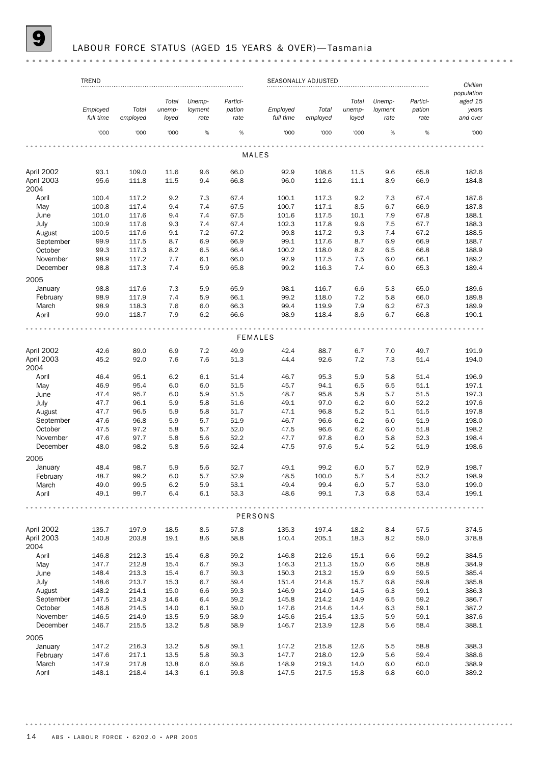# 9 LABOUR FORCE STATUS (AGED 15 YEARS & OVER)—Tasmania

| | TREND | | | | | SEASONALLY ADJUSTED | | | | | |
|---|---|---|---|---|---|---|---|---|---|---|---|
| | Employed full time | Total employed | Total unemployed | Unemployment rate | Participation rate | Employed full time | Total employed | Total unemployed | Unemployment rate | Participation rate | Civilian population aged 15 years and over |
| | '000 | '000 | '000 | % | % | '000 | '000 | '000 | % | % | '000 |
| **MALES** | | | | | | | | | | | |
| April 2002 | 93.1 | 109.0 | 11.6 | 9.6 | 66.0 | 92.9 | 108.6 | 11.5 | 9.6 | 65.8 | 182.6 |
| April 2003 | 95.6 | 111.8 | 11.5 | 9.4 | 66.8 | 96.0 | 112.6 | 11.1 | 8.9 | 66.9 | 184.8 |
| 2004 | | | | | | | | | | | |
| April | 100.4 | 117.2 | 9.2 | 7.3 | 67.4 | 100.1 | 117.3 | 9.2 | 7.3 | 67.4 | 187.6 |
| May | 100.8 | 117.4 | 9.4 | 7.4 | 67.5 | 100.7 | 117.1 | 8.5 | 6.7 | 66.9 | 187.8 |
| June | 101.0 | 117.6 | 9.4 | 7.4 | 67.5 | 101.6 | 117.5 | 10.1 | 7.9 | 67.8 | 188.1 |
| July | 100.9 | 117.6 | 9.3 | 7.4 | 67.4 | 102.3 | 117.8 | 9.6 | 7.5 | 67.7 | 188.3 |
| August | 100.5 | 117.6 | 9.1 | 7.2 | 67.2 | 99.8 | 117.2 | 9.3 | 7.4 | 67.2 | 188.5 |
| September | 99.9 | 117.5 | 8.7 | 6.9 | 66.9 | 99.1 | 117.6 | 8.7 | 6.9 | 66.9 | 188.7 |
| October | 99.3 | 117.3 | 8.2 | 6.5 | 66.4 | 100.2 | 118.0 | 8.2 | 6.5 | 66.8 | 188.9 |
| November | 98.9 | 117.2 | 7.7 | 6.1 | 66.0 | 97.9 | 117.5 | 7.5 | 6.0 | 66.1 | 189.2 |
| December | 98.8 | 117.3 | 7.4 | 5.9 | 65.8 | 99.2 | 116.3 | 7.4 | 6.0 | 65.3 | 189.4 |
| 2005 | | | | | | | | | | | |
| January | 98.8 | 117.6 | 7.3 | 5.9 | 65.9 | 98.1 | 116.7 | 6.6 | 5.3 | 65.0 | 189.6 |
| February | 98.9 | 117.9 | 7.4 | 5.9 | 66.1 | 99.2 | 118.0 | 7.2 | 5.8 | 66.0 | 189.8 |
| March | 98.9 | 118.3 | 7.6 | 6.0 | 66.3 | 99.4 | 119.9 | 7.9 | 6.2 | 67.3 | 189.9 |
| April | 99.0 | 118.7 | 7.9 | 6.2 | 66.6 | 98.9 | 118.4 | 8.6 | 6.7 | 66.8 | 190.1 |
| **FEMALES** | | | | | | | | | | | |
| April 2002 | 42.6 | 89.0 | 6.9 | 7.2 | 49.9 | 42.4 | 88.7 | 6.7 | 7.0 | 49.7 | 191.9 |
| April 2003 | 45.2 | 92.0 | 7.6 | 7.6 | 51.3 | 44.4 | 92.6 | 7.2 | 7.3 | 51.4 | 194.0 |
| 2004 | | | | | | | | | | | |
| April | 46.4 | 95.1 | 6.2 | 6.1 | 51.4 | 46.7 | 95.3 | 5.9 | 5.8 | 51.4 | 196.9 |
| May | 46.9 | 95.4 | 6.0 | 6.0 | 51.5 | 45.7 | 94.1 | 6.5 | 6.5 | 51.1 | 197.1 |
| June | 47.4 | 95.7 | 6.0 | 5.9 | 51.5 | 48.7 | 95.8 | 5.8 | 5.7 | 51.5 | 197.3 |
| July | 47.7 | 96.1 | 5.9 | 5.8 | 51.6 | 49.1 | 97.0 | 6.2 | 6.0 | 52.2 | 197.6 |
| August | 47.7 | 96.5 | 5.9 | 5.8 | 51.7 | 47.1 | 96.8 | 5.2 | 5.1 | 51.5 | 197.8 |
| September | 47.6 | 96.8 | 5.9 | 5.7 | 51.9 | 46.7 | 96.6 | 6.2 | 6.0 | 51.9 | 198.0 |
| October | 47.5 | 97.2 | 5.8 | 5.7 | 52.0 | 47.5 | 96.6 | 6.2 | 6.0 | 51.8 | 198.2 |
| November | 47.6 | 97.7 | 5.8 | 5.6 | 52.2 | 47.7 | 97.8 | 6.0 | 5.8 | 52.3 | 198.4 |
| December | 48.0 | 98.2 | 5.8 | 5.6 | 52.4 | 47.5 | 97.6 | 5.4 | 5.2 | 51.9 | 198.6 |
| 2005 | | | | | | | | | | | |
| January | 48.4 | 98.7 | 5.9 | 5.6 | 52.7 | 49.1 | 99.2 | 6.0 | 5.7 | 52.9 | 198.7 |
| February | 48.7 | 99.2 | 6.0 | 5.7 | 52.9 | 48.5 | 100.0 | 5.7 | 5.4 | 53.2 | 198.9 |
| March | 49.0 | 99.5 | 6.2 | 5.9 | 53.1 | 49.4 | 99.4 | 6.0 | 5.7 | 53.0 | 199.0 |
| April | 49.1 | 99.7 | 6.4 | 6.1 | 53.3 | 48.6 | 99.1 | 7.3 | 6.8 | 53.4 | 199.1 |
| **PERSONS** | | | | | | | | | | | |
| April 2002 | 135.7 | 197.9 | 18.5 | 8.5 | 57.8 | 135.3 | 197.4 | 18.2 | 8.4 | 57.5 | 374.5 |
| April 2003 | 140.8 | 203.8 | 19.1 | 8.6 | 58.8 | 140.4 | 205.1 | 18.3 | 8.2 | 59.0 | 378.8 |
| 2004 | | | | | | | | | | | |
| April | 146.8 | 212.3 | 15.4 | 6.8 | 59.2 | 146.8 | 212.6 | 15.1 | 6.6 | 59.2 | 384.5 |
| May | 147.7 | 212.8 | 15.4 | 6.7 | 59.3 | 146.3 | 211.3 | 15.0 | 6.6 | 58.8 | 384.9 |
| June | 148.4 | 213.3 | 15.4 | 6.7 | 59.3 | 150.3 | 213.2 | 15.9 | 6.9 | 59.5 | 385.4 |
| July | 148.6 | 213.7 | 15.3 | 6.7 | 59.4 | 151.4 | 214.8 | 15.7 | 6.8 | 59.8 | 385.8 |
| August | 148.2 | 214.1 | 15.0 | 6.6 | 59.3 | 146.9 | 214.0 | 14.5 | 6.3 | 59.1 | 386.3 |
| September | 147.5 | 214.3 | 14.6 | 6.4 | 59.2 | 145.8 | 214.2 | 14.9 | 6.5 | 59.2 | 386.7 |
| October | 146.8 | 214.5 | 14.0 | 6.1 | 59.0 | 147.6 | 214.6 | 14.4 | 6.3 | 59.1 | 387.2 |
| November | 146.5 | 214.9 | 13.5 | 5.9 | 58.9 | 145.6 | 215.4 | 13.5 | 5.9 | 59.1 | 387.6 |
| December | 146.7 | 215.5 | 13.2 | 5.8 | 58.9 | 146.7 | 213.9 | 12.8 | 5.6 | 58.4 | 388.1 |
| 2005 | | | | | | | | | | | |
| January | 147.2 | 216.3 | 13.2 | 5.8 | 59.1 | 147.2 | 215.8 | 12.6 | 5.5 | 58.8 | 388.3 |
| February | 147.6 | 217.1 | 13.5 | 5.8 | 59.3 | 147.7 | 218.0 | 12.9 | 5.6 | 59.4 | 388.6 |
| March | 147.9 | 217.8 | 13.8 | 6.0 | 59.6 | 148.9 | 219.3 | 14.0 | 6.0 | 60.0 | 388.9 |
| April | 148.1 | 218.4 | 14.3 | 6.1 | 59.8 | 147.5 | 217.5 | 15.8 | 6.8 | 60.0 | 389.2 |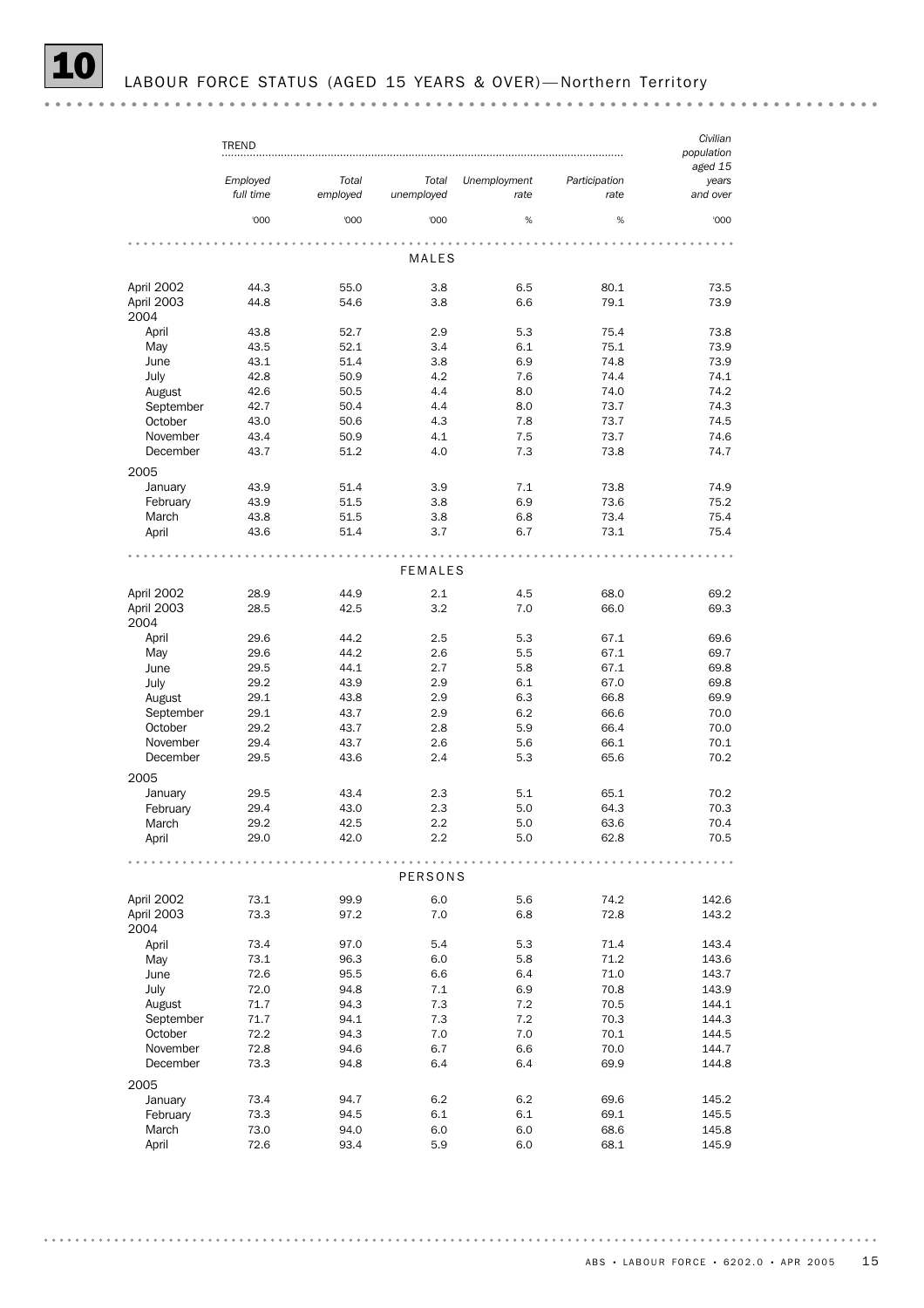## 10 LABOUR FORCE STATUS (AGED 15 YEARS & OVER)—Northern Territory

| | TREND | | | | | Civilian population aged 15 years and over |
|---|---|---|---|---|---|---|
| | Employed full time | Total employed | Total unemployed | Unemployment rate | Participation rate | |
| | '000 | '000 | '000 | % | % | '000 |
| **MALES** | | | | | | |
| April 2002 | 44.3 | 55.0 | 3.8 | 6.5 | 80.1 | 73.5 |
| April 2003 | 44.8 | 54.6 | 3.8 | 6.6 | 79.1 | 73.9 |
| 2004 | | | | | | |
| April | 43.8 | 52.7 | 2.9 | 5.3 | 75.4 | 73.8 |
| May | 43.5 | 52.1 | 3.4 | 6.1 | 75.1 | 73.9 |
| June | 43.1 | 51.4 | 3.8 | 6.9 | 74.8 | 73.9 |
| July | 42.8 | 50.9 | 4.2 | 7.6 | 74.4 | 74.1 |
| August | 42.6 | 50.5 | 4.4 | 8.0 | 74.0 | 74.2 |
| September | 42.7 | 50.4 | 4.4 | 8.0 | 73.7 | 74.3 |
| October | 43.0 | 50.6 | 4.3 | 7.8 | 73.7 | 74.5 |
| November | 43.4 | 50.9 | 4.1 | 7.5 | 73.7 | 74.6 |
| December | 43.7 | 51.2 | 4.0 | 7.3 | 73.8 | 74.7 |
| 2005 | | | | | | |
| January | 43.9 | 51.4 | 3.9 | 7.1 | 73.8 | 74.9 |
| February | 43.9 | 51.5 | 3.8 | 6.9 | 73.6 | 75.2 |
| March | 43.8 | 51.5 | 3.8 | 6.8 | 73.4 | 75.4 |
| April | 43.6 | 51.4 | 3.7 | 6.7 | 73.1 | 75.4 |
| **FEMALES** | | | | | | |
| April 2002 | 28.9 | 44.9 | 2.1 | 4.5 | 68.0 | 69.2 |
| April 2003 | 28.5 | 42.5 | 3.2 | 7.0 | 66.0 | 69.3 |
| 2004 | | | | | | |
| April | 29.6 | 44.2 | 2.5 | 5.3 | 67.1 | 69.6 |
| May | 29.6 | 44.2 | 2.6 | 5.5 | 67.1 | 69.7 |
| June | 29.5 | 44.1 | 2.7 | 5.8 | 67.1 | 69.8 |
| July | 29.2 | 43.9 | 2.9 | 6.1 | 67.0 | 69.8 |
| August | 29.1 | 43.8 | 2.9 | 6.3 | 66.8 | 69.9 |
| September | 29.1 | 43.7 | 2.9 | 6.2 | 66.6 | 70.0 |
| October | 29.2 | 43.7 | 2.8 | 5.9 | 66.4 | 70.0 |
| November | 29.4 | 43.7 | 2.6 | 5.6 | 66.1 | 70.1 |
| December | 29.5 | 43.6 | 2.4 | 5.3 | 65.6 | 70.2 |
| 2005 | | | | | | |
| January | 29.5 | 43.4 | 2.3 | 5.1 | 65.1 | 70.2 |
| February | 29.4 | 43.0 | 2.3 | 5.0 | 64.3 | 70.3 |
| March | 29.2 | 42.5 | 2.2 | 5.0 | 63.6 | 70.4 |
| April | 29.0 | 42.0 | 2.2 | 5.0 | 62.8 | 70.5 |
| **PERSONS** | | | | | | |
| April 2002 | 73.1 | 99.9 | 6.0 | 5.6 | 74.2 | 142.6 |
| April 2003 | 73.3 | 97.2 | 7.0 | 6.8 | 72.8 | 143.2 |
| 2004 | | | | | | |
| April | 73.4 | 97.0 | 5.4 | 5.3 | 71.4 | 143.4 |
| May | 73.1 | 96.3 | 6.0 | 5.8 | 71.2 | 143.6 |
| June | 72.6 | 95.5 | 6.6 | 6.4 | 71.0 | 143.7 |
| July | 72.0 | 94.8 | 7.1 | 6.9 | 70.8 | 143.9 |
| August | 71.7 | 94.3 | 7.3 | 7.2 | 70.5 | 144.1 |
| September | 71.7 | 94.1 | 7.3 | 7.2 | 70.3 | 144.3 |
| October | 72.2 | 94.3 | 7.0 | 7.0 | 70.1 | 144.5 |
| November | 72.8 | 94.6 | 6.7 | 6.6 | 70.0 | 144.7 |
| December | 73.3 | 94.8 | 6.4 | 6.4 | 69.9 | 144.8 |
| 2005 | | | | | | |
| January | 73.4 | 94.7 | 6.2 | 6.2 | 69.6 | 145.2 |
| February | 73.3 | 94.5 | 6.1 | 6.1 | 69.1 | 145.5 |
| March | 73.0 | 94.0 | 6.0 | 6.0 | 68.6 | 145.8 |
| April | 72.6 | 93.4 | 5.9 | 6.0 | 68.1 | 145.9 |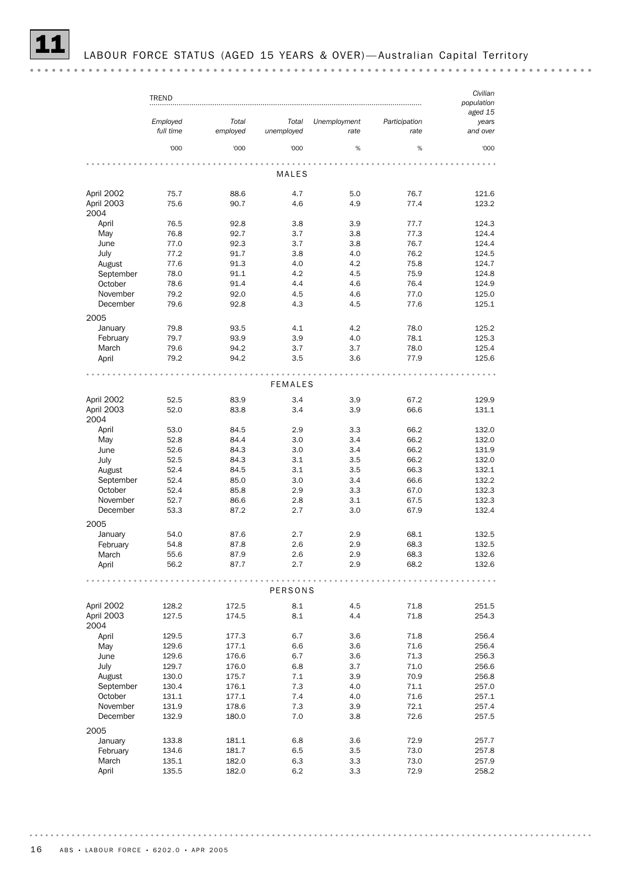# 11 LABOUR FORCE STATUS (AGED 15 YEARS & OVER)—Australian Capital Territory

| | TREND | | | | | Civilian population aged 15 years and over |
|---|---|---|---|---|---|---|
| | Employed full time | Total employed | Total unemployed | Unemployment rate | Participation rate | |
| | '000 | '000 | '000 | % | % | '000 |
| **MALES** | | | | | | |
| April 2002 | 75.7 | 88.6 | 4.7 | 5.0 | 76.7 | 121.6 |
| April 2003 | 75.6 | 90.7 | 4.6 | 4.9 | 77.4 | 123.2 |
| 2004 | | | | | | |
| April | 76.5 | 92.8 | 3.8 | 3.9 | 77.7 | 124.3 |
| May | 76.8 | 92.7 | 3.7 | 3.8 | 77.3 | 124.4 |
| June | 77.0 | 92.3 | 3.7 | 3.8 | 76.7 | 124.4 |
| July | 77.2 | 91.7 | 3.8 | 4.0 | 76.2 | 124.5 |
| August | 77.6 | 91.3 | 4.0 | 4.2 | 75.8 | 124.7 |
| September | 78.0 | 91.1 | 4.2 | 4.5 | 75.9 | 124.8 |
| October | 78.6 | 91.4 | 4.4 | 4.6 | 76.4 | 124.9 |
| November | 79.2 | 92.0 | 4.5 | 4.6 | 77.0 | 125.0 |
| December | 79.6 | 92.8 | 4.3 | 4.5 | 77.6 | 125.1 |
| 2005 | | | | | | |
| January | 79.8 | 93.5 | 4.1 | 4.2 | 78.0 | 125.2 |
| February | 79.7 | 93.9 | 3.9 | 4.0 | 78.1 | 125.3 |
| March | 79.6 | 94.2 | 3.7 | 3.7 | 78.0 | 125.4 |
| April | 79.2 | 94.2 | 3.5 | 3.6 | 77.9 | 125.6 |
| **FEMALES** | | | | | | |
| April 2002 | 52.5 | 83.9 | 3.4 | 3.9 | 67.2 | 129.9 |
| April 2003 | 52.0 | 83.8 | 3.4 | 3.9 | 66.6 | 131.1 |
| 2004 | | | | | | |
| April | 53.0 | 84.5 | 2.9 | 3.3 | 66.2 | 132.0 |
| May | 52.8 | 84.4 | 3.0 | 3.4 | 66.2 | 132.0 |
| June | 52.6 | 84.3 | 3.0 | 3.4 | 66.2 | 131.9 |
| July | 52.5 | 84.3 | 3.1 | 3.5 | 66.2 | 132.0 |
| August | 52.4 | 84.5 | 3.1 | 3.5 | 66.3 | 132.1 |
| September | 52.4 | 85.0 | 3.0 | 3.4 | 66.6 | 132.2 |
| October | 52.4 | 85.8 | 2.9 | 3.3 | 67.0 | 132.3 |
| November | 52.7 | 86.6 | 2.8 | 3.1 | 67.5 | 132.3 |
| December | 53.3 | 87.2 | 2.7 | 3.0 | 67.9 | 132.4 |
| 2005 | | | | | | |
| January | 54.0 | 87.6 | 2.7 | 2.9 | 68.1 | 132.5 |
| February | 54.8 | 87.8 | 2.6 | 2.9 | 68.3 | 132.5 |
| March | 55.6 | 87.9 | 2.6 | 2.9 | 68.3 | 132.6 |
| April | 56.2 | 87.7 | 2.7 | 2.9 | 68.2 | 132.6 |
| **PERSONS** | | | | | | |
| April 2002 | 128.2 | 172.5 | 8.1 | 4.5 | 71.8 | 251.5 |
| April 2003 | 127.5 | 174.5 | 8.1 | 4.4 | 71.8 | 254.3 |
| 2004 | | | | | | |
| April | 129.5 | 177.3 | 6.7 | 3.6 | 71.8 | 256.4 |
| May | 129.6 | 177.1 | 6.6 | 3.6 | 71.6 | 256.4 |
| June | 129.6 | 176.6 | 6.7 | 3.6 | 71.3 | 256.3 |
| July | 129.7 | 176.0 | 6.8 | 3.7 | 71.0 | 256.6 |
| August | 130.0 | 175.7 | 7.1 | 3.9 | 70.9 | 256.8 |
| September | 130.4 | 176.1 | 7.3 | 4.0 | 71.1 | 257.0 |
| October | 131.1 | 177.1 | 7.4 | 4.0 | 71.6 | 257.1 |
| November | 131.9 | 178.6 | 7.3 | 3.9 | 72.1 | 257.4 |
| December | 132.9 | 180.0 | 7.0 | 3.8 | 72.6 | 257.5 |
| 2005 | | | | | | |
| January | 133.8 | 181.1 | 6.8 | 3.6 | 72.9 | 257.7 |
| February | 134.6 | 181.7 | 6.5 | 3.5 | 73.0 | 257.8 |
| March | 135.1 | 182.0 | 6.3 | 3.3 | 73.0 | 257.9 |
| April | 135.5 | 182.0 | 6.2 | 3.3 | 72.9 | 258.2 |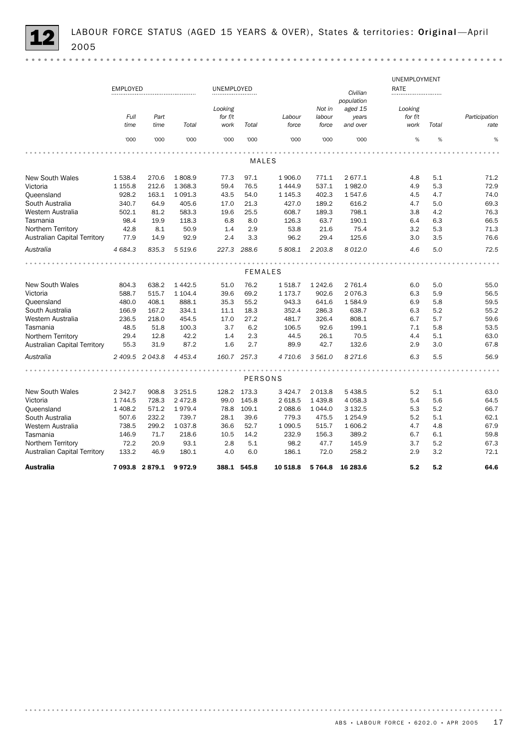# 12 LABOUR FORCE STATUS (AGED 15 YEARS & OVER), States & territories: **Original**—April 2005

| | EMPLOYED | | | UNEMPLOYED | | | | | UNEMPLOYMENT RATE | | |
|---|---|---|---|---|---|---|---|---|---|---|---|
| | *Full time* | *Part time* | *Total* | *Looking for f/t work* | *Total* | *Labour force* | *Not in labour force* | *Civilian population aged 15 years and over* | *Looking for f/t work* | *Total* | *Participation rate* |
| | '000 | '000 | '000 | '000 | '000 | '000 | '000 | '000 | % | % | % |
| **MALES** | | | | | | | | | | | |
| New South Wales | 1 538.4 | 270.6 | 1 808.9 | 77.3 | 97.1 | 1 906.0 | 771.1 | 2 677.1 | 4.8 | 5.1 | 71.2 |
| Victoria | 1 155.8 | 212.6 | 1 368.3 | 59.4 | 76.5 | 1 444.9 | 537.1 | 1 982.0 | 4.9 | 5.3 | 72.9 |
| Queensland | 928.2 | 163.1 | 1 091.3 | 43.5 | 54.0 | 1 145.3 | 402.3 | 1 547.6 | 4.5 | 4.7 | 74.0 |
| South Australia | 340.7 | 64.9 | 405.6 | 17.0 | 21.3 | 427.0 | 189.2 | 616.2 | 4.7 | 5.0 | 69.3 |
| Western Australia | 502.1 | 81.2 | 583.3 | 19.6 | 25.5 | 608.7 | 189.3 | 798.1 | 3.8 | 4.2 | 76.3 |
| Tasmania | 98.4 | 19.9 | 118.3 | 6.8 | 8.0 | 126.3 | 63.7 | 190.1 | 6.4 | 6.3 | 66.5 |
| Northern Territory | 42.8 | 8.1 | 50.9 | 1.4 | 2.9 | 53.8 | 21.6 | 75.4 | 3.2 | 5.3 | 71.3 |
| Australian Capital Territory | 77.9 | 14.9 | 92.9 | 2.4 | 3.3 | 96.2 | 29.4 | 125.6 | 3.0 | 3.5 | 76.6 |
| *Australia* | *4 684.3* | *835.3* | *5 519.6* | *227.3* | *288.6* | *5 808.1* | *2 203.8* | *8 012.0* | *4.6* | *5.0* | *72.5* |
| **FEMALES** | | | | | | | | | | | |
| New South Wales | 804.3 | 638.2 | 1 442.5 | 51.0 | 76.2 | 1 518.7 | 1 242.6 | 2 761.4 | 6.0 | 5.0 | 55.0 |
| Victoria | 588.7 | 515.7 | 1 104.4 | 39.6 | 69.2 | 1 173.7 | 902.6 | 2 076.3 | 6.3 | 5.9 | 56.5 |
| Queensland | 480.0 | 408.1 | 888.1 | 35.3 | 55.2 | 943.3 | 641.6 | 1 584.9 | 6.9 | 5.8 | 59.5 |
| South Australia | 166.9 | 167.2 | 334.1 | 11.1 | 18.3 | 352.4 | 286.3 | 638.7 | 6.3 | 5.2 | 55.2 |
| Western Australia | 236.5 | 218.0 | 454.5 | 17.0 | 27.2 | 481.7 | 326.4 | 808.1 | 6.7 | 5.7 | 59.6 |
| Tasmania | 48.5 | 51.8 | 100.3 | 3.7 | 6.2 | 106.5 | 92.6 | 199.1 | 7.1 | 5.8 | 53.5 |
| Northern Territory | 29.4 | 12.8 | 42.2 | 1.4 | 2.3 | 44.5 | 26.1 | 70.5 | 4.4 | 5.1 | 63.0 |
| Australian Capital Territory | 55.3 | 31.9 | 87.2 | 1.6 | 2.7 | 89.9 | 42.7 | 132.6 | 2.9 | 3.0 | 67.8 |
| *Australia* | *2 409.5* | *2 043.8* | *4 453.4* | *160.7* | *257.3* | *4 710.6* | *3 561.0* | *8 271.6* | *6.3* | *5.5* | *56.9* |
| **PERSONS** | | | | | | | | | | | |
| New South Wales | 2 342.7 | 908.8 | 3 251.5 | 128.2 | 173.3 | 3 424.7 | 2 013.8 | 5 438.5 | 5.2 | 5.1 | 63.0 |
| Victoria | 1 744.5 | 728.3 | 2 472.8 | 99.0 | 145.8 | 2 618.5 | 1 439.8 | 4 058.3 | 5.4 | 5.6 | 64.5 |
| Queensland | 1 408.2 | 571.2 | 1 979.4 | 78.8 | 109.1 | 2 088.6 | 1 044.0 | 3 132.5 | 5.3 | 5.2 | 66.7 |
| South Australia | 507.6 | 232.2 | 739.7 | 28.1 | 39.6 | 779.3 | 475.5 | 1 254.9 | 5.2 | 5.1 | 62.1 |
| Western Australia | 738.5 | 299.2 | 1 037.8 | 36.6 | 52.7 | 1 090.5 | 515.7 | 1 606.2 | 4.7 | 4.8 | 67.9 |
| Tasmania | 146.9 | 71.7 | 218.6 | 10.5 | 14.2 | 232.9 | 156.3 | 389.2 | 6.7 | 6.1 | 59.8 |
| Northern Territory | 72.2 | 20.9 | 93.1 | 2.8 | 5.1 | 98.2 | 47.7 | 145.9 | 3.7 | 5.2 | 67.3 |
| Australian Capital Territory | 133.2 | 46.9 | 180.1 | 4.0 | 6.0 | 186.1 | 72.0 | 258.2 | 2.9 | 3.2 | 72.1 |
| **Australia** | **7 093.8** | **2 879.1** | **9 972.9** | **388.1** | **545.8** | **10 518.8** | **5 764.8** | **16 283.6** | **5.2** | **5.2** | **64.6** |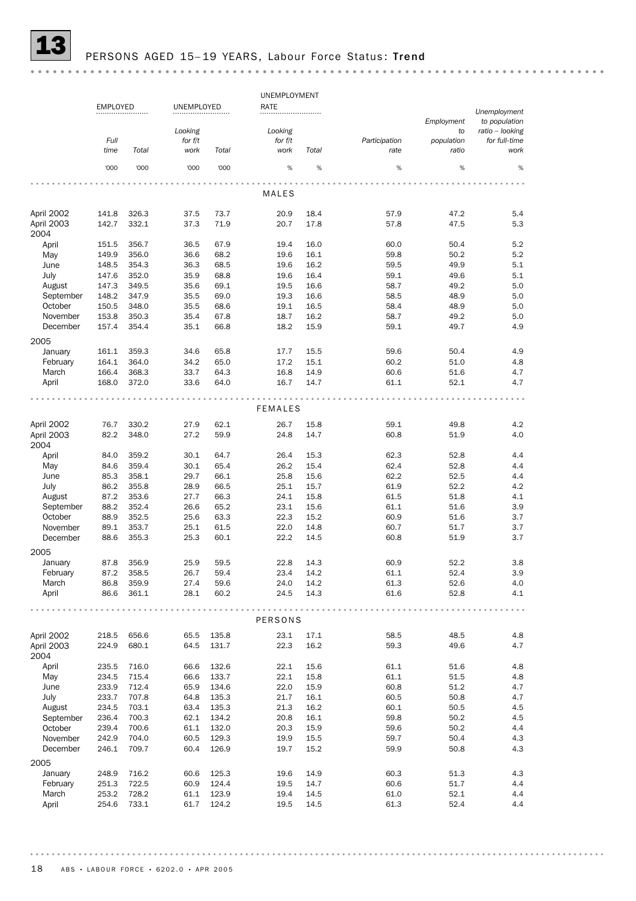## 13 PERSONS AGED 15–19 YEARS, Labour Force Status: **Trend**

| | EMPLOYED | | UNEMPLOYED | | UNEMPLOYMENT RATE | | | | |
|---|---|---|---|---|---|---|---|---|---|
| | *Full time* | *Total* | *Looking for f/t work* | *Total* | *Looking for f/t work* | *Total* | *Participation rate* | *Employment to population ratio* | *Unemployment to population ratio – looking for full-time work* |
| | '000 | '000 | '000 | '000 | % | % | % | % | % |
| **MALES** | | | | | | | | | |
| April 2002 | 141.8 | 326.3 | 37.5 | 73.7 | 20.9 | 18.4 | 57.9 | 47.2 | 5.4 |
| April 2003 | 142.7 | 332.1 | 37.3 | 71.9 | 20.7 | 17.8 | 57.8 | 47.5 | 5.3 |
| 2004 | | | | | | | | | |
| April | 151.5 | 356.7 | 36.5 | 67.9 | 19.4 | 16.0 | 60.0 | 50.4 | 5.2 |
| May | 149.9 | 356.0 | 36.6 | 68.2 | 19.6 | 16.1 | 59.8 | 50.2 | 5.2 |
| June | 148.5 | 354.3 | 36.3 | 68.5 | 19.6 | 16.2 | 59.5 | 49.9 | 5.1 |
| July | 147.6 | 352.0 | 35.9 | 68.8 | 19.6 | 16.4 | 59.1 | 49.6 | 5.1 |
| August | 147.3 | 349.5 | 35.6 | 69.1 | 19.5 | 16.6 | 58.7 | 49.2 | 5.0 |
| September | 148.2 | 347.9 | 35.5 | 69.0 | 19.3 | 16.6 | 58.5 | 48.9 | 5.0 |
| October | 150.5 | 348.0 | 35.5 | 68.6 | 19.1 | 16.5 | 58.4 | 48.9 | 5.0 |
| November | 153.8 | 350.3 | 35.4 | 67.8 | 18.7 | 16.2 | 58.7 | 49.2 | 5.0 |
| December | 157.4 | 354.4 | 35.1 | 66.8 | 18.2 | 15.9 | 59.1 | 49.7 | 4.9 |
| 2005 | | | | | | | | | |
| January | 161.1 | 359.3 | 34.6 | 65.8 | 17.7 | 15.5 | 59.6 | 50.4 | 4.9 |
| February | 164.1 | 364.0 | 34.2 | 65.0 | 17.2 | 15.1 | 60.2 | 51.0 | 4.8 |
| March | 166.4 | 368.3 | 33.7 | 64.3 | 16.8 | 14.9 | 60.6 | 51.6 | 4.7 |
| April | 168.0 | 372.0 | 33.6 | 64.0 | 16.7 | 14.7 | 61.1 | 52.1 | 4.7 |
| **FEMALES** | | | | | | | | | |
| April 2002 | 76.7 | 330.2 | 27.9 | 62.1 | 26.7 | 15.8 | 59.1 | 49.8 | 4.2 |
| April 2003 | 82.2 | 348.0 | 27.2 | 59.9 | 24.8 | 14.7 | 60.8 | 51.9 | 4.0 |
| 2004 | | | | | | | | | |
| April | 84.0 | 359.2 | 30.1 | 64.7 | 26.4 | 15.3 | 62.3 | 52.8 | 4.4 |
| May | 84.6 | 359.4 | 30.1 | 65.4 | 26.2 | 15.4 | 62.4 | 52.8 | 4.4 |
| June | 85.3 | 358.1 | 29.7 | 66.1 | 25.8 | 15.6 | 62.2 | 52.5 | 4.4 |
| July | 86.2 | 355.8 | 28.9 | 66.5 | 25.1 | 15.7 | 61.9 | 52.2 | 4.2 |
| August | 87.2 | 353.6 | 27.7 | 66.3 | 24.1 | 15.8 | 61.5 | 51.8 | 4.1 |
| September | 88.2 | 352.4 | 26.6 | 65.2 | 23.1 | 15.6 | 61.1 | 51.6 | 3.9 |
| October | 88.9 | 352.5 | 25.6 | 63.3 | 22.3 | 15.2 | 60.9 | 51.6 | 3.7 |
| November | 89.1 | 353.7 | 25.1 | 61.5 | 22.0 | 14.8 | 60.7 | 51.7 | 3.7 |
| December | 88.6 | 355.3 | 25.3 | 60.1 | 22.2 | 14.5 | 60.8 | 51.9 | 3.7 |
| 2005 | | | | | | | | | |
| January | 87.8 | 356.9 | 25.9 | 59.5 | 22.8 | 14.3 | 60.9 | 52.2 | 3.8 |
| February | 87.2 | 358.5 | 26.7 | 59.4 | 23.4 | 14.2 | 61.1 | 52.4 | 3.9 |
| March | 86.8 | 359.9 | 27.4 | 59.6 | 24.0 | 14.2 | 61.3 | 52.6 | 4.0 |
| April | 86.6 | 361.1 | 28.1 | 60.2 | 24.5 | 14.3 | 61.6 | 52.8 | 4.1 |
| **PERSONS** | | | | | | | | | |
| April 2002 | 218.5 | 656.6 | 65.5 | 135.8 | 23.1 | 17.1 | 58.5 | 48.5 | 4.8 |
| April 2003 | 224.9 | 680.1 | 64.5 | 131.7 | 22.3 | 16.2 | 59.3 | 49.6 | 4.7 |
| 2004 | | | | | | | | | |
| April | 235.5 | 716.0 | 66.6 | 132.6 | 22.1 | 15.6 | 61.1 | 51.6 | 4.8 |
| May | 234.5 | 715.4 | 66.6 | 133.7 | 22.1 | 15.8 | 61.1 | 51.5 | 4.8 |
| June | 233.9 | 712.4 | 65.9 | 134.6 | 22.0 | 15.9 | 60.8 | 51.2 | 4.7 |
| July | 233.7 | 707.8 | 64.8 | 135.3 | 21.7 | 16.1 | 60.5 | 50.8 | 4.7 |
| August | 234.5 | 703.1 | 63.4 | 135.3 | 21.3 | 16.2 | 60.1 | 50.5 | 4.5 |
| September | 236.4 | 700.3 | 62.1 | 134.2 | 20.8 | 16.1 | 59.8 | 50.2 | 4.5 |
| October | 239.4 | 700.6 | 61.1 | 132.0 | 20.3 | 15.9 | 59.6 | 50.2 | 4.4 |
| November | 242.9 | 704.0 | 60.5 | 129.3 | 19.9 | 15.5 | 59.7 | 50.4 | 4.3 |
| December | 246.1 | 709.7 | 60.4 | 126.9 | 19.7 | 15.2 | 59.9 | 50.8 | 4.3 |
| 2005 | | | | | | | | | |
| January | 248.9 | 716.2 | 60.6 | 125.3 | 19.6 | 14.9 | 60.3 | 51.3 | 4.3 |
| February | 251.3 | 722.5 | 60.9 | 124.4 | 19.5 | 14.7 | 60.6 | 51.7 | 4.4 |
| March | 253.2 | 728.2 | 61.1 | 123.9 | 19.4 | 14.5 | 61.0 | 52.1 | 4.4 |
| April | 254.6 | 733.1 | 61.7 | 124.2 | 19.5 | 14.5 | 61.3 | 52.4 | 4.4 |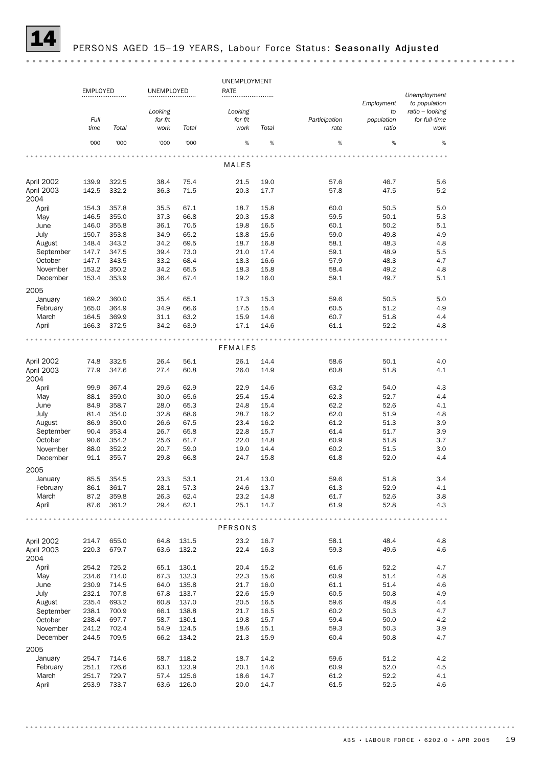# 14 PERSONS AGED 15–19 YEARS, Labour Force Status: **Seasonally Adjusted**

| | EMPLOYED | | UNEMPLOYED | | UNEMPLOYMENT RATE | | | | |
|---|---|---|---|---|---|---|---|---|---|
| | *Full time* | *Total* | *Looking for f/t work* | *Total* | *Looking for f/t work* | *Total* | *Participation rate* | *Employment to population ratio* | *Unemployment to population ratio – looking for full-time work* |
| | '000 | '000 | '000 | '000 | % | % | % | % | % |
| **MALES** | | | | | | | | | |
| April 2002 | 139.9 | 322.5 | 38.4 | 75.4 | 21.5 | 19.0 | 57.6 | 46.7 | 5.6 |
| April 2003 | 142.5 | 332.2 | 36.3 | 71.5 | 20.3 | 17.7 | 57.8 | 47.5 | 5.2 |
| 2004 | | | | | | | | | |
| April | 154.3 | 357.8 | 35.5 | 67.1 | 18.7 | 15.8 | 60.0 | 50.5 | 5.0 |
| May | 146.5 | 355.0 | 37.3 | 66.8 | 20.3 | 15.8 | 59.5 | 50.1 | 5.3 |
| June | 146.0 | 355.8 | 36.1 | 70.5 | 19.8 | 16.5 | 60.1 | 50.2 | 5.1 |
| July | 150.7 | 353.8 | 34.9 | 65.2 | 18.8 | 15.6 | 59.0 | 49.8 | 4.9 |
| August | 148.4 | 343.2 | 34.2 | 69.5 | 18.7 | 16.8 | 58.1 | 48.3 | 4.8 |
| September | 147.7 | 347.5 | 39.4 | 73.0 | 21.0 | 17.4 | 59.1 | 48.9 | 5.5 |
| October | 147.7 | 343.5 | 33.2 | 68.4 | 18.3 | 16.6 | 57.9 | 48.3 | 4.7 |
| November | 153.2 | 350.2 | 34.2 | 65.5 | 18.3 | 15.8 | 58.4 | 49.2 | 4.8 |
| December | 153.4 | 353.9 | 36.4 | 67.4 | 19.2 | 16.0 | 59.1 | 49.7 | 5.1 |
| 2005 | | | | | | | | | |
| January | 169.2 | 360.0 | 35.4 | 65.1 | 17.3 | 15.3 | 59.6 | 50.5 | 5.0 |
| February | 165.0 | 364.9 | 34.9 | 66.6 | 17.5 | 15.4 | 60.5 | 51.2 | 4.9 |
| March | 164.5 | 369.9 | 31.1 | 63.2 | 15.9 | 14.6 | 60.7 | 51.8 | 4.4 |
| April | 166.3 | 372.5 | 34.2 | 63.9 | 17.1 | 14.6 | 61.1 | 52.2 | 4.8 |
| **FEMALES** | | | | | | | | | |
| April 2002 | 74.8 | 332.5 | 26.4 | 56.1 | 26.1 | 14.4 | 58.6 | 50.1 | 4.0 |
| April 2003 | 77.9 | 347.6 | 27.4 | 60.8 | 26.0 | 14.9 | 60.8 | 51.8 | 4.1 |
| 2004 | | | | | | | | | |
| April | 99.9 | 367.4 | 29.6 | 62.9 | 22.9 | 14.6 | 63.2 | 54.0 | 4.3 |
| May | 88.1 | 359.0 | 30.0 | 65.6 | 25.4 | 15.4 | 62.3 | 52.7 | 4.4 |
| June | 84.9 | 358.7 | 28.0 | 65.3 | 24.8 | 15.4 | 62.2 | 52.6 | 4.1 |
| July | 81.4 | 354.0 | 32.8 | 68.6 | 28.7 | 16.2 | 62.0 | 51.9 | 4.8 |
| August | 86.9 | 350.0 | 26.6 | 67.5 | 23.4 | 16.2 | 61.2 | 51.3 | 3.9 |
| September | 90.4 | 353.4 | 26.7 | 65.8 | 22.8 | 15.7 | 61.4 | 51.7 | 3.9 |
| October | 90.6 | 354.2 | 25.6 | 61.7 | 22.0 | 14.8 | 60.9 | 51.8 | 3.7 |
| November | 88.0 | 352.2 | 20.7 | 59.0 | 19.0 | 14.4 | 60.2 | 51.5 | 3.0 |
| December | 91.1 | 355.7 | 29.8 | 66.8 | 24.7 | 15.8 | 61.8 | 52.0 | 4.4 |
| 2005 | | | | | | | | | |
| January | 85.5 | 354.5 | 23.3 | 53.1 | 21.4 | 13.0 | 59.6 | 51.8 | 3.4 |
| February | 86.1 | 361.7 | 28.1 | 57.3 | 24.6 | 13.7 | 61.3 | 52.9 | 4.1 |
| March | 87.2 | 359.8 | 26.3 | 62.4 | 23.2 | 14.8 | 61.7 | 52.6 | 3.8 |
| April | 87.6 | 361.2 | 29.4 | 62.1 | 25.1 | 14.7 | 61.9 | 52.8 | 4.3 |
| **PERSONS** | | | | | | | | | |
| April 2002 | 214.7 | 655.0 | 64.8 | 131.5 | 23.2 | 16.7 | 58.1 | 48.4 | 4.8 |
| April 2003 | 220.3 | 679.7 | 63.6 | 132.2 | 22.4 | 16.3 | 59.3 | 49.6 | 4.6 |
| 2004 | | | | | | | | | |
| April | 254.2 | 725.2 | 65.1 | 130.1 | 20.4 | 15.2 | 61.6 | 52.2 | 4.7 |
| May | 234.6 | 714.0 | 67.3 | 132.3 | 22.3 | 15.6 | 60.9 | 51.4 | 4.8 |
| June | 230.9 | 714.5 | 64.0 | 135.8 | 21.7 | 16.0 | 61.1 | 51.4 | 4.6 |
| July | 232.1 | 707.8 | 67.8 | 133.7 | 22.6 | 15.9 | 60.5 | 50.8 | 4.9 |
| August | 235.4 | 693.2 | 60.8 | 137.0 | 20.5 | 16.5 | 59.6 | 49.8 | 4.4 |
| September | 238.1 | 700.9 | 66.1 | 138.8 | 21.7 | 16.5 | 60.2 | 50.3 | 4.7 |
| October | 238.4 | 697.7 | 58.7 | 130.1 | 19.8 | 15.7 | 59.4 | 50.0 | 4.2 |
| November | 241.2 | 702.4 | 54.9 | 124.5 | 18.6 | 15.1 | 59.3 | 50.3 | 3.9 |
| December | 244.5 | 709.5 | 66.2 | 134.2 | 21.3 | 15.9 | 60.4 | 50.8 | 4.7 |
| 2005 | | | | | | | | | |
| January | 254.7 | 714.6 | 58.7 | 118.2 | 18.7 | 14.2 | 59.6 | 51.2 | 4.2 |
| February | 251.1 | 726.6 | 63.1 | 123.9 | 20.1 | 14.6 | 60.9 | 52.0 | 4.5 |
| March | 251.7 | 729.7 | 57.4 | 125.6 | 18.6 | 14.7 | 61.2 | 52.2 | 4.1 |
| April | 253.9 | 733.7 | 63.6 | 126.0 | 20.0 | 14.7 | 61.5 | 52.5 | 4.6 |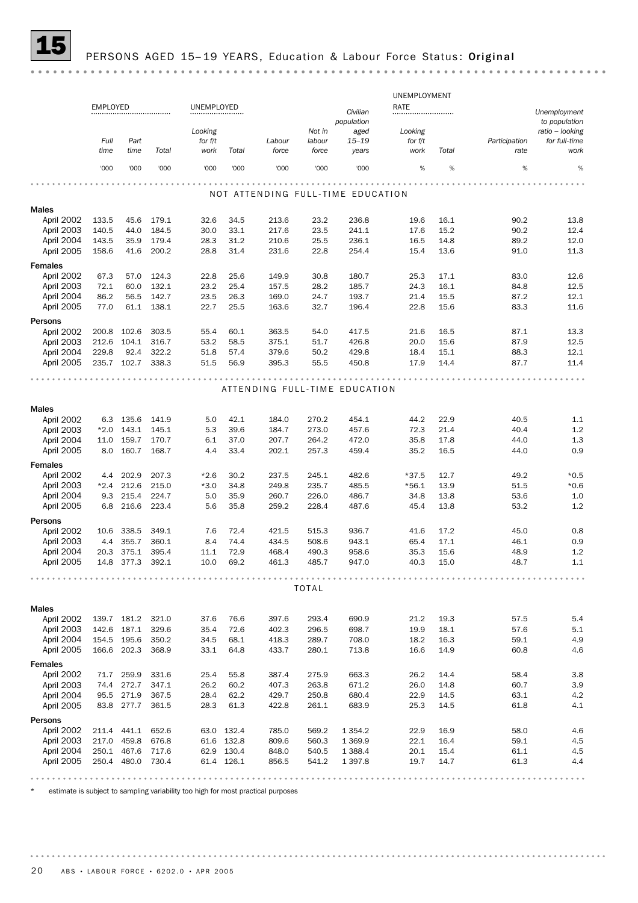## 15 PERSONS AGED 15–19 YEARS, Education & Labour Force Status: **Original**

| | EMPLOYED | | | UNEMPLOYED | | | | | UNEMPLOYMENT RATE | | | |
|---|---|---|---|---|---|---|---|---|---|---|---|---|
| | Full time | Part time | Total | Looking for f/t work | Total | Labour force | Not in labour force | Civilian population aged 15–19 years | Looking for f/t work | Total | Participation rate | Unemployment to population ratio – looking for full-time work |
| | '000 | '000 | '000 | '000 | '000 | '000 | '000 | '000 | % | % | % | % |
| **NOT ATTENDING FULL-TIME EDUCATION** | | | | | | | | | | | | |
| **Males** | | | | | | | | | | | | |
| April 2002 | 133.5 | 45.6 | 179.1 | 32.6 | 34.5 | 213.6 | 23.2 | 236.8 | 19.6 | 16.1 | 90.2 | 13.8 |
| April 2003 | 140.5 | 44.0 | 184.5 | 30.0 | 33.1 | 217.6 | 23.5 | 241.1 | 17.6 | 15.2 | 90.2 | 12.4 |
| April 2004 | 143.5 | 35.9 | 179.4 | 28.3 | 31.2 | 210.6 | 25.5 | 236.1 | 16.5 | 14.8 | 89.2 | 12.0 |
| April 2005 | 158.6 | 41.6 | 200.2 | 28.8 | 31.4 | 231.6 | 22.8 | 254.4 | 15.4 | 13.6 | 91.0 | 11.3 |
| **Females** | | | | | | | | | | | | |
| April 2002 | 67.3 | 57.0 | 124.3 | 22.8 | 25.6 | 149.9 | 30.8 | 180.7 | 25.3 | 17.1 | 83.0 | 12.6 |
| April 2003 | 72.1 | 60.0 | 132.1 | 23.2 | 25.4 | 157.5 | 28.2 | 185.7 | 24.3 | 16.1 | 84.8 | 12.5 |
| April 2004 | 86.2 | 56.5 | 142.7 | 23.5 | 26.3 | 169.0 | 24.7 | 193.7 | 21.4 | 15.5 | 87.2 | 12.1 |
| April 2005 | 77.0 | 61.1 | 138.1 | 22.7 | 25.5 | 163.6 | 32.7 | 196.4 | 22.8 | 15.6 | 83.3 | 11.6 |
| **Persons** | | | | | | | | | | | | |
| April 2002 | 200.8 | 102.6 | 303.5 | 55.4 | 60.1 | 363.5 | 54.0 | 417.5 | 21.6 | 16.5 | 87.1 | 13.3 |
| April 2003 | 212.6 | 104.1 | 316.7 | 53.2 | 58.5 | 375.1 | 51.7 | 426.8 | 20.0 | 15.6 | 87.9 | 12.5 |
| April 2004 | 229.8 | 92.4 | 322.2 | 51.8 | 57.4 | 379.6 | 50.2 | 429.8 | 18.4 | 15.1 | 88.3 | 12.1 |
| April 2005 | 235.7 | 102.7 | 338.3 | 51.5 | 56.9 | 395.3 | 55.5 | 450.8 | 17.9 | 14.4 | 87.7 | 11.4 |
| **ATTENDING FULL-TIME EDUCATION** | | | | | | | | | | | | |
| **Males** | | | | | | | | | | | | |
| April 2002 | 6.3 | 135.6 | 141.9 | 5.0 | 42.1 | 184.0 | 270.2 | 454.1 | 44.2 | 22.9 | 40.5 | 1.1 |
| April 2003 | *2.0 | 143.1 | 145.1 | 5.3 | 39.6 | 184.7 | 273.0 | 457.6 | 72.3 | 21.4 | 40.4 | 1.2 |
| April 2004 | 11.0 | 159.7 | 170.7 | 6.1 | 37.0 | 207.7 | 264.2 | 472.0 | 35.8 | 17.8 | 44.0 | 1.3 |
| April 2005 | 8.0 | 160.7 | 168.7 | 4.4 | 33.4 | 202.1 | 257.3 | 459.4 | 35.2 | 16.5 | 44.0 | 0.9 |
| **Females** | | | | | | | | | | | | |
| April 2002 | 4.4 | 202.9 | 207.3 | *2.6 | 30.2 | 237.5 | 245.1 | 482.6 | *37.5 | 12.7 | 49.2 | *0.5 |
| April 2003 | *2.4 | 212.6 | 215.0 | *3.0 | 34.8 | 249.8 | 235.7 | 485.5 | *56.1 | 13.9 | 51.5 | *0.6 |
| April 2004 | 9.3 | 215.4 | 224.7 | 5.0 | 35.9 | 260.7 | 226.0 | 486.7 | 34.8 | 13.8 | 53.6 | 1.0 |
| April 2005 | 6.8 | 216.6 | 223.4 | 5.6 | 35.8 | 259.2 | 228.4 | 487.6 | 45.4 | 13.8 | 53.2 | 1.2 |
| **Persons** | | | | | | | | | | | | |
| April 2002 | 10.6 | 338.5 | 349.1 | 7.6 | 72.4 | 421.5 | 515.3 | 936.7 | 41.6 | 17.2 | 45.0 | 0.8 |
| April 2003 | 4.4 | 355.7 | 360.1 | 8.4 | 74.4 | 434.5 | 508.6 | 943.1 | 65.4 | 17.1 | 46.1 | 0.9 |
| April 2004 | 20.3 | 375.1 | 395.4 | 11.1 | 72.9 | 468.4 | 490.3 | 958.6 | 35.3 | 15.6 | 48.9 | 1.2 |
| April 2005 | 14.8 | 377.3 | 392.1 | 10.0 | 69.2 | 461.3 | 485.7 | 947.0 | 40.3 | 15.0 | 48.7 | 1.1 |
| **TOTAL** | | | | | | | | | | | | |
| **Males** | | | | | | | | | | | | |
| April 2002 | 139.7 | 181.2 | 321.0 | 37.6 | 76.6 | 397.6 | 293.4 | 690.9 | 21.2 | 19.3 | 57.5 | 5.4 |
| April 2003 | 142.6 | 187.1 | 329.6 | 35.4 | 72.6 | 402.3 | 296.5 | 698.7 | 19.9 | 18.1 | 57.6 | 5.1 |
| April 2004 | 154.5 | 195.6 | 350.2 | 34.5 | 68.1 | 418.3 | 289.7 | 708.0 | 18.2 | 16.3 | 59.1 | 4.9 |
| April 2005 | 166.6 | 202.3 | 368.9 | 33.1 | 64.8 | 433.7 | 280.1 | 713.8 | 16.6 | 14.9 | 60.8 | 4.6 |
| **Females** | | | | | | | | | | | | |
| April 2002 | 71.7 | 259.9 | 331.6 | 25.4 | 55.8 | 387.4 | 275.9 | 663.3 | 26.2 | 14.4 | 58.4 | 3.8 |
| April 2003 | 74.4 | 272.7 | 347.1 | 26.2 | 60.2 | 407.3 | 263.8 | 671.2 | 26.0 | 14.8 | 60.7 | 3.9 |
| April 2004 | 95.5 | 271.9 | 367.5 | 28.4 | 62.2 | 429.7 | 250.8 | 680.4 | 22.9 | 14.5 | 63.1 | 4.2 |
| April 2005 | 83.8 | 277.7 | 361.5 | 28.3 | 61.3 | 422.8 | 261.1 | 683.9 | 25.3 | 14.5 | 61.8 | 4.1 |
| **Persons** | | | | | | | | | | | | |
| April 2002 | 211.4 | 441.1 | 652.6 | 63.0 | 132.4 | 785.0 | 569.2 | 1 354.2 | 22.9 | 16.9 | 58.0 | 4.6 |
| April 2003 | 217.0 | 459.8 | 676.8 | 61.6 | 132.8 | 809.6 | 560.3 | 1 369.9 | 22.1 | 16.4 | 59.1 | 4.5 |
| April 2004 | 250.1 | 467.6 | 717.6 | 62.9 | 130.4 | 848.0 | 540.5 | 1 388.4 | 20.1 | 15.4 | 61.1 | 4.5 |
| April 2005 | 250.4 | 480.0 | 730.4 | 61.4 | 126.1 | 856.5 | 541.2 | 1 397.8 | 19.7 | 14.7 | 61.3 | 4.4 |

\* estimate is subject to sampling variability too high for most practical purposes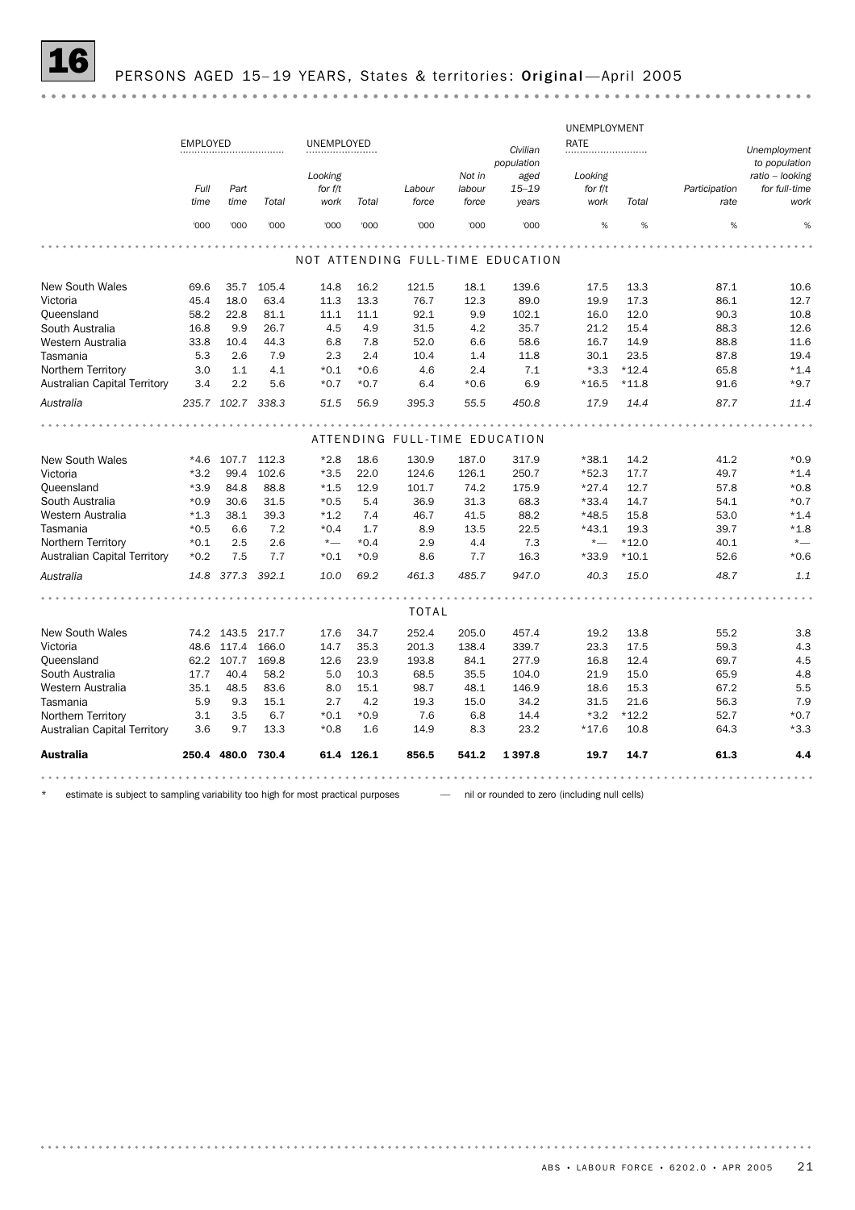# 16 PERSONS AGED 15–19 YEARS, States & territories: **Original**—April 2005

| | EMPLOYED | | | UNEMPLOYED | | | | Civilian population | UNEMPLOYMENT RATE | | | Unemployment to population |
|---|---|---|---|---|---|---|---|---|---|---|---|---|
| | Full time | Part time | Total | Looking for f/t work | Total | Labour force | Not in labour force | aged 15–19 years | Looking for f/t work | Total | Participation rate | ratio – looking for full-time work |
| | '000 | '000 | '000 | '000 | '000 | '000 | '000 | '000 | % | % | % | % |
| **NOT ATTENDING FULL-TIME EDUCATION** | | | | | | | | | | | | |
| New South Wales | 69.6 | 35.7 | 105.4 | 14.8 | 16.2 | 121.5 | 18.1 | 139.6 | 17.5 | 13.3 | 87.1 | 10.6 |
| Victoria | 45.4 | 18.0 | 63.4 | 11.3 | 13.3 | 76.7 | 12.3 | 89.0 | 19.9 | 17.3 | 86.1 | 12.7 |
| Queensland | 58.2 | 22.8 | 81.1 | 11.1 | 11.1 | 92.1 | 9.9 | 102.1 | 16.0 | 12.0 | 90.3 | 10.8 |
| South Australia | 16.8 | 9.9 | 26.7 | 4.5 | 4.9 | 31.5 | 4.2 | 35.7 | 21.2 | 15.4 | 88.3 | 12.6 |
| Western Australia | 33.8 | 10.4 | 44.3 | 6.8 | 7.8 | 52.0 | 6.6 | 58.6 | 16.7 | 14.9 | 88.8 | 11.6 |
| Tasmania | 5.3 | 2.6 | 7.9 | 2.3 | 2.4 | 10.4 | 1.4 | 11.8 | 30.1 | 23.5 | 87.8 | 19.4 |
| Northern Territory | 3.0 | 1.1 | 4.1 | *0.1 | *0.6 | 4.6 | 2.4 | 7.1 | *3.3 | *12.4 | 65.8 | *1.4 |
| Australian Capital Territory | 3.4 | 2.2 | 5.6 | *0.7 | *0.7 | 6.4 | *0.6 | 6.9 | *16.5 | *11.8 | 91.6 | *9.7 |
| *Australia* | *235.7* | *102.7* | *338.3* | *51.5* | *56.9* | *395.3* | *55.5* | *450.8* | *17.9* | *14.4* | *87.7* | *11.4* |
| **ATTENDING FULL-TIME EDUCATION** | | | | | | | | | | | | |
| New South Wales | *4.6 | 107.7 | 112.3 | *2.8 | 18.6 | 130.9 | 187.0 | 317.9 | *38.1 | 14.2 | 41.2 | *0.9 |
| Victoria | *3.2 | 99.4 | 102.6 | *3.5 | 22.0 | 124.6 | 126.1 | 250.7 | *52.3 | 17.7 | 49.7 | *1.4 |
| Queensland | *3.9 | 84.8 | 88.8 | *1.5 | 12.9 | 101.7 | 74.2 | 175.9 | *27.4 | 12.7 | 57.8 | *0.8 |
| South Australia | *0.9 | 30.6 | 31.5 | *0.5 | 5.4 | 36.9 | 31.3 | 68.3 | *33.4 | 14.7 | 54.1 | *0.7 |
| Western Australia | *1.3 | 38.1 | 39.3 | *1.2 | 7.4 | 46.7 | 41.5 | 88.2 | *48.5 | 15.8 | 53.0 | *1.4 |
| Tasmania | *0.5 | 6.6 | 7.2 | *0.4 | 1.7 | 8.9 | 13.5 | 22.5 | *43.1 | 19.3 | 39.7 | *1.8 |
| Northern Territory | *0.1 | 2.5 | 2.6 | *— | *0.4 | 2.9 | 4.4 | 7.3 | *— | *12.0 | 40.1 | *— |
| Australian Capital Territory | *0.2 | 7.5 | 7.7 | *0.1 | *0.9 | 8.6 | 7.7 | 16.3 | *33.9 | *10.1 | 52.6 | *0.6 |
| *Australia* | *14.8* | *377.3* | *392.1* | *10.0* | *69.2* | *461.3* | *485.7* | *947.0* | *40.3* | *15.0* | *48.7* | *1.1* |
| **TOTAL** | | | | | | | | | | | | |
| New South Wales | 74.2 | 143.5 | 217.7 | 17.6 | 34.7 | 252.4 | 205.0 | 457.4 | 19.2 | 13.8 | 55.2 | 3.8 |
| Victoria | 48.6 | 117.4 | 166.0 | 14.7 | 35.3 | 201.3 | 138.4 | 339.7 | 23.3 | 17.5 | 59.3 | 4.3 |
| Queensland | 62.2 | 107.7 | 169.8 | 12.6 | 23.9 | 193.8 | 84.1 | 277.9 | 16.8 | 12.4 | 69.7 | 4.5 |
| South Australia | 17.7 | 40.4 | 58.2 | 5.0 | 10.3 | 68.5 | 35.5 | 104.0 | 21.9 | 15.0 | 65.9 | 4.8 |
| Western Australia | 35.1 | 48.5 | 83.6 | 8.0 | 15.1 | 98.7 | 48.1 | 146.9 | 18.6 | 15.3 | 67.2 | 5.5 |
| Tasmania | 5.9 | 9.3 | 15.1 | 2.7 | 4.2 | 19.3 | 15.0 | 34.2 | 31.5 | 21.6 | 56.3 | 7.9 |
| Northern Territory | 3.1 | 3.5 | 6.7 | *0.1 | *0.9 | 7.6 | 6.8 | 14.4 | *3.2 | *12.2 | 52.7 | *0.7 |
| Australian Capital Territory | 3.6 | 9.7 | 13.3 | *0.8 | 1.6 | 14.9 | 8.3 | 23.2 | *17.6 | 10.8 | 64.3 | *3.3 |
| **Australia** | **250.4** | **480.0** | **730.4** | **61.4** | **126.1** | **856.5** | **541.2** | **1 397.8** | **19.7** | **14.7** | **61.3** | **4.4** |

\* estimate is subject to sampling variability too high for most practical purposes — nil or rounded to zero (including null cells)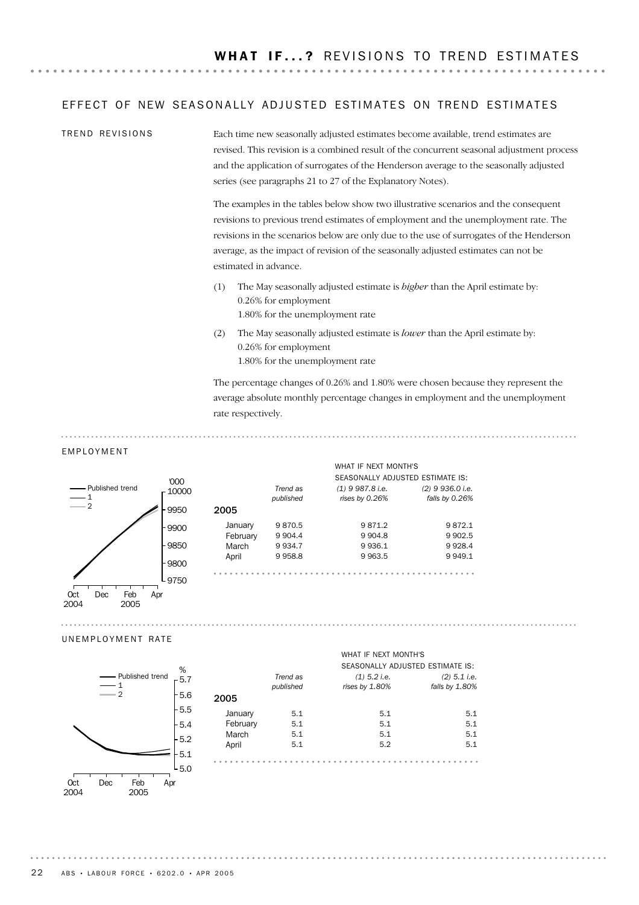# WHAT IF...? REVISIONS TO TREND ESTIMATES

## EFFECT OF NEW SEASONALLY ADJUSTED ESTIMATES ON TREND ESTIMATES

### TREND REVISIONS

Each time new seasonally adjusted estimates become available, trend estimates are revised. This revision is a combined result of the concurrent seasonal adjustment process and the application of surrogates of the Henderson average to the seasonally adjusted series (see paragraphs 21 to 27 of the Explanatory Notes).

The examples in the tables below show two illustrative scenarios and the consequent revisions to previous trend estimates of employment and the unemployment rate. The revisions in the scenarios below are only due to the use of surrogates of the Henderson average, as the impact of revision of the seasonally adjusted estimates can not be estimated in advance.

(1) The May seasonally adjusted estimate is *higher* than the April estimate by:
0.26% for employment
1.80% for the unemployment rate

(2) The May seasonally adjusted estimate is *lower* than the April estimate by:
0.26% for employment
1.80% for the unemployment rate

The percentage changes of 0.26% and 1.80% were chosen because they represent the average absolute monthly percentage changes in employment and the unemployment rate respectively.

### EMPLOYMENT

| | *Trend as published* | WHAT IF NEXT MONTH'S SEASONALLY ADJUSTED ESTIMATE IS: *(1) 9 987.8 i.e. rises by 0.26%* | *(2) 9 936.0 i.e. falls by 0.26%* |
|---|---|---|---|
| **2005** | | | |
| January | 9 870.5 | 9 871.2 | 9 872.1 |
| February | 9 904.4 | 9 904.8 | 9 902.5 |
| March | 9 934.7 | 9 936.1 | 9 928.4 |
| April | 9 958.8 | 9 963.5 | 9 949.1 |

### UNEMPLOYMENT RATE

| | *Trend as published* | WHAT IF NEXT MONTH'S SEASONALLY ADJUSTED ESTIMATE IS: *(1) 5.2 i.e. rises by 1.80%* | *(2) 5.1 i.e. falls by 1.80%* |
|---|---|---|---|
| **2005** | | | |
| January | 5.1 | 5.1 | 5.1 |
| February | 5.1 | 5.1 | 5.1 |
| March | 5.1 | 5.1 | 5.1 |
| April | 5.1 | 5.2 | 5.1 |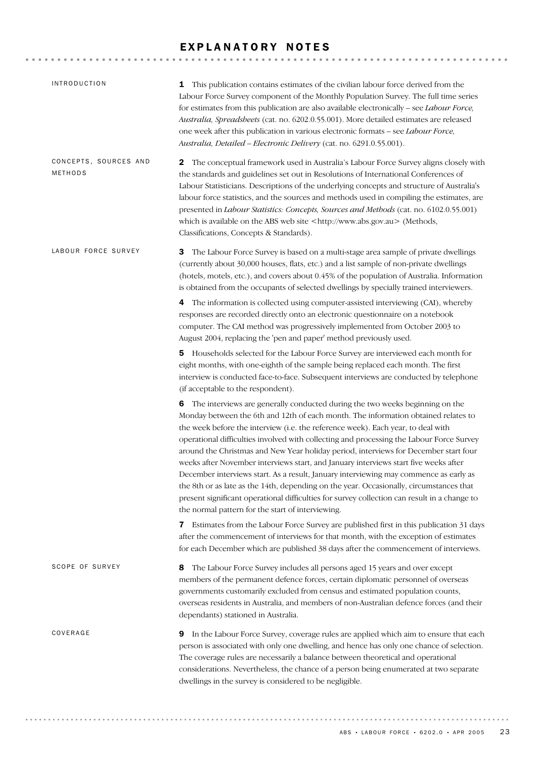# EXPLANATORY NOTES

## INTRODUCTION

**1** This publication contains estimates of the civilian labour force derived from the Labour Force Survey component of the Monthly Population Survey. The full time series for estimates from this publication are also available electronically – see *Labour Force, Australia, Spreadsheets* (cat. no. 6202.0.55.001). More detailed estimates are released one week after this publication in various electronic formats – see *Labour Force, Australia, Detailed – Electronic Delivery* (cat. no. 6291.0.55.001).

## CONCEPTS, SOURCES AND METHODS

**2** The conceptual framework used in Australia's Labour Force Survey aligns closely with the standards and guidelines set out in Resolutions of International Conferences of Labour Statisticians. Descriptions of the underlying concepts and structure of Australia's labour force statistics, and the sources and methods used in compiling the estimates, are presented in *Labour Statistics: Concepts, Sources and Methods* (cat. no. 6102.0.55.001) which is available on the ABS web site <http://www.abs.gov.au> (Methods, Classifications, Concepts & Standards).

## LABOUR FORCE SURVEY

**3** The Labour Force Survey is based on a multi-stage area sample of private dwellings (currently about 30,000 houses, flats, etc.) and a list sample of non-private dwellings (hotels, motels, etc.), and covers about 0.45% of the population of Australia. Information is obtained from the occupants of selected dwellings by specially trained interviewers.

**4** The information is collected using computer-assisted interviewing (CAI), whereby responses are recorded directly onto an electronic questionnaire on a notebook computer. The CAI method was progressively implemented from October 2003 to August 2004, replacing the 'pen and paper' method previously used.

**5** Households selected for the Labour Force Survey are interviewed each month for eight months, with one-eighth of the sample being replaced each month. The first interview is conducted face-to-face. Subsequent interviews are conducted by telephone (if acceptable to the respondent).

**6** The interviews are generally conducted during the two weeks beginning on the Monday between the 6th and 12th of each month. The information obtained relates to the week before the interview (i.e. the reference week). Each year, to deal with operational difficulties involved with collecting and processing the Labour Force Survey around the Christmas and New Year holiday period, interviews for December start four weeks after November interviews start, and January interviews start five weeks after December interviews start. As a result, January interviewing may commence as early as the 8th or as late as the 14th, depending on the year. Occasionally, circumstances that present significant operational difficulties for survey collection can result in a change to the normal pattern for the start of interviewing.

**7** Estimates from the Labour Force Survey are published first in this publication 31 days after the commencement of interviews for that month, with the exception of estimates for each December which are published 38 days after the commencement of interviews.

## SCOPE OF SURVEY

**8** The Labour Force Survey includes all persons aged 15 years and over except members of the permanent defence forces, certain diplomatic personnel of overseas governments customarily excluded from census and estimated population counts, overseas residents in Australia, and members of non-Australian defence forces (and their dependants) stationed in Australia.

## COVERAGE

**9** In the Labour Force Survey, coverage rules are applied which aim to ensure that each person is associated with only one dwelling, and hence has only one chance of selection. The coverage rules are necessarily a balance between theoretical and operational considerations. Nevertheless, the chance of a person being enumerated at two separate dwellings in the survey is considered to be negligible.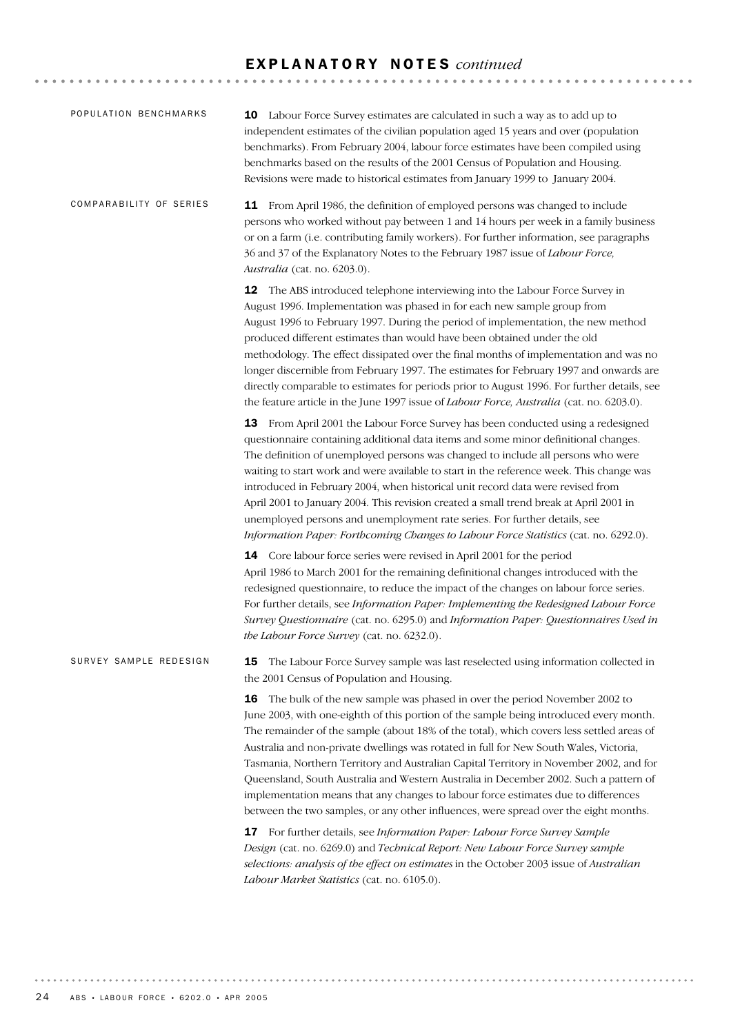# EXPLANATORY NOTES *continued*

## POPULATION BENCHMARKS

**10** Labour Force Survey estimates are calculated in such a way as to add up to independent estimates of the civilian population aged 15 years and over (population benchmarks). From February 2004, labour force estimates have been compiled using benchmarks based on the results of the 2001 Census of Population and Housing. Revisions were made to historical estimates from January 1999 to January 2004.

## COMPARABILITY OF SERIES

**11** From April 1986, the definition of employed persons was changed to include persons who worked without pay between 1 and 14 hours per week in a family business or on a farm (i.e. contributing family workers). For further information, see paragraphs 36 and 37 of the Explanatory Notes to the February 1987 issue of *Labour Force, Australia* (cat. no. 6203.0).

**12** The ABS introduced telephone interviewing into the Labour Force Survey in August 1996. Implementation was phased in for each new sample group from August 1996 to February 1997. During the period of implementation, the new method produced different estimates than would have been obtained under the old methodology. The effect dissipated over the final months of implementation and was no longer discernible from February 1997. The estimates for February 1997 and onwards are directly comparable to estimates for periods prior to August 1996. For further details, see the feature article in the June 1997 issue of *Labour Force, Australia* (cat. no. 6203.0).

**13** From April 2001 the Labour Force Survey has been conducted using a redesigned questionnaire containing additional data items and some minor definitional changes. The definition of unemployed persons was changed to include all persons who were waiting to start work and were available to start in the reference week. This change was introduced in February 2004, when historical unit record data were revised from April 2001 to January 2004. This revision created a small trend break at April 2001 in unemployed persons and unemployment rate series. For further details, see *Information Paper: Forthcoming Changes to Labour Force Statistics* (cat. no. 6292.0).

**14** Core labour force series were revised in April 2001 for the period April 1986 to March 2001 for the remaining definitional changes introduced with the redesigned questionnaire, to reduce the impact of the changes on labour force series. For further details, see *Information Paper: Implementing the Redesigned Labour Force Survey Questionnaire* (cat. no. 6295.0) and *Information Paper: Questionnaires Used in the Labour Force Survey* (cat. no. 6232.0).

## SURVEY SAMPLE REDESIGN

**15** The Labour Force Survey sample was last reselected using information collected in the 2001 Census of Population and Housing.

**16** The bulk of the new sample was phased in over the period November 2002 to June 2003, with one-eighth of this portion of the sample being introduced every month. The remainder of the sample (about 18% of the total), which covers less settled areas of Australia and non-private dwellings was rotated in full for New South Wales, Victoria, Tasmania, Northern Territory and Australian Capital Territory in November 2002, and for Queensland, South Australia and Western Australia in December 2002. Such a pattern of implementation means that any changes to labour force estimates due to differences between the two samples, or any other influences, were spread over the eight months.

**17** For further details, see *Information Paper: Labour Force Survey Sample Design* (cat. no. 6269.0) and *Technical Report: New Labour Force Survey sample selections: analysis of the effect on estimates* in the October 2003 issue of *Australian Labour Market Statistics* (cat. no. 6105.0).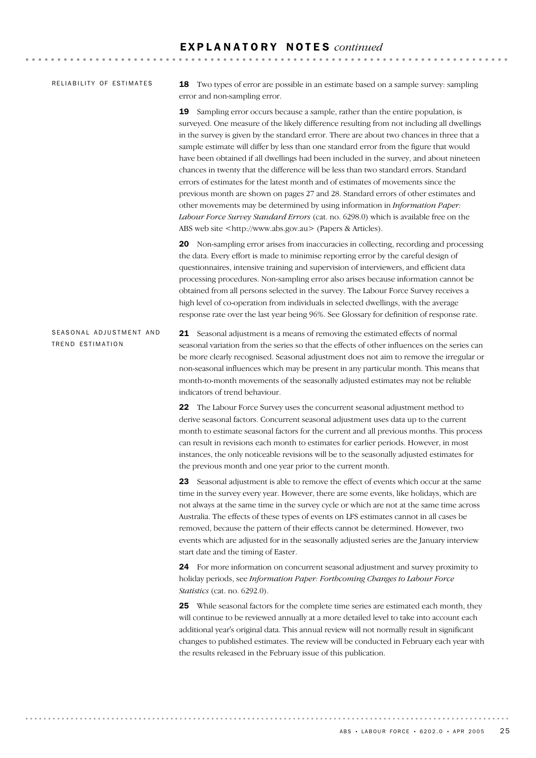## EXPLANATORY NOTES *continued*

### RELIABILITY OF ESTIMATES

**18** Two types of error are possible in an estimate based on a sample survey: sampling error and non-sampling error.

**19** Sampling error occurs because a sample, rather than the entire population, is surveyed. One measure of the likely difference resulting from not including all dwellings in the survey is given by the standard error. There are about two chances in three that a sample estimate will differ by less than one standard error from the figure that would have been obtained if all dwellings had been included in the survey, and about nineteen chances in twenty that the difference will be less than two standard errors. Standard errors of estimates for the latest month and of estimates of movements since the previous month are shown on pages 27 and 28. Standard errors of other estimates and other movements may be determined by using information in *Information Paper: Labour Force Survey Standard Errors* (cat. no. 6298.0) which is available free on the ABS web site <http://www.abs.gov.au> (Papers & Articles).

**20** Non-sampling error arises from inaccuracies in collecting, recording and processing the data. Every effort is made to minimise reporting error by the careful design of questionnaires, intensive training and supervision of interviewers, and efficient data processing procedures. Non-sampling error also arises because information cannot be obtained from all persons selected in the survey. The Labour Force Survey receives a high level of co-operation from individuals in selected dwellings, with the average response rate over the last year being 96%. See Glossary for definition of response rate.

### SEASONAL ADJUSTMENT AND TREND ESTIMATION

**21** Seasonal adjustment is a means of removing the estimated effects of normal seasonal variation from the series so that the effects of other influences on the series can be more clearly recognised. Seasonal adjustment does not aim to remove the irregular or non-seasonal influences which may be present in any particular month. This means that month-to-month movements of the seasonally adjusted estimates may not be reliable indicators of trend behaviour.

**22** The Labour Force Survey uses the concurrent seasonal adjustment method to derive seasonal factors. Concurrent seasonal adjustment uses data up to the current month to estimate seasonal factors for the current and all previous months. This process can result in revisions each month to estimates for earlier periods. However, in most instances, the only noticeable revisions will be to the seasonally adjusted estimates for the previous month and one year prior to the current month.

**23** Seasonal adjustment is able to remove the effect of events which occur at the same time in the survey every year. However, there are some events, like holidays, which are not always at the same time in the survey cycle or which are not at the same time across Australia. The effects of these types of events on LFS estimates cannot in all cases be removed, because the pattern of their effects cannot be determined. However, two events which are adjusted for in the seasonally adjusted series are the January interview start date and the timing of Easter.

**24** For more information on concurrent seasonal adjustment and survey proximity to holiday periods, see *Information Paper: Forthcoming Changes to Labour Force Statistics* (cat. no. 6292.0).

**25** While seasonal factors for the complete time series are estimated each month, they will continue to be reviewed annually at a more detailed level to take into account each additional year's original data. This annual review will not normally result in significant changes to published estimates. The review will be conducted in February each year with the results released in the February issue of this publication.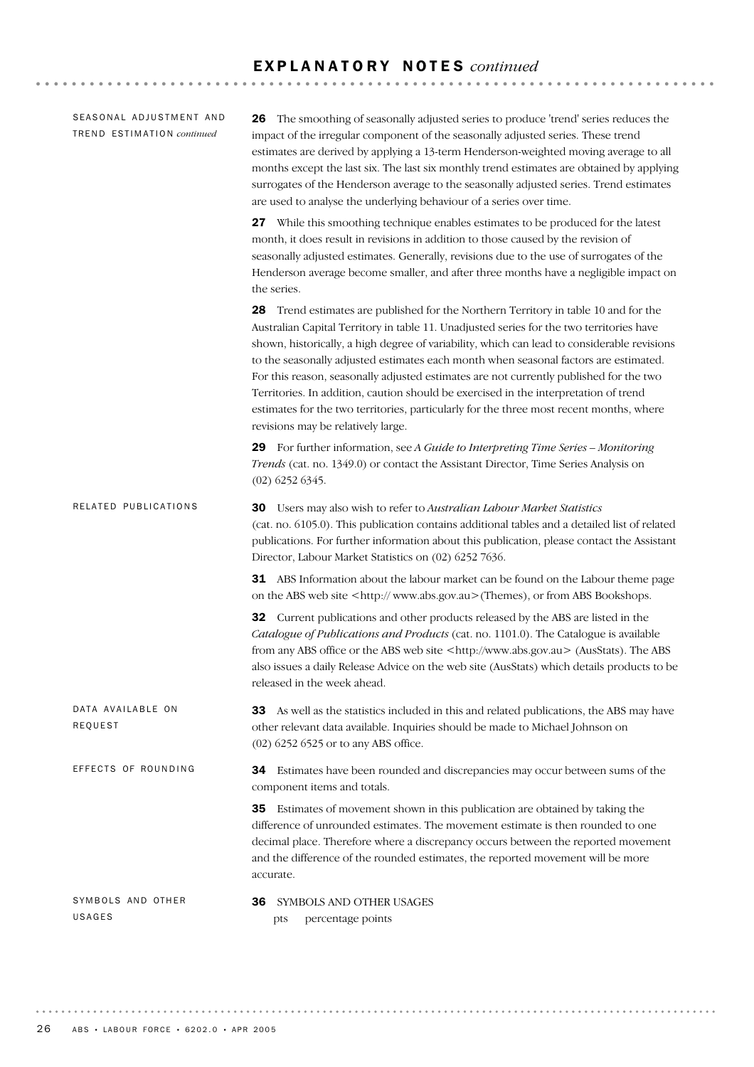## EXPLANATORY NOTES *continued*

### SEASONAL ADJUSTMENT AND TREND ESTIMATION *continued*

**26** The smoothing of seasonally adjusted series to produce 'trend' series reduces the impact of the irregular component of the seasonally adjusted series. These trend estimates are derived by applying a 13-term Henderson-weighted moving average to all months except the last six. The last six monthly trend estimates are obtained by applying surrogates of the Henderson average to the seasonally adjusted series. Trend estimates are used to analyse the underlying behaviour of a series over time.

**27** While this smoothing technique enables estimates to be produced for the latest month, it does result in revisions in addition to those caused by the revision of seasonally adjusted estimates. Generally, revisions due to the use of surrogates of the Henderson average become smaller, and after three months have a negligible impact on the series.

**28** Trend estimates are published for the Northern Territory in table 10 and for the Australian Capital Territory in table 11. Unadjusted series for the two territories have shown, historically, a high degree of variability, which can lead to considerable revisions to the seasonally adjusted estimates each month when seasonal factors are estimated. For this reason, seasonally adjusted estimates are not currently published for the two Territories. In addition, caution should be exercised in the interpretation of trend estimates for the two territories, particularly for the three most recent months, where revisions may be relatively large.

**29** For further information, see *A Guide to Interpreting Time Series – Monitoring Trends* (cat. no. 1349.0) or contact the Assistant Director, Time Series Analysis on (02) 6252 6345.

### RELATED PUBLICATIONS

**30** Users may also wish to refer to *Australian Labour Market Statistics* (cat. no. 6105.0). This publication contains additional tables and a detailed list of related publications. For further information about this publication, please contact the Assistant Director, Labour Market Statistics on (02) 6252 7636.

**31** ABS Information about the labour market can be found on the Labour theme page on the ABS web site <http:// www.abs.gov.au>(Themes), or from ABS Bookshops.

**32** Current publications and other products released by the ABS are listed in the *Catalogue of Publications and Products* (cat. no. 1101.0). The Catalogue is available from any ABS office or the ABS web site <http://www.abs.gov.au> (AusStats). The ABS also issues a daily Release Advice on the web site (AusStats) which details products to be released in the week ahead.

### DATA AVAILABLE ON REQUEST

**33** As well as the statistics included in this and related publications, the ABS may have other relevant data available. Inquiries should be made to Michael Johnson on (02) 6252 6525 or to any ABS office.

### EFFECTS OF ROUNDING

**34** Estimates have been rounded and discrepancies may occur between sums of the component items and totals.

**35** Estimates of movement shown in this publication are obtained by taking the difference of unrounded estimates. The movement estimate is then rounded to one decimal place. Therefore where a discrepancy occurs between the reported movement and the difference of the rounded estimates, the reported movement will be more accurate.

### SYMBOLS AND OTHER USAGES

**36** SYMBOLS AND OTHER USAGES

pts percentage points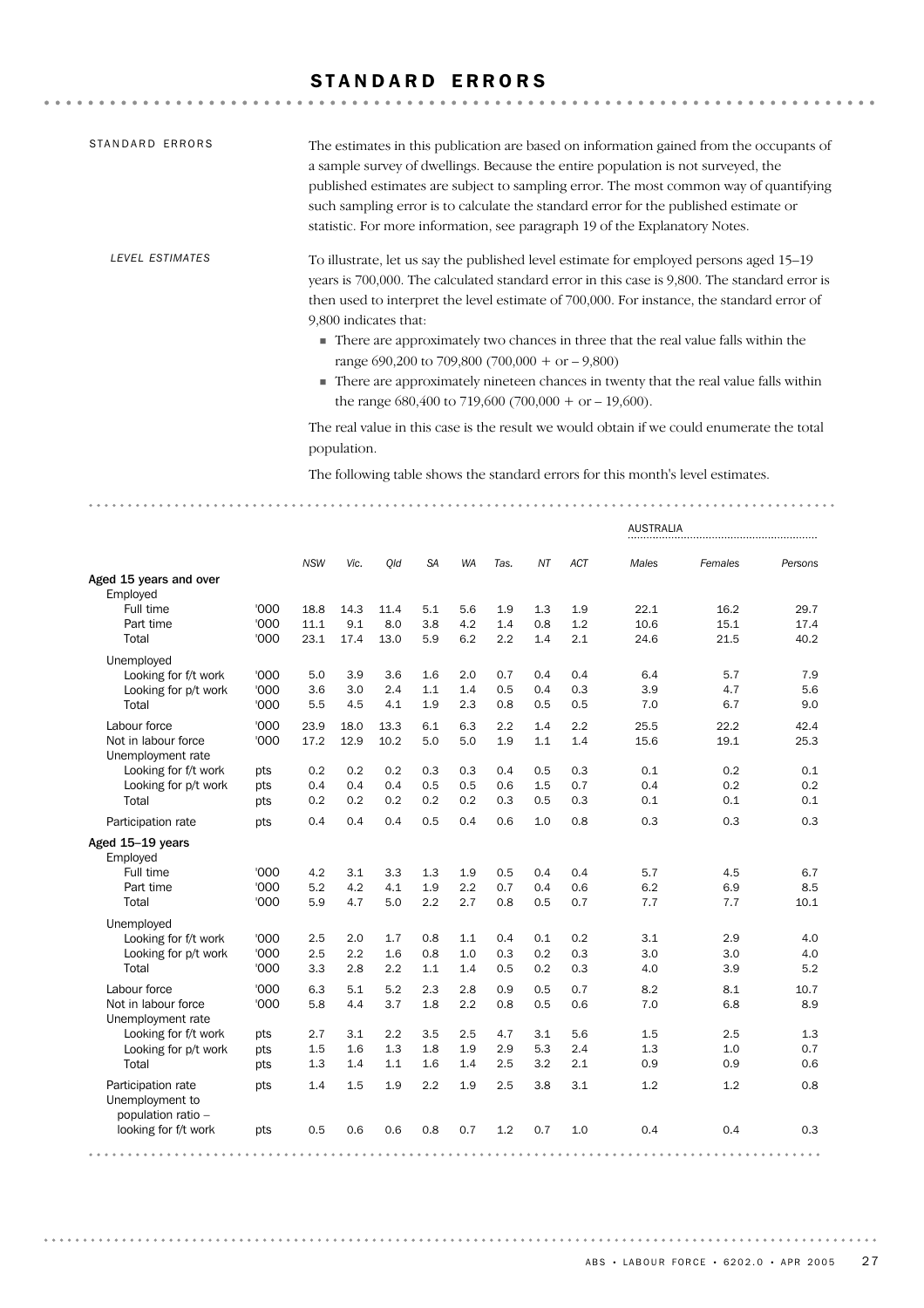# STANDARD ERRORS

STANDARD ERRORS

The estimates in this publication are based on information gained from the occupants of a sample survey of dwellings. Because the entire population is not surveyed, the published estimates are subject to sampling error. The most common way of quantifying such sampling error is to calculate the standard error for the published estimate or statistic. For more information, see paragraph 19 of the Explanatory Notes.

*LEVEL ESTIMATES*

To illustrate, let us say the published level estimate for employed persons aged 15–19 years is 700,000. The calculated standard error in this case is 9,800. The standard error is then used to interpret the level estimate of 700,000. For instance, the standard error of 9,800 indicates that:

- There are approximately two chances in three that the real value falls within the range 690,200 to 709,800 (700,000 + or – 9,800)
- There are approximately nineteen chances in twenty that the real value falls within the range 680,400 to 719,600 (700,000 + or – 19,600).

The real value in this case is the result we would obtain if we could enumerate the total population.

The following table shows the standard errors for this month's level estimates.

| | | NSW | Vic. | Qld | SA | WA | Tas. | NT | ACT | AUSTRALIA Males | AUSTRALIA Females | AUSTRALIA Persons |
|---|---|---|---|---|---|---|---|---|---|---|---|---|
| **Aged 15 years and over** | | | | | | | | | | | | |
| Employed | | | | | | | | | | | | |
| Full time | '000 | 18.8 | 14.3 | 11.4 | 5.1 | 5.6 | 1.9 | 1.3 | 1.9 | 22.1 | 16.2 | 29.7 |
| Part time | '000 | 11.1 | 9.1 | 8.0 | 3.8 | 4.2 | 1.4 | 0.8 | 1.2 | 10.6 | 15.1 | 17.4 |
| Total | '000 | 23.1 | 17.4 | 13.0 | 5.9 | 6.2 | 2.2 | 1.4 | 2.1 | 24.6 | 21.5 | 40.2 |
| Unemployed | | | | | | | | | | | | |
| Looking for f/t work | '000 | 5.0 | 3.9 | 3.6 | 1.6 | 2.0 | 0.7 | 0.4 | 0.4 | 6.4 | 5.7 | 7.9 |
| Looking for p/t work | '000 | 3.6 | 3.0 | 2.4 | 1.1 | 1.4 | 0.5 | 0.4 | 0.3 | 3.9 | 4.7 | 5.6 |
| Total | '000 | 5.5 | 4.5 | 4.1 | 1.9 | 2.3 | 0.8 | 0.5 | 0.5 | 7.0 | 6.7 | 9.0 |
| Labour force | '000 | 23.9 | 18.0 | 13.3 | 6.1 | 6.3 | 2.2 | 1.4 | 2.2 | 25.5 | 22.2 | 42.4 |
| Not in labour force | '000 | 17.2 | 12.9 | 10.2 | 5.0 | 5.0 | 1.9 | 1.1 | 1.4 | 15.6 | 19.1 | 25.3 |
| Unemployment rate | | | | | | | | | | | | |
| Looking for f/t work | pts | 0.2 | 0.2 | 0.2 | 0.3 | 0.3 | 0.4 | 0.5 | 0.3 | 0.1 | 0.2 | 0.1 |
| Looking for p/t work | pts | 0.4 | 0.4 | 0.4 | 0.5 | 0.5 | 0.6 | 1.5 | 0.7 | 0.4 | 0.2 | 0.2 |
| Total | pts | 0.2 | 0.2 | 0.2 | 0.2 | 0.2 | 0.3 | 0.5 | 0.3 | 0.1 | 0.1 | 0.1 |
| Participation rate | pts | 0.4 | 0.4 | 0.4 | 0.5 | 0.4 | 0.6 | 1.0 | 0.8 | 0.3 | 0.3 | 0.3 |
| **Aged 15–19 years** | | | | | | | | | | | | |
| Employed | | | | | | | | | | | | |
| Full time | '000 | 4.2 | 3.1 | 3.3 | 1.3 | 1.9 | 0.5 | 0.4 | 0.4 | 5.7 | 4.5 | 6.7 |
| Part time | '000 | 5.2 | 4.2 | 4.1 | 1.9 | 2.2 | 0.7 | 0.4 | 0.6 | 6.2 | 6.9 | 8.5 |
| Total | '000 | 5.9 | 4.7 | 5.0 | 2.2 | 2.7 | 0.8 | 0.5 | 0.7 | 7.7 | 7.7 | 10.1 |
| Unemployed | | | | | | | | | | | | |
| Looking for f/t work | '000 | 2.5 | 2.0 | 1.7 | 0.8 | 1.1 | 0.4 | 0.1 | 0.2 | 3.1 | 2.9 | 4.0 |
| Looking for p/t work | '000 | 2.5 | 2.2 | 1.6 | 0.8 | 1.0 | 0.3 | 0.2 | 0.3 | 3.0 | 3.0 | 4.0 |
| Total | '000 | 3.3 | 2.8 | 2.2 | 1.1 | 1.4 | 0.5 | 0.2 | 0.3 | 4.0 | 3.9 | 5.2 |
| Labour force | '000 | 6.3 | 5.1 | 5.2 | 2.3 | 2.8 | 0.9 | 0.5 | 0.7 | 8.2 | 8.1 | 10.7 |
| Not in labour force | '000 | 5.8 | 4.4 | 3.7 | 1.8 | 2.2 | 0.8 | 0.5 | 0.6 | 7.0 | 6.8 | 8.9 |
| Unemployment rate | | | | | | | | | | | | |
| Looking for f/t work | pts | 2.7 | 3.1 | 2.2 | 3.5 | 2.5 | 4.7 | 3.1 | 5.6 | 1.5 | 2.5 | 1.3 |
| Looking for p/t work | pts | 1.5 | 1.6 | 1.3 | 1.8 | 1.9 | 2.9 | 5.3 | 2.4 | 1.3 | 1.0 | 0.7 |
| Total | pts | 1.3 | 1.4 | 1.1 | 1.6 | 1.4 | 2.5 | 3.2 | 2.1 | 0.9 | 0.9 | 0.6 |
| Participation rate | pts | 1.4 | 1.5 | 1.9 | 2.2 | 1.9 | 2.5 | 3.8 | 3.1 | 1.2 | 1.2 | 0.8 |
| Unemployment to population ratio – looking for f/t work | pts | 0.5 | 0.6 | 0.6 | 0.8 | 0.7 | 1.2 | 0.7 | 1.0 | 0.4 | 0.4 | 0.3 |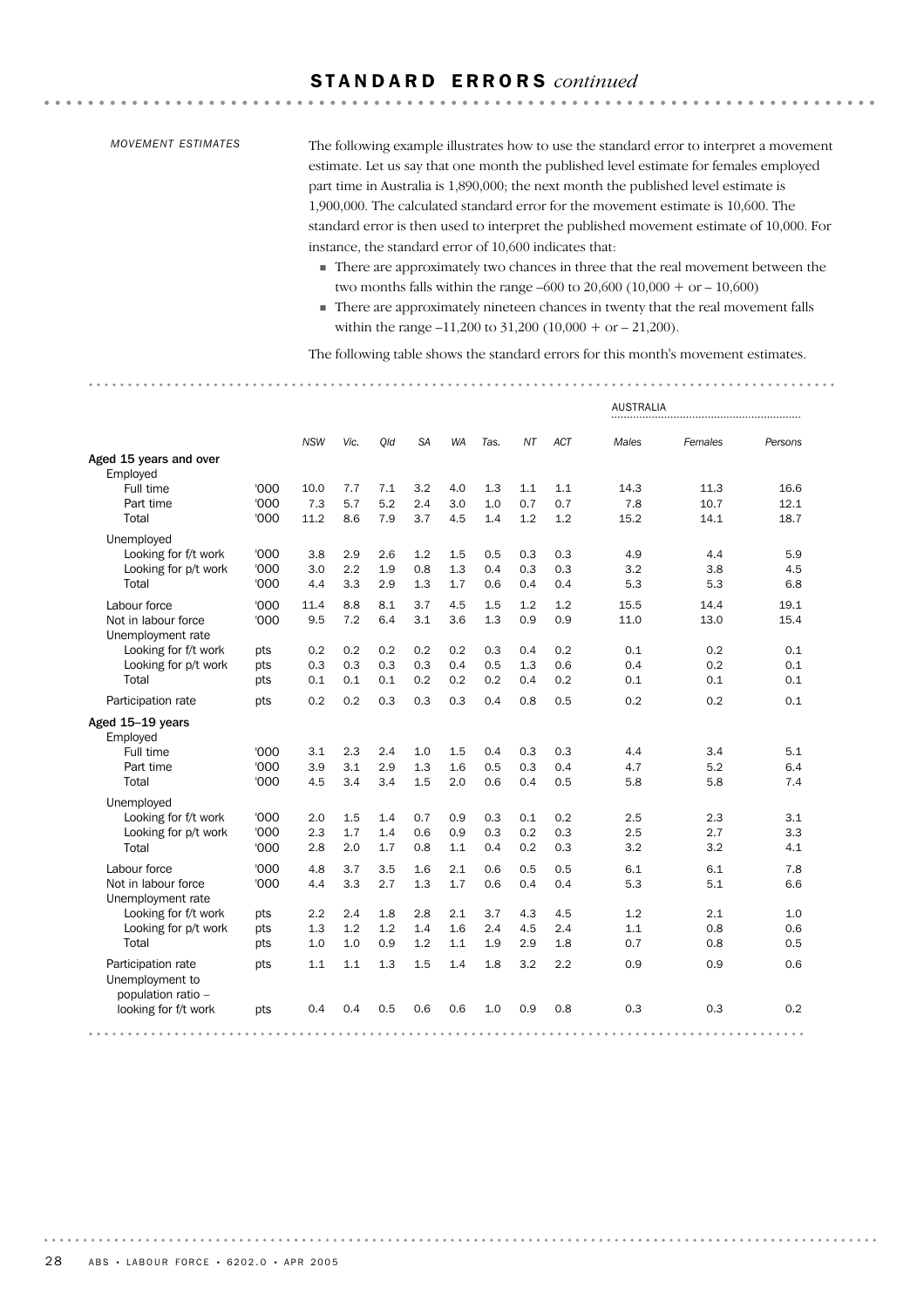## STANDARD ERRORS *continued*

*MOVEMENT ESTIMATES*

The following example illustrates how to use the standard error to interpret a movement estimate. Let us say that one month the published level estimate for females employed part time in Australia is 1,890,000; the next month the published level estimate is 1,900,000. The calculated standard error for the movement estimate is 10,600. The standard error is then used to interpret the published movement estimate of 10,000. For instance, the standard error of 10,600 indicates that:

- There are approximately two chances in three that the real movement between the two months falls within the range –600 to 20,600 (10,000 + or – 10,600)
- There are approximately nineteen chances in twenty that the real movement falls within the range –11,200 to 31,200 (10,000 + or – 21,200).

The following table shows the standard errors for this month's movement estimates.

| | | NSW | Vic. | Qld | SA | WA | Tas. | NT | ACT | AUSTRALIA Males | Females | Persons |
|---|---|---|---|---|---|---|---|---|---|---|---|---|
| **Aged 15 years and over** | | | | | | | | | | | | |
| Employed | | | | | | | | | | | | |
| Full time | '000 | 10.0 | 7.7 | 7.1 | 3.2 | 4.0 | 1.3 | 1.1 | 1.1 | 14.3 | 11.3 | 16.6 |
| Part time | '000 | 7.3 | 5.7 | 5.2 | 2.4 | 3.0 | 1.0 | 0.7 | 0.7 | 7.8 | 10.7 | 12.1 |
| Total | '000 | 11.2 | 8.6 | 7.9 | 3.7 | 4.5 | 1.4 | 1.2 | 1.2 | 15.2 | 14.1 | 18.7 |
| Unemployed | | | | | | | | | | | | |
| Looking for f/t work | '000 | 3.8 | 2.9 | 2.6 | 1.2 | 1.5 | 0.5 | 0.3 | 0.3 | 4.9 | 4.4 | 5.9 |
| Looking for p/t work | '000 | 3.0 | 2.2 | 1.9 | 0.8 | 1.3 | 0.4 | 0.3 | 0.3 | 3.2 | 3.8 | 4.5 |
| Total | '000 | 4.4 | 3.3 | 2.9 | 1.3 | 1.7 | 0.6 | 0.4 | 0.4 | 5.3 | 5.3 | 6.8 |
| Labour force | '000 | 11.4 | 8.8 | 8.1 | 3.7 | 4.5 | 1.5 | 1.2 | 1.2 | 15.5 | 14.4 | 19.1 |
| Not in labour force | '000 | 9.5 | 7.2 | 6.4 | 3.1 | 3.6 | 1.3 | 0.9 | 0.9 | 11.0 | 13.0 | 15.4 |
| Unemployment rate | | | | | | | | | | | | |
| Looking for f/t work | pts | 0.2 | 0.2 | 0.2 | 0.2 | 0.2 | 0.3 | 0.4 | 0.2 | 0.1 | 0.2 | 0.1 |
| Looking for p/t work | pts | 0.3 | 0.3 | 0.3 | 0.3 | 0.4 | 0.5 | 1.3 | 0.6 | 0.4 | 0.2 | 0.1 |
| Total | pts | 0.1 | 0.1 | 0.1 | 0.2 | 0.2 | 0.2 | 0.4 | 0.2 | 0.1 | 0.1 | 0.1 |
| Participation rate | pts | 0.2 | 0.2 | 0.3 | 0.3 | 0.3 | 0.4 | 0.8 | 0.5 | 0.2 | 0.2 | 0.1 |
| **Aged 15–19 years** | | | | | | | | | | | | |
| Employed | | | | | | | | | | | | |
| Full time | '000 | 3.1 | 2.3 | 2.4 | 1.0 | 1.5 | 0.4 | 0.3 | 0.3 | 4.4 | 3.4 | 5.1 |
| Part time | '000 | 3.9 | 3.1 | 2.9 | 1.3 | 1.6 | 0.5 | 0.3 | 0.4 | 4.7 | 5.2 | 6.4 |
| Total | '000 | 4.5 | 3.4 | 3.4 | 1.5 | 2.0 | 0.6 | 0.4 | 0.5 | 5.8 | 5.8 | 7.4 |
| Unemployed | | | | | | | | | | | | |
| Looking for f/t work | '000 | 2.0 | 1.5 | 1.4 | 0.7 | 0.9 | 0.3 | 0.1 | 0.2 | 2.5 | 2.3 | 3.1 |
| Looking for p/t work | '000 | 2.3 | 1.7 | 1.4 | 0.6 | 0.9 | 0.3 | 0.2 | 0.3 | 2.5 | 2.7 | 3.3 |
| Total | '000 | 2.8 | 2.0 | 1.7 | 0.8 | 1.1 | 0.4 | 0.2 | 0.3 | 3.2 | 3.2 | 4.1 |
| Labour force | '000 | 4.8 | 3.7 | 3.5 | 1.6 | 2.1 | 0.6 | 0.5 | 0.5 | 6.1 | 6.1 | 7.8 |
| Not in labour force | '000 | 4.4 | 3.3 | 2.7 | 1.3 | 1.7 | 0.6 | 0.4 | 0.4 | 5.3 | 5.1 | 6.6 |
| Unemployment rate | | | | | | | | | | | | |
| Looking for f/t work | pts | 2.2 | 2.4 | 1.8 | 2.8 | 2.1 | 3.7 | 4.3 | 4.5 | 1.2 | 2.1 | 1.0 |
| Looking for p/t work | pts | 1.3 | 1.2 | 1.2 | 1.4 | 1.6 | 2.4 | 4.5 | 2.4 | 1.1 | 0.8 | 0.6 |
| Total | pts | 1.0 | 1.0 | 0.9 | 1.2 | 1.1 | 1.9 | 2.9 | 1.8 | 0.7 | 0.8 | 0.5 |
| Participation rate | pts | 1.1 | 1.1 | 1.3 | 1.5 | 1.4 | 1.8 | 3.2 | 2.2 | 0.9 | 0.9 | 0.6 |
| Unemployment to population ratio – looking for f/t work | pts | 0.4 | 0.4 | 0.5 | 0.6 | 0.6 | 1.0 | 0.9 | 0.8 | 0.3 | 0.3 | 0.2 |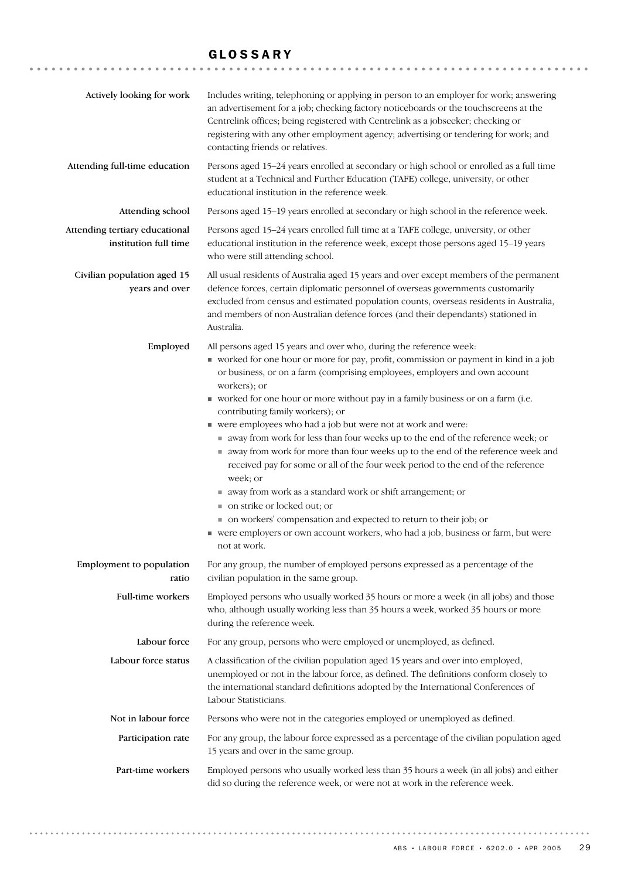# GLOSSARY

**Actively looking for work**

Includes writing, telephoning or applying in person to an employer for work; answering an advertisement for a job; checking factory noticeboards or the touchscreens at the Centrelink offices; being registered with Centrelink as a jobseeker; checking or registering with any other employment agency; advertising or tendering for work; and contacting friends or relatives.

**Attending full-time education**

Persons aged 15–24 years enrolled at secondary or high school or enrolled as a full time student at a Technical and Further Education (TAFE) college, university, or other educational institution in the reference week.

**Attending school**

Persons aged 15–19 years enrolled at secondary or high school in the reference week.

**Attending tertiary educational institution full time**

Persons aged 15–24 years enrolled full time at a TAFE college, university, or other educational institution in the reference week, except those persons aged 15–19 years who were still attending school.

**Civilian population aged 15 years and over**

All usual residents of Australia aged 15 years and over except members of the permanent defence forces, certain diplomatic personnel of overseas governments customarily excluded from census and estimated population counts, overseas residents in Australia, and members of non-Australian defence forces (and their dependants) stationed in Australia.

**Employed**

All persons aged 15 years and over who, during the reference week:

- worked for one hour or more for pay, profit, commission or payment in kind in a job or business, or on a farm (comprising employees, employers and own account workers); or
- worked for one hour or more without pay in a family business or on a farm (i.e. contributing family workers); or
- were employees who had a job but were not at work and were:
  - away from work for less than four weeks up to the end of the reference week; or
  - away from work for more than four weeks up to the end of the reference week and received pay for some or all of the four week period to the end of the reference week; or
  - away from work as a standard work or shift arrangement; or
  - on strike or locked out; or
  - on workers' compensation and expected to return to their job; or
- were employers or own account workers, who had a job, business or farm, but were not at work.

**Employment to population ratio**

For any group, the number of employed persons expressed as a percentage of the civilian population in the same group.

**Full-time workers**

Employed persons who usually worked 35 hours or more a week (in all jobs) and those who, although usually working less than 35 hours a week, worked 35 hours or more during the reference week.

**Labour force**

For any group, persons who were employed or unemployed, as defined.

**Labour force status**

A classification of the civilian population aged 15 years and over into employed, unemployed or not in the labour force, as defined. The definitions conform closely to the international standard definitions adopted by the International Conferences of Labour Statisticians.

**Not in labour force**

Persons who were not in the categories employed or unemployed as defined.

**Participation rate**

For any group, the labour force expressed as a percentage of the civilian population aged 15 years and over in the same group.

**Part-time workers**

Employed persons who usually worked less than 35 hours a week (in all jobs) and either did so during the reference week, or were not at work in the reference week.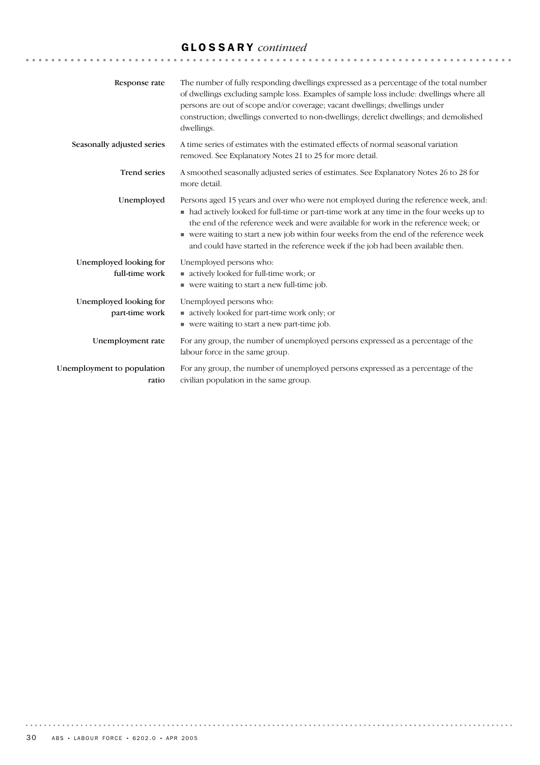## GLOSSARY *continued*

**Response rate**

The number of fully responding dwellings expressed as a percentage of the total number of dwellings excluding sample loss. Examples of sample loss include: dwellings where all persons are out of scope and/or coverage; vacant dwellings; dwellings under construction; dwellings converted to non-dwellings; derelict dwellings; and demolished dwellings.

**Seasonally adjusted series**

A time series of estimates with the estimated effects of normal seasonal variation removed. See Explanatory Notes 21 to 25 for more detail.

**Trend series**

A smoothed seasonally adjusted series of estimates. See Explanatory Notes 26 to 28 for more detail.

**Unemployed**

Persons aged 15 years and over who were not employed during the reference week, and:

- had actively looked for full-time or part-time work at any time in the four weeks up to the end of the reference week and were available for work in the reference week; or
- were waiting to start a new job within four weeks from the end of the reference week and could have started in the reference week if the job had been available then.

**Unemployed looking for full-time work**

Unemployed persons who:

- actively looked for full-time work; or
- were waiting to start a new full-time job.

**Unemployed looking for part-time work**

Unemployed persons who:

- actively looked for part-time work only; or
- were waiting to start a new part-time job.

**Unemployment rate**

For any group, the number of unemployed persons expressed as a percentage of the labour force in the same group.

**Unemployment to population ratio**

For any group, the number of unemployed persons expressed as a percentage of the civilian population in the same group.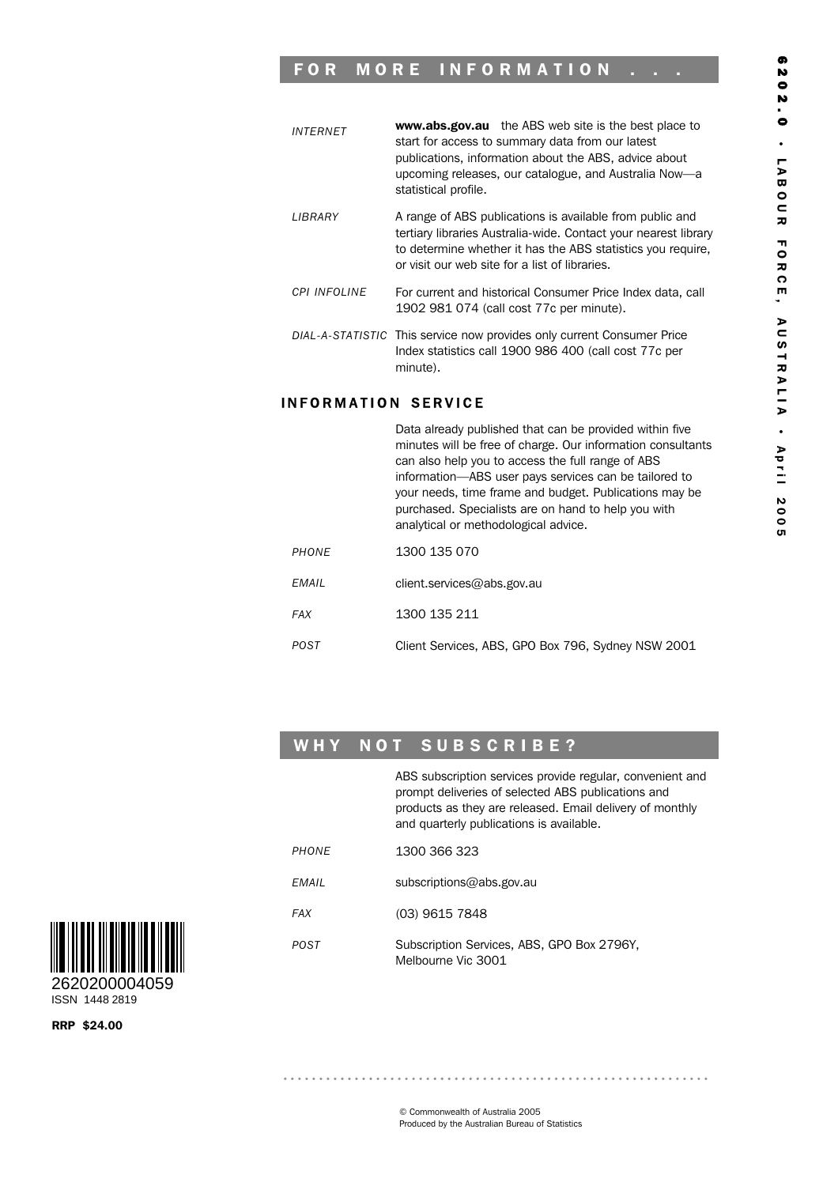## FOR MORE INFORMATION . . .

| | |
|---|---|
| *INTERNET* | **www.abs.gov.au** the ABS web site is the best place to start for access to summary data from our latest publications, information about the ABS, advice about upcoming releases, our catalogue, and Australia Now—a statistical profile. |
| *LIBRARY* | A range of ABS publications is available from public and tertiary libraries Australia-wide. Contact your nearest library to determine whether it has the ABS statistics you require, or visit our web site for a list of libraries. |
| *CPI INFOLINE* | For current and historical Consumer Price Index data, call 1902 981 074 (call cost 77c per minute). |
| *DIAL-A-STATISTIC* | This service now provides only current Consumer Price Index statistics call 1900 986 400 (call cost 77c per minute). |

### INFORMATION SERVICE

Data already published that can be provided within five minutes will be free of charge. Our information consultants can also help you to access the full range of ABS information—ABS user pays services can be tailored to your needs, time frame and budget. Publications may be purchased. Specialists are on hand to help you with analytical or methodological advice.

| | |
|---|---|
| *PHONE* | 1300 135 070 |
| *EMAIL* | client.services@abs.gov.au |
| *FAX* | 1300 135 211 |
| *POST* | Client Services, ABS, GPO Box 796, Sydney NSW 2001 |

## WHY NOT SUBSCRIBE?

ABS subscription services provide regular, convenient and prompt deliveries of selected ABS publications and products as they are released. Email delivery of monthly and quarterly publications is available.

| | |
|---|---|
| *PHONE* | 1300 366 323 |
| *EMAIL* | subscriptions@abs.gov.au |
| *FAX* | (03) 9615 7848 |
| *POST* | Subscription Services, ABS, GPO Box 2796Y, Melbourne Vic 3001 |

2620200004059

ISSN 1448 2819

**RRP $24.00**

© Commonwealth of Australia 2005
Produced by the Australian Bureau of Statistics